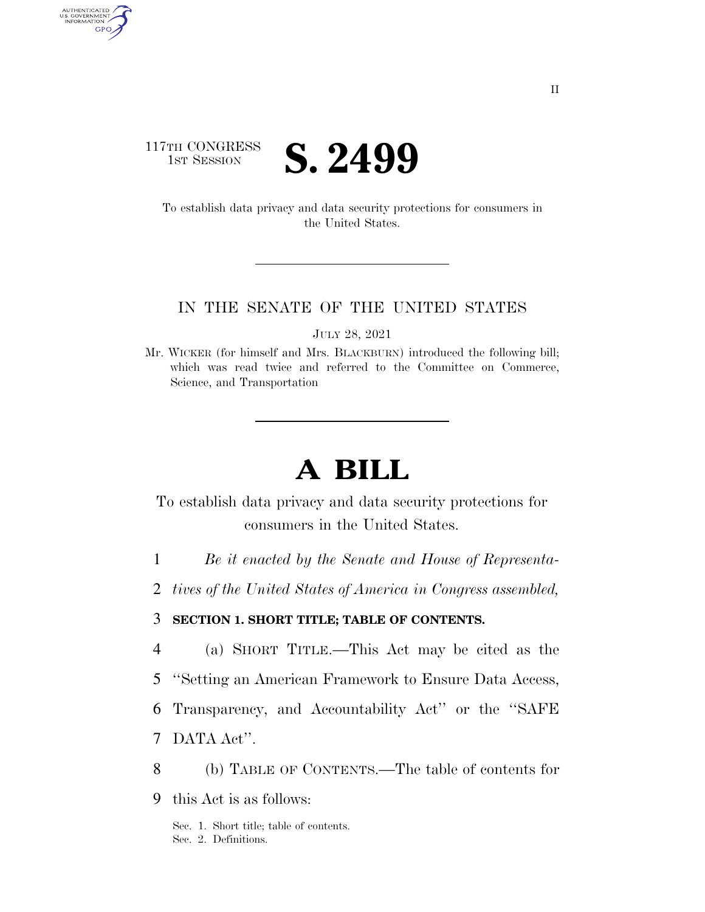117TH CONGRESS
1ST SESSION

# S. 2499

To establish data privacy and data security protections for consumers in the United States.

IN THE SENATE OF THE UNITED STATES

JULY 28, 2021

Mr. WICKER (for himself and Mrs. BLACKBURN) introduced the following bill; which was read twice and referred to the Committee on Commerce, Science, and Transportation

# A BILL

To establish data privacy and data security protections for consumers in the United States.

*Be it enacted by the Senate and House of Representatives of the United States of America in Congress assembled,*

**SECTION 1. SHORT TITLE; TABLE OF CONTENTS.**

(a) SHORT TITLE.—This Act may be cited as the ''Setting an American Framework to Ensure Data Access, Transparency, and Accountability Act'' or the ''SAFE DATA Act''.

(b) TABLE OF CONTENTS.—The table of contents for this Act is as follows:

Sec. 1. Short title; table of contents.
Sec. 2. Definitions.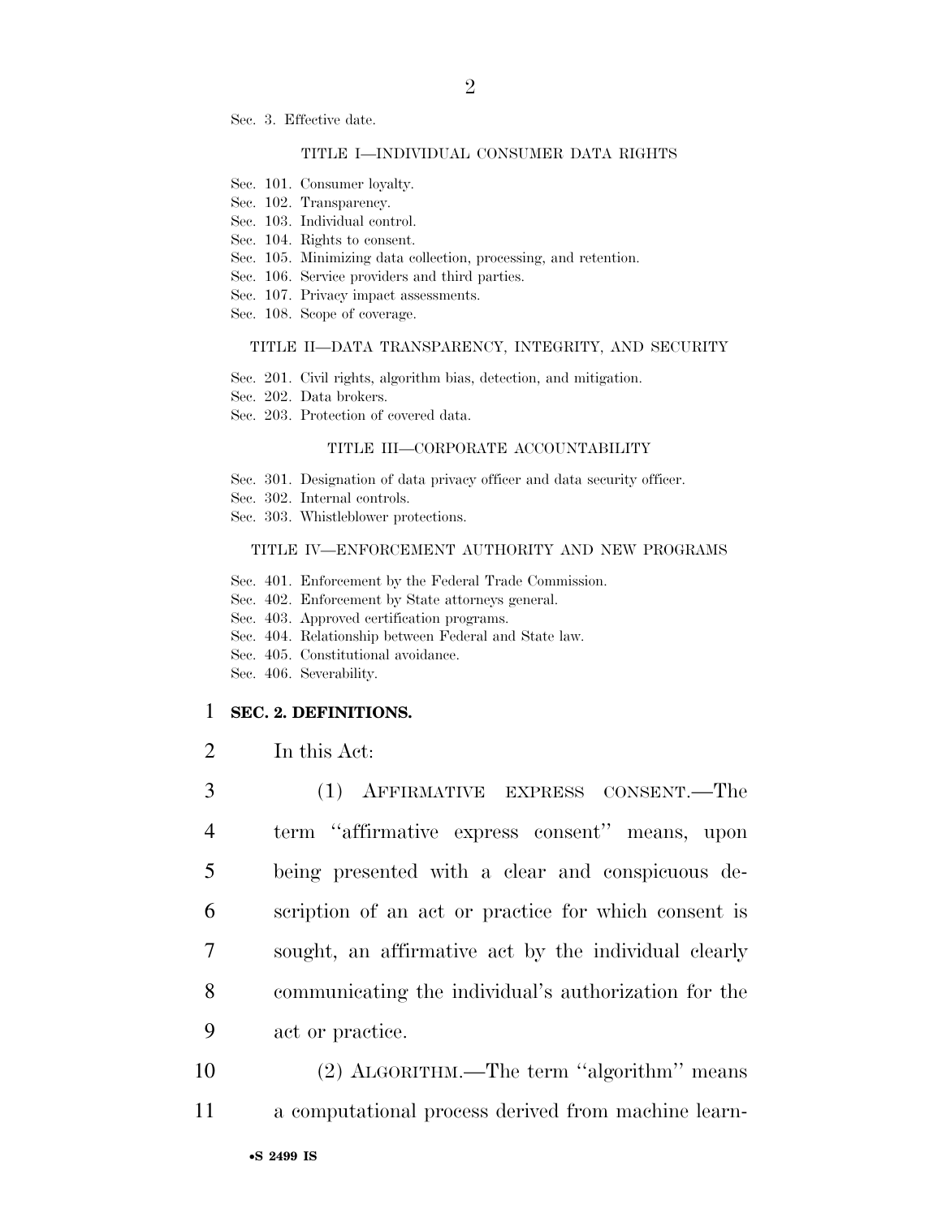Sec. 3. Effective date.

TITLE I—INDIVIDUAL CONSUMER DATA RIGHTS

Sec. 101. Consumer loyalty.
Sec. 102. Transparency.
Sec. 103. Individual control.
Sec. 104. Rights to consent.
Sec. 105. Minimizing data collection, processing, and retention.
Sec. 106. Service providers and third parties.
Sec. 107. Privacy impact assessments.
Sec. 108. Scope of coverage.

TITLE II—DATA TRANSPARENCY, INTEGRITY, AND SECURITY

Sec. 201. Civil rights, algorithm bias, detection, and mitigation.
Sec. 202. Data brokers.
Sec. 203. Protection of covered data.

TITLE III—CORPORATE ACCOUNTABILITY

Sec. 301. Designation of data privacy officer and data security officer.
Sec. 302. Internal controls.
Sec. 303. Whistleblower protections.

TITLE IV—ENFORCEMENT AUTHORITY AND NEW PROGRAMS

Sec. 401. Enforcement by the Federal Trade Commission.
Sec. 402. Enforcement by State attorneys general.
Sec. 403. Approved certification programs.
Sec. 404. Relationship between Federal and State law.
Sec. 405. Constitutional avoidance.
Sec. 406. Severability.

**SEC. 2. DEFINITIONS.**

In this Act:

(1) AFFIRMATIVE EXPRESS CONSENT.—The term ''affirmative express consent'' means, upon being presented with a clear and conspicuous description of an act or practice for which consent is sought, an affirmative act by the individual clearly communicating the individual's authorization for the act or practice.

(2) ALGORITHM.—The term ''algorithm'' means a computational process derived from machine learn-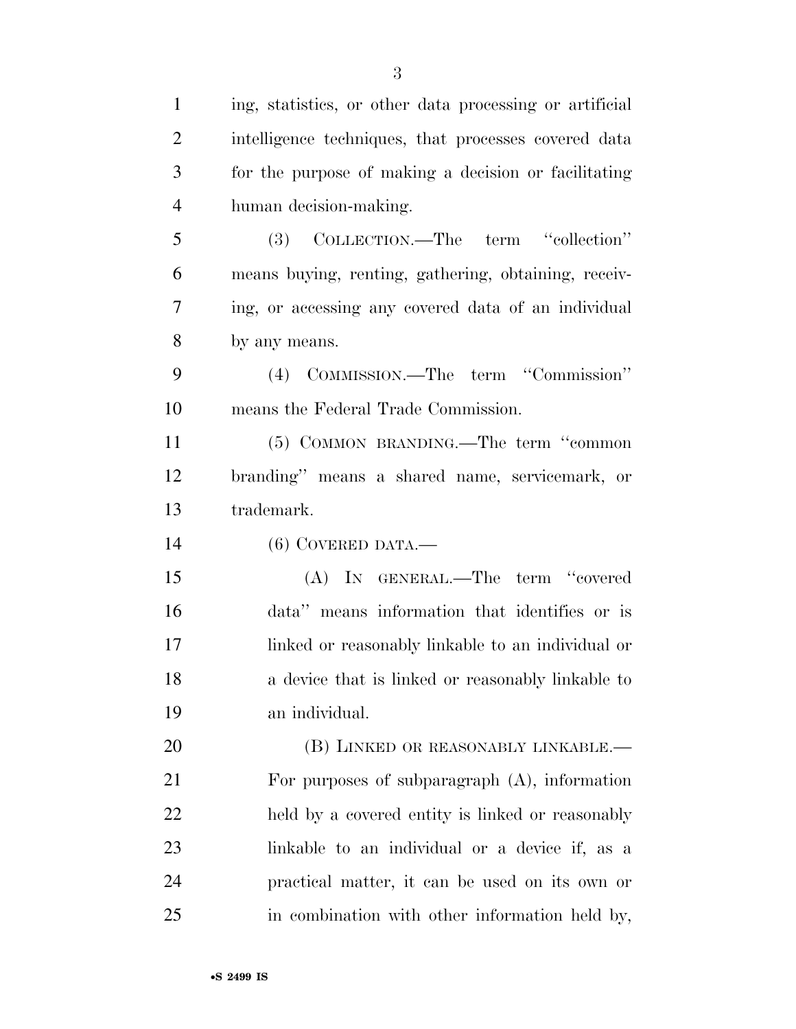ing, statistics, or other data processing or artificial intelligence techniques, that processes covered data for the purpose of making a decision or facilitating human decision-making.

(3) COLLECTION.—The term ''collection'' means buying, renting, gathering, obtaining, receiving, or accessing any covered data of an individual by any means.

(4) COMMISSION.—The term ''Commission'' means the Federal Trade Commission.

(5) COMMON BRANDING.—The term ''common branding'' means a shared name, servicemark, or trademark.

(6) COVERED DATA.—

(A) IN GENERAL.—The term ''covered data'' means information that identifies or is linked or reasonably linkable to an individual or a device that is linked or reasonably linkable to an individual.

(B) LINKED OR REASONABLY LINKABLE.— For purposes of subparagraph (A), information held by a covered entity is linked or reasonably linkable to an individual or a device if, as a practical matter, it can be used on its own or in combination with other information held by,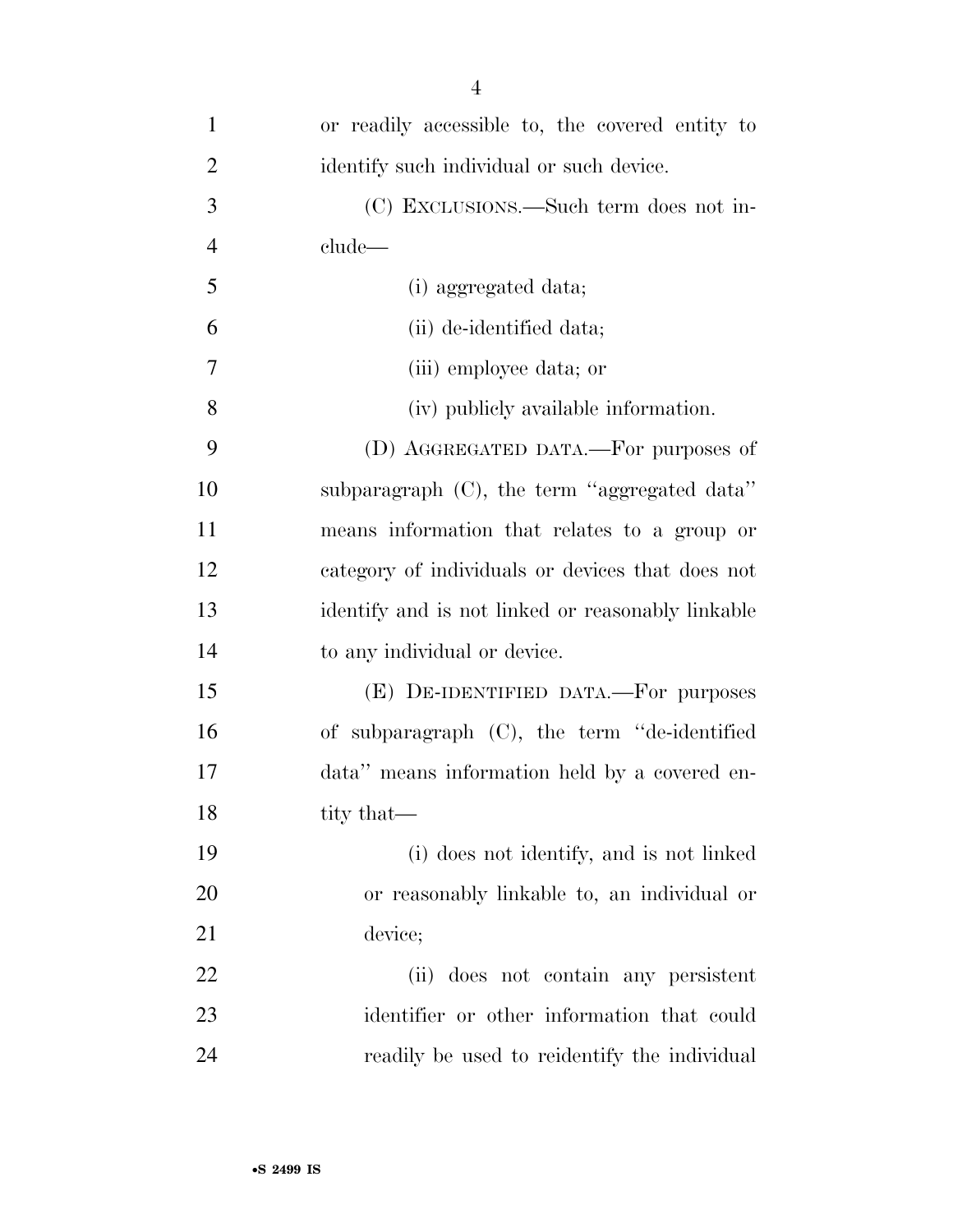or readily accessible to, the covered entity to identify such individual or such device.

(C) EXCLUSIONS.—Such term does not include—

(i) aggregated data;

(ii) de-identified data;

(iii) employee data; or

(iv) publicly available information.

(D) AGGREGATED DATA.—For purposes of subparagraph (C), the term "aggregated data" means information that relates to a group or category of individuals or devices that does not identify and is not linked or reasonably linkable to any individual or device.

(E) DE-IDENTIFIED DATA.—For purposes of subparagraph (C), the term "de-identified data" means information held by a covered entity that—

(i) does not identify, and is not linked or reasonably linkable to, an individual or device;

(ii) does not contain any persistent identifier or other information that could readily be used to reidentify the individual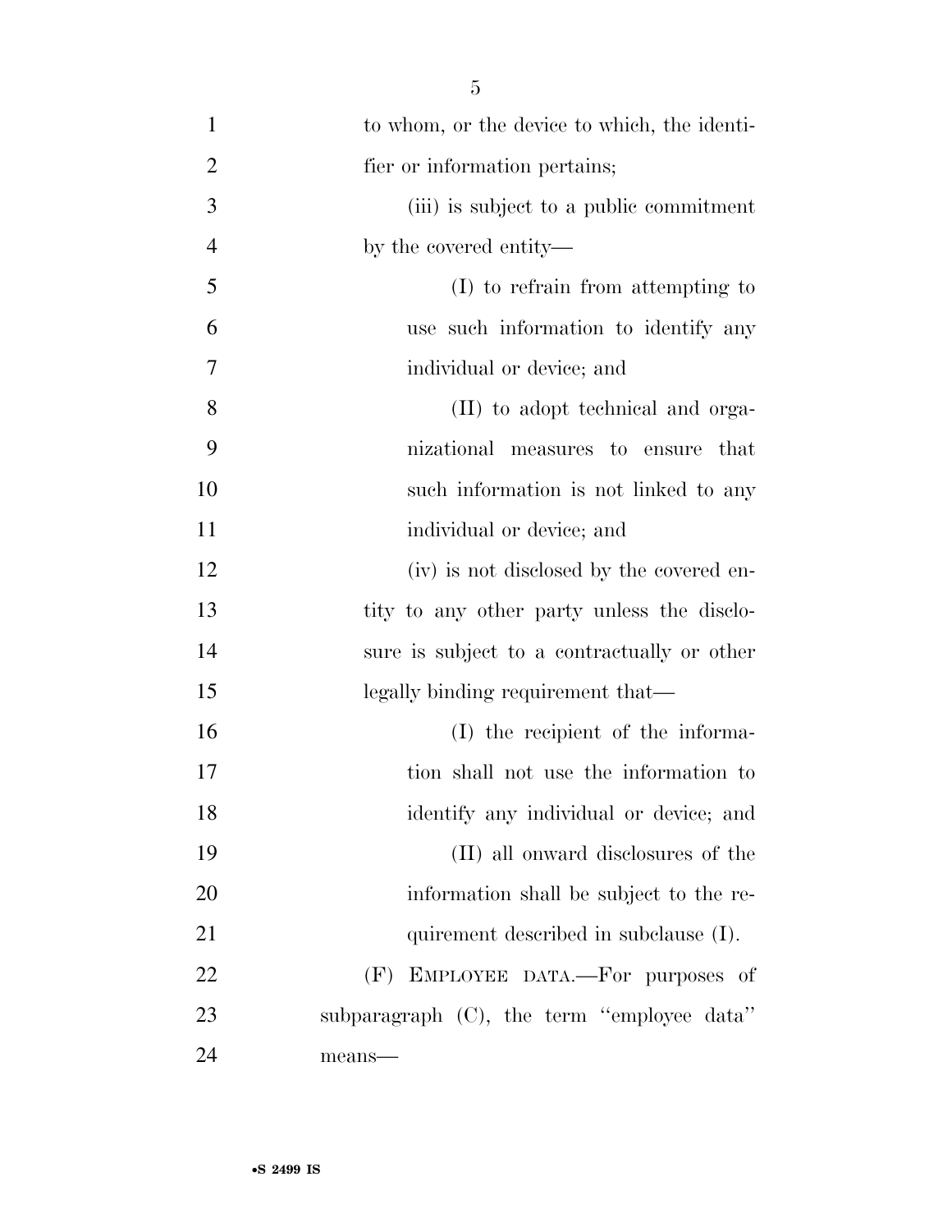to whom, or the device to which, the identifier or information pertains;

(iii) is subject to a public commitment by the covered entity—

(I) to refrain from attempting to use such information to identify any individual or device; and

(II) to adopt technical and organizational measures to ensure that such information is not linked to any individual or device; and

(iv) is not disclosed by the covered entity to any other party unless the disclosure is subject to a contractually or other legally binding requirement that—

(I) the recipient of the information shall not use the information to identify any individual or device; and

(II) all onward disclosures of the information shall be subject to the requirement described in subclause (I).

(F) EMPLOYEE DATA.—For purposes of subparagraph (C), the term "employee data" means—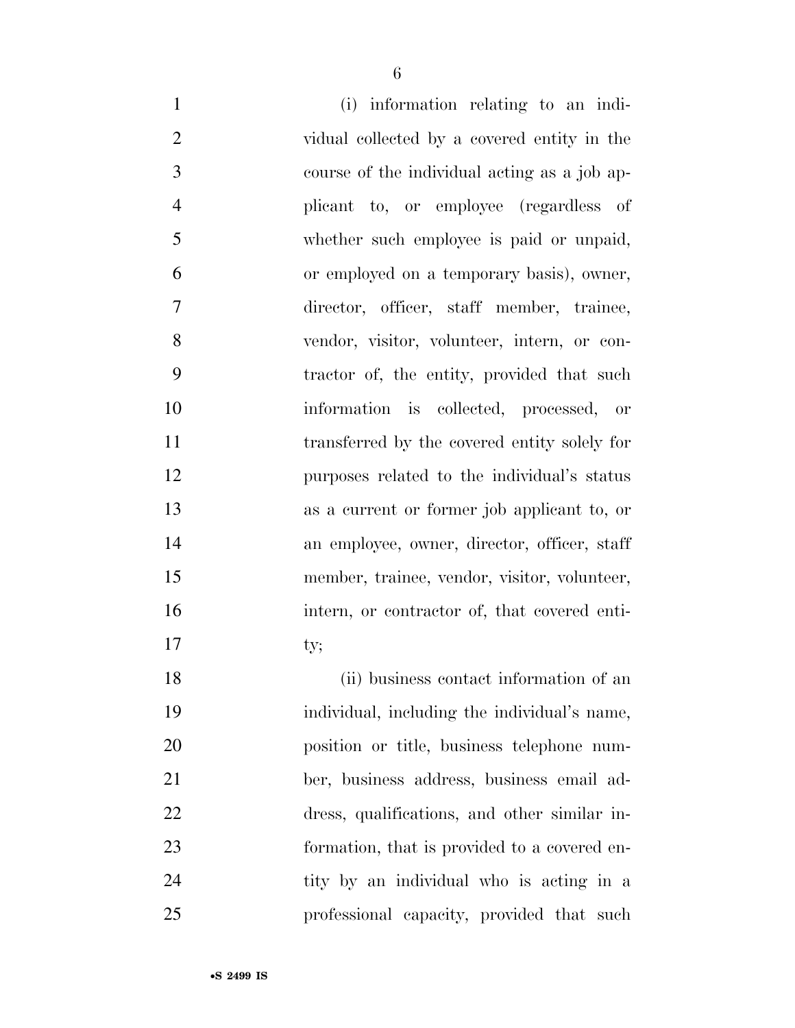(i) information relating to an individual collected by a covered entity in the course of the individual acting as a job applicant to, or employee (regardless of whether such employee is paid or unpaid, or employed on a temporary basis), owner, director, officer, staff member, trainee, vendor, visitor, volunteer, intern, or contractor of, the entity, provided that such information is collected, processed, or transferred by the covered entity solely for purposes related to the individual's status as a current or former job applicant to, or an employee, owner, director, officer, staff member, trainee, vendor, visitor, volunteer, intern, or contractor of, that covered entity;

(ii) business contact information of an individual, including the individual's name, position or title, business telephone number, business address, business email address, qualifications, and other similar information, that is provided to a covered entity by an individual who is acting in a professional capacity, provided that such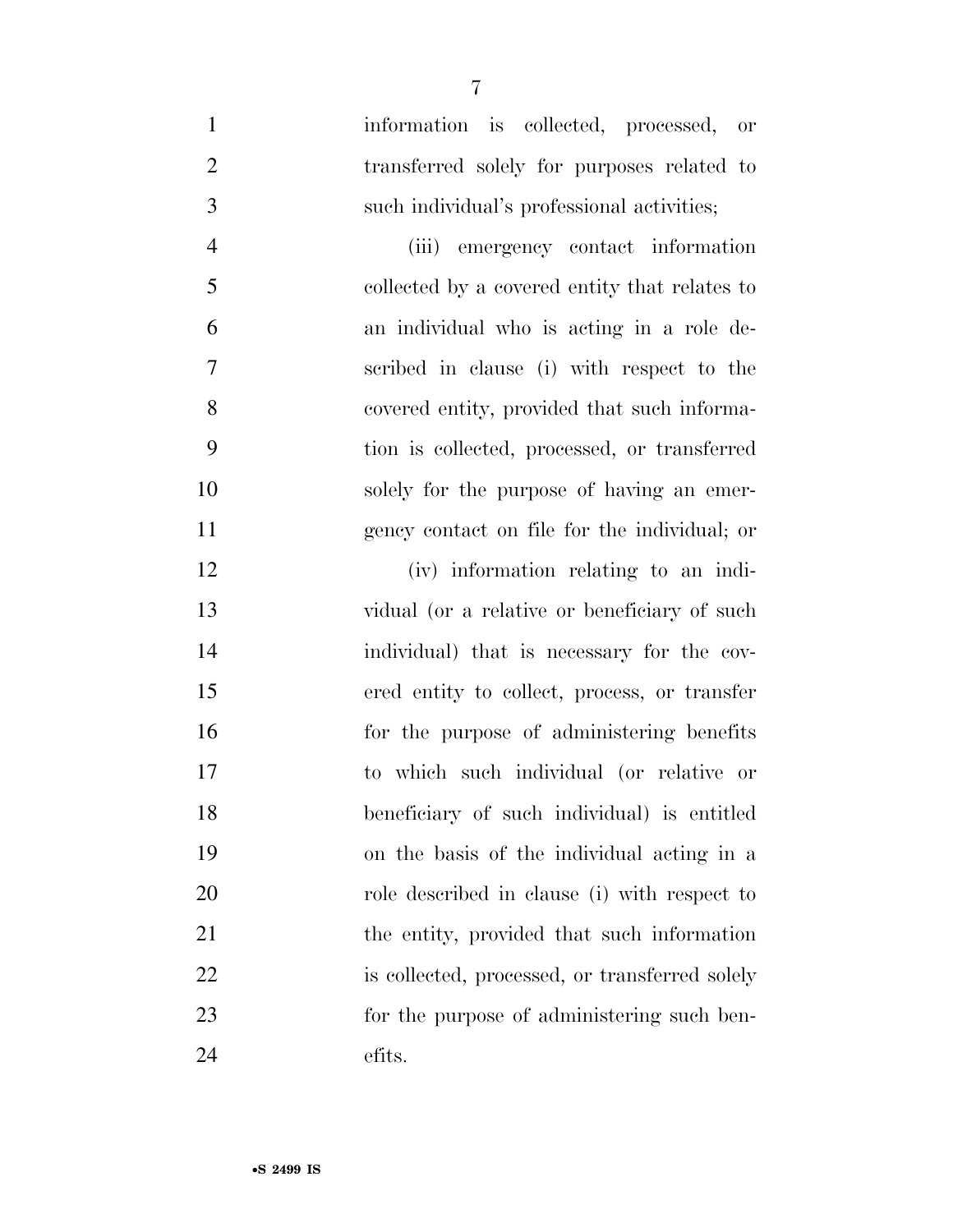information is collected, processed, or transferred solely for purposes related to such individual's professional activities;

(iii) emergency contact information collected by a covered entity that relates to an individual who is acting in a role described in clause (i) with respect to the covered entity, provided that such information is collected, processed, or transferred solely for the purpose of having an emergency contact on file for the individual; or

(iv) information relating to an individual (or a relative or beneficiary of such individual) that is necessary for the covered entity to collect, process, or transfer for the purpose of administering benefits to which such individual (or relative or beneficiary of such individual) is entitled on the basis of the individual acting in a role described in clause (i) with respect to the entity, provided that such information is collected, processed, or transferred solely for the purpose of administering such benefits.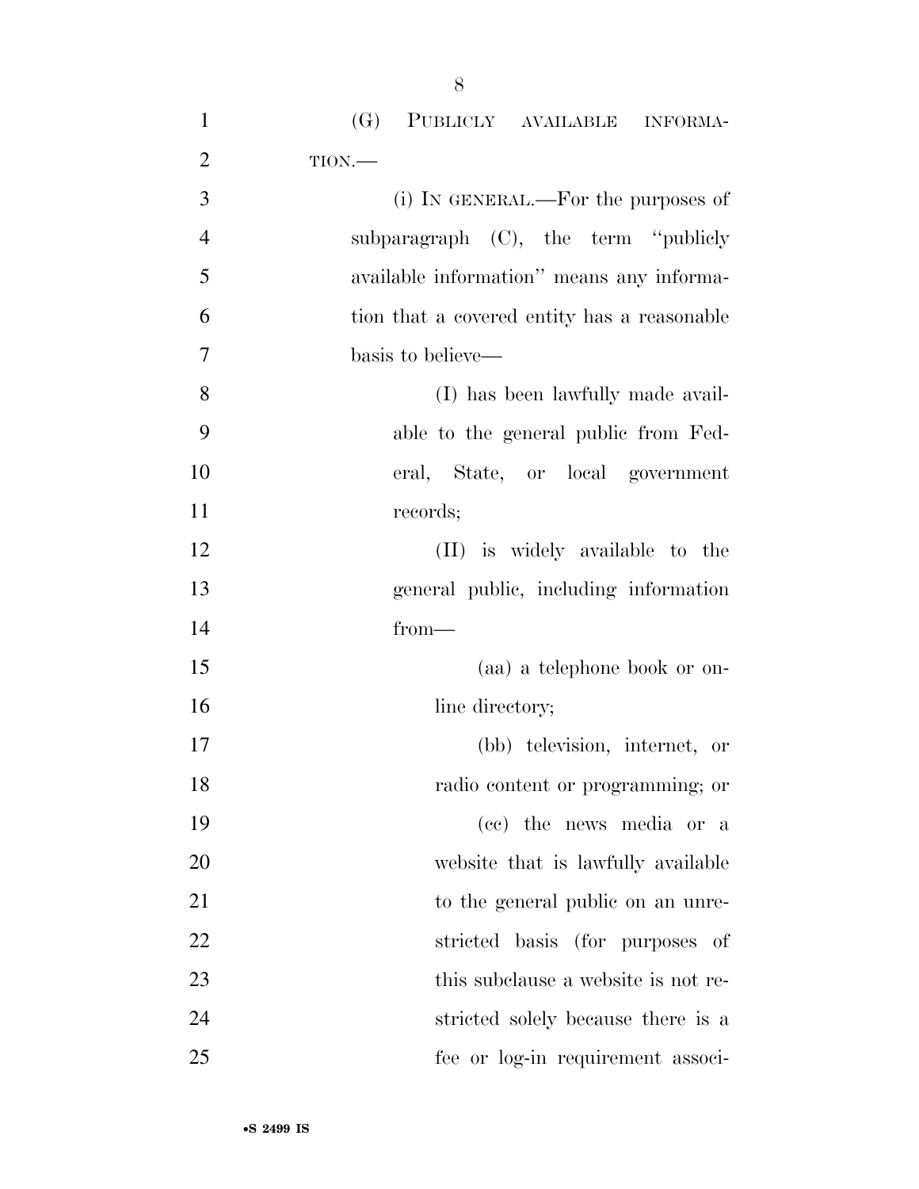(G) PUBLICLY AVAILABLE INFORMATION.—

(i) IN GENERAL.—For the purposes of subparagraph (C), the term "publicly available information" means any information that a covered entity has a reasonable basis to believe—

(I) has been lawfully made available to the general public from Federal, State, or local government records;

(II) is widely available to the general public, including information from—

(aa) a telephone book or online directory;

(bb) television, internet, or radio content or programming; or

(cc) the news media or a website that is lawfully available to the general public on an unrestricted basis (for purposes of this subclause a website is not restricted solely because there is a fee or log-in requirement associ-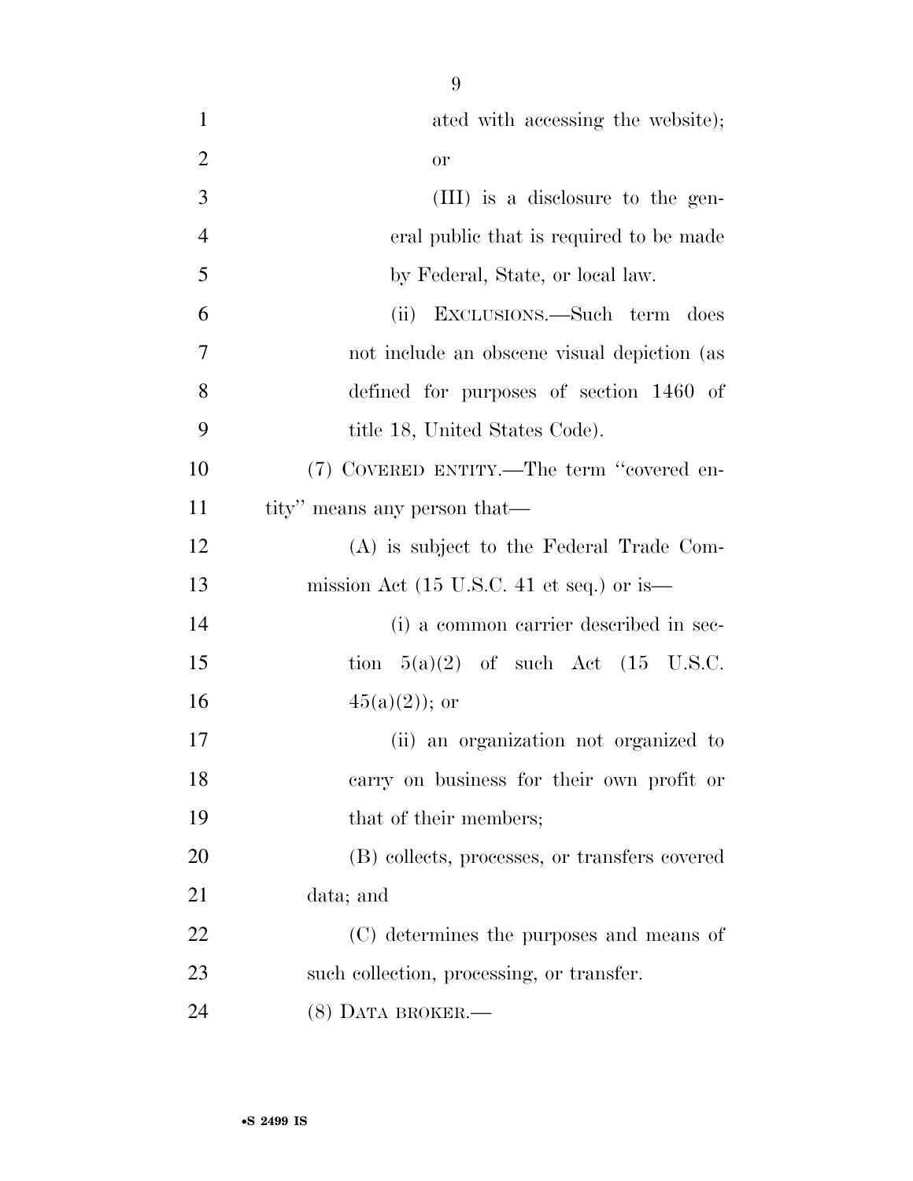ated with accessing the website); or

(III) is a disclosure to the general public that is required to be made by Federal, State, or local law.

(ii) EXCLUSIONS.—Such term does not include an obscene visual depiction (as defined for purposes of section 1460 of title 18, United States Code).

(7) COVERED ENTITY.—The term "covered entity" means any person that—

(A) is subject to the Federal Trade Commission Act (15 U.S.C. 41 et seq.) or is—

(i) a common carrier described in section 5(a)(2) of such Act (15 U.S.C. 45(a)(2)); or

(ii) an organization not organized to carry on business for their own profit or that of their members;

(B) collects, processes, or transfers covered data; and

(C) determines the purposes and means of such collection, processing, or transfer.

(8) DATA BROKER.—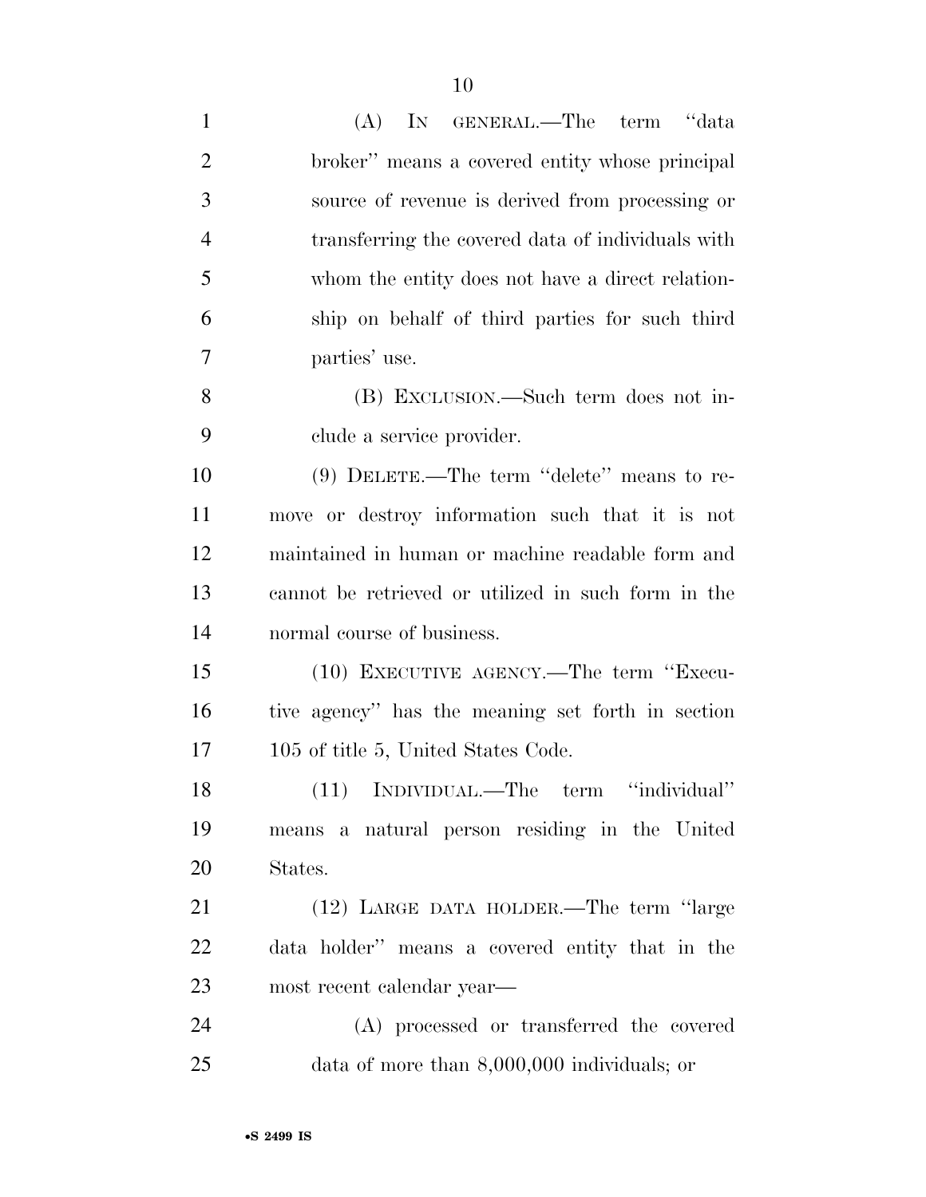(A) IN GENERAL.—The term "data broker" means a covered entity whose principal source of revenue is derived from processing or transferring the covered data of individuals with whom the entity does not have a direct relationship on behalf of third parties for such third parties' use.

(B) EXCLUSION.—Such term does not include a service provider.

(9) DELETE.—The term "delete" means to remove or destroy information such that it is not maintained in human or machine readable form and cannot be retrieved or utilized in such form in the normal course of business.

(10) EXECUTIVE AGENCY.—The term "Executive agency" has the meaning set forth in section 105 of title 5, United States Code.

(11) INDIVIDUAL.—The term "individual" means a natural person residing in the United States.

(12) LARGE DATA HOLDER.—The term "large data holder" means a covered entity that in the most recent calendar year—

(A) processed or transferred the covered data of more than 8,000,000 individuals; or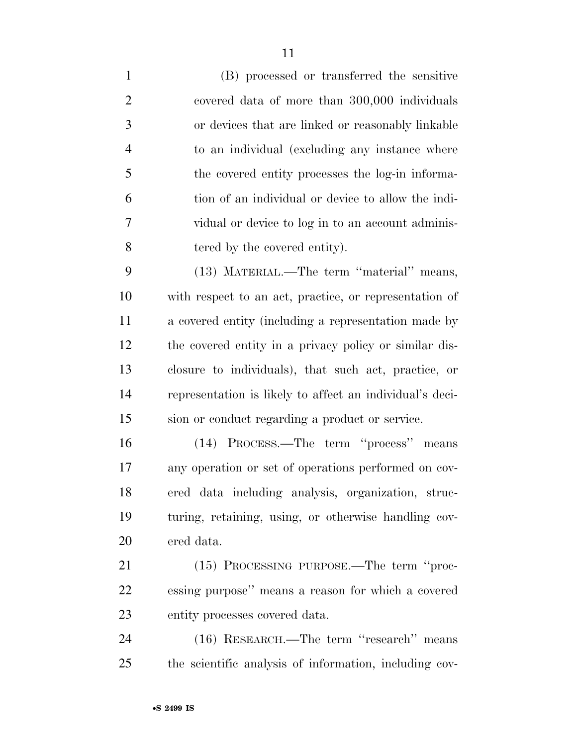(B) processed or transferred the sensitive covered data of more than 300,000 individuals or devices that are linked or reasonably linkable to an individual (excluding any instance where the covered entity processes the log-in information of an individual or device to allow the individual or device to log in to an account administered by the covered entity).

(13) MATERIAL.—The term ''material'' means, with respect to an act, practice, or representation of a covered entity (including a representation made by the covered entity in a privacy policy or similar disclosure to individuals), that such act, practice, or representation is likely to affect an individual's decision or conduct regarding a product or service.

(14) PROCESS.—The term ''process'' means any operation or set of operations performed on covered data including analysis, organization, structuring, retaining, using, or otherwise handling covered data.

(15) PROCESSING PURPOSE.—The term ''processing purpose'' means a reason for which a covered entity processes covered data.

(16) RESEARCH.—The term ''research'' means the scientific analysis of information, including cov-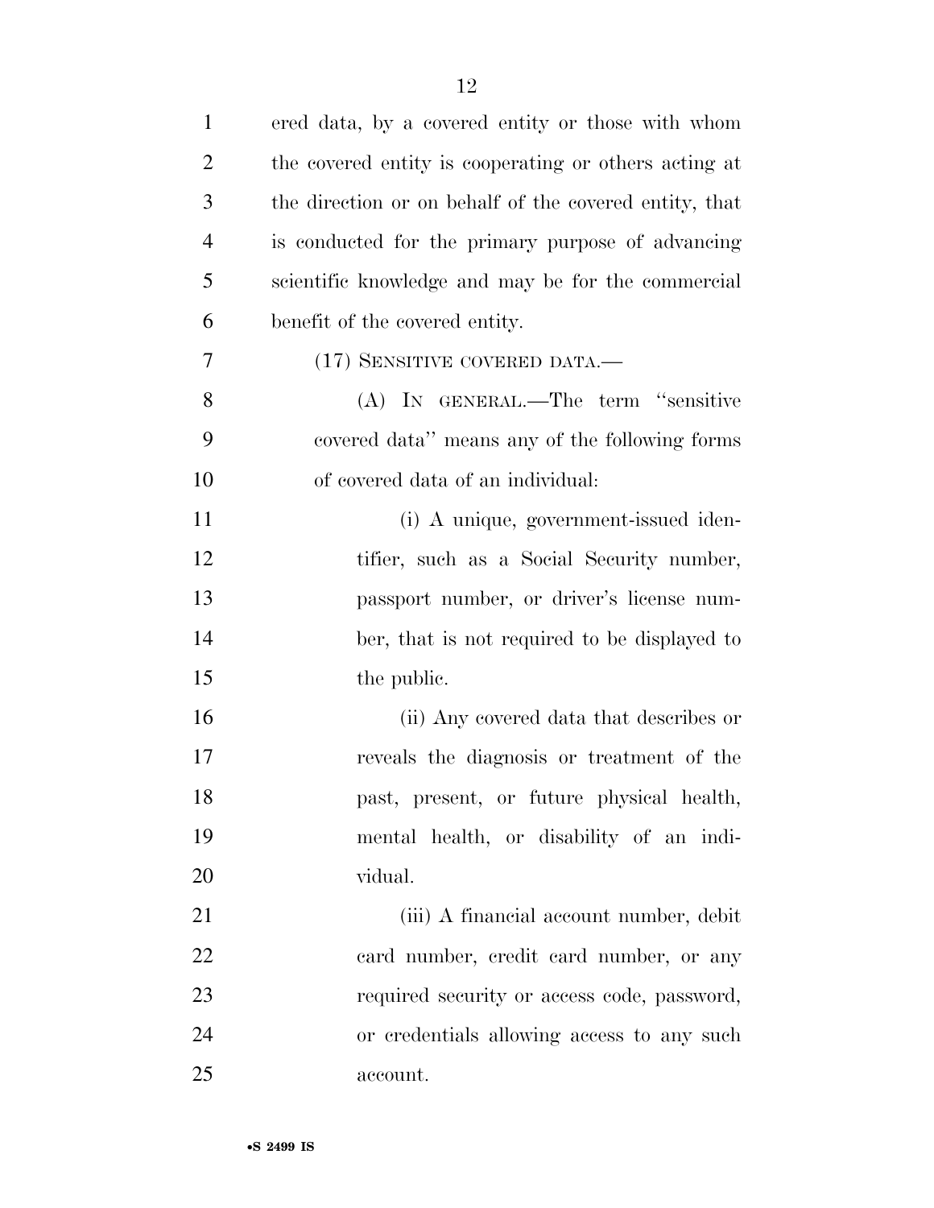ered data, by a covered entity or those with whom the covered entity is cooperating or others acting at the direction or on behalf of the covered entity, that is conducted for the primary purpose of advancing scientific knowledge and may be for the commercial benefit of the covered entity.

(17) SENSITIVE COVERED DATA.—

(A) IN GENERAL.—The term ''sensitive covered data'' means any of the following forms of covered data of an individual:

(i) A unique, government-issued identifier, such as a Social Security number, passport number, or driver's license number, that is not required to be displayed to the public.

(ii) Any covered data that describes or reveals the diagnosis or treatment of the past, present, or future physical health, mental health, or disability of an individual.

(iii) A financial account number, debit card number, credit card number, or any required security or access code, password, or credentials allowing access to any such account.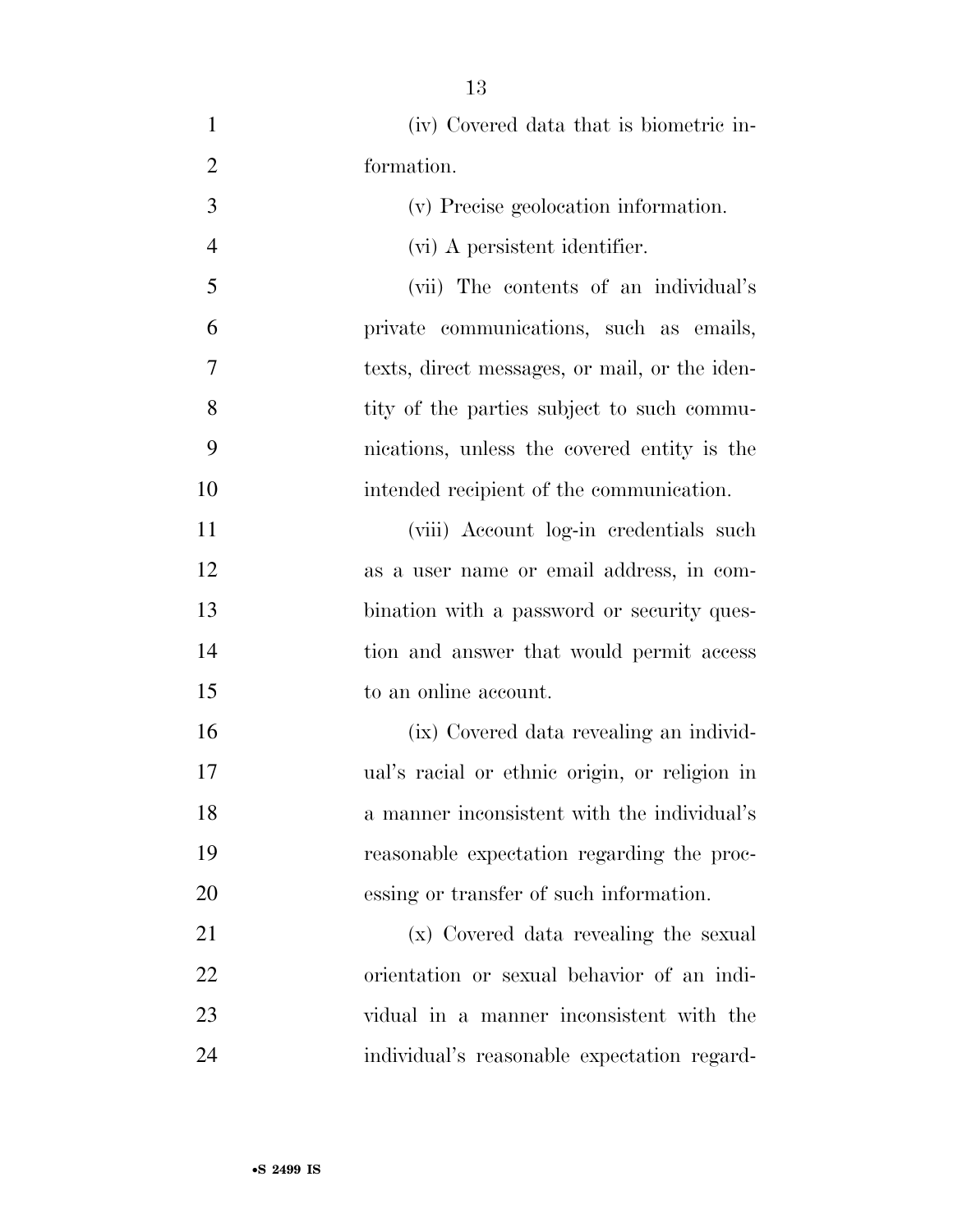(iv) Covered data that is biometric information.

(v) Precise geolocation information.

(vi) A persistent identifier.

(vii) The contents of an individual's private communications, such as emails, texts, direct messages, or mail, or the identity of the parties subject to such communications, unless the covered entity is the intended recipient of the communication.

(viii) Account log-in credentials such as a user name or email address, in combination with a password or security question and answer that would permit access to an online account.

(ix) Covered data revealing an individual's racial or ethnic origin, or religion in a manner inconsistent with the individual's reasonable expectation regarding the processing or transfer of such information.

(x) Covered data revealing the sexual orientation or sexual behavior of an individual in a manner inconsistent with the individual's reasonable expectation regard-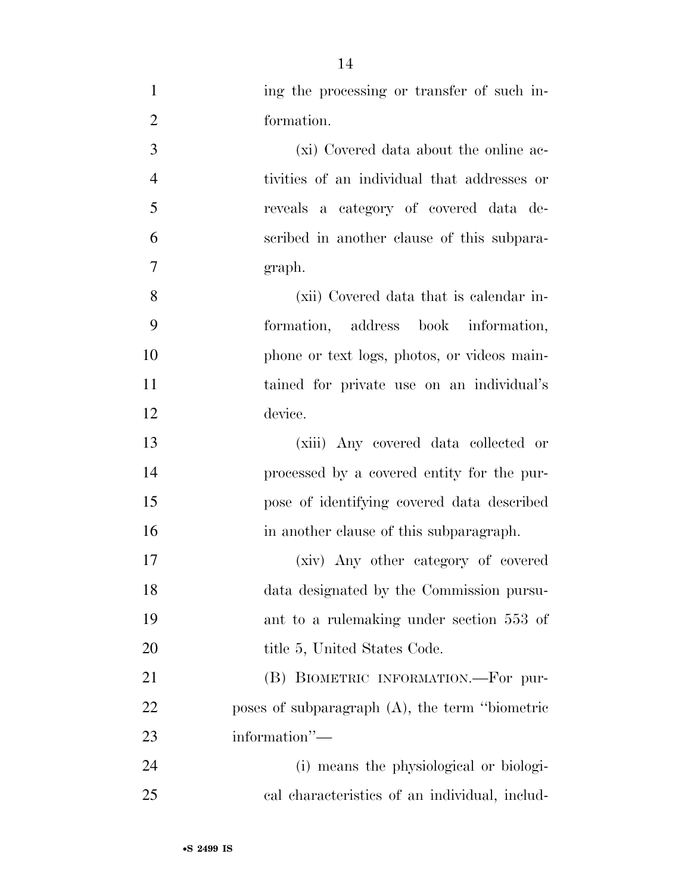ing the processing or transfer of such information.

(xi) Covered data about the online activities of an individual that addresses or reveals a category of covered data described in another clause of this subparagraph.

(xii) Covered data that is calendar information, address book information, phone or text logs, photos, or videos maintained for private use on an individual's device.

(xiii) Any covered data collected or processed by a covered entity for the purpose of identifying covered data described in another clause of this subparagraph.

(xiv) Any other category of covered data designated by the Commission pursuant to a rulemaking under section 553 of title 5, United States Code.

(B) BIOMETRIC INFORMATION.—For purposes of subparagraph (A), the term "biometric information"—

(i) means the physiological or biological characteristics of an individual, includ-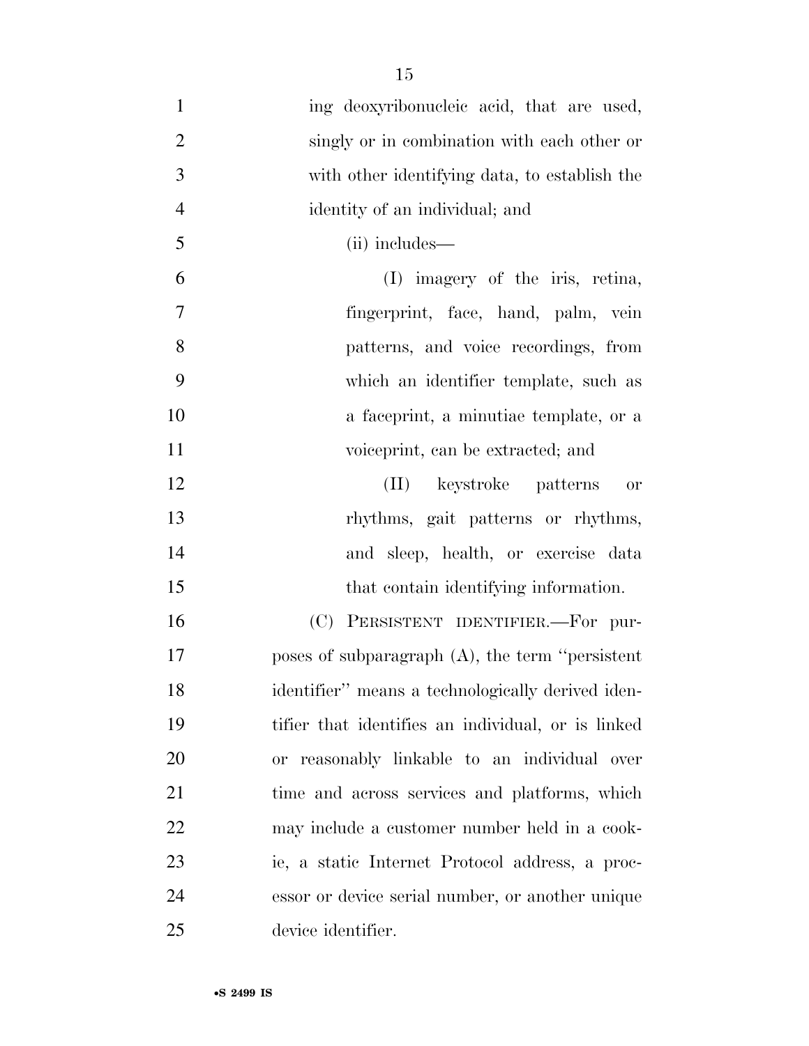ing deoxyribonucleic acid, that are used, singly or in combination with each other or with other identifying data, to establish the identity of an individual; and

(ii) includes—

(I) imagery of the iris, retina, fingerprint, face, hand, palm, vein patterns, and voice recordings, from which an identifier template, such as a faceprint, a minutiae template, or a voiceprint, can be extracted; and

(II) keystroke patterns or rhythms, gait patterns or rhythms, and sleep, health, or exercise data that contain identifying information.

(C) PERSISTENT IDENTIFIER.—For purposes of subparagraph (A), the term "persistent identifier" means a technologically derived identifier that identifies an individual, or is linked or reasonably linkable to an individual over time and across services and platforms, which may include a customer number held in a cookie, a static Internet Protocol address, a processor or device serial number, or another unique device identifier.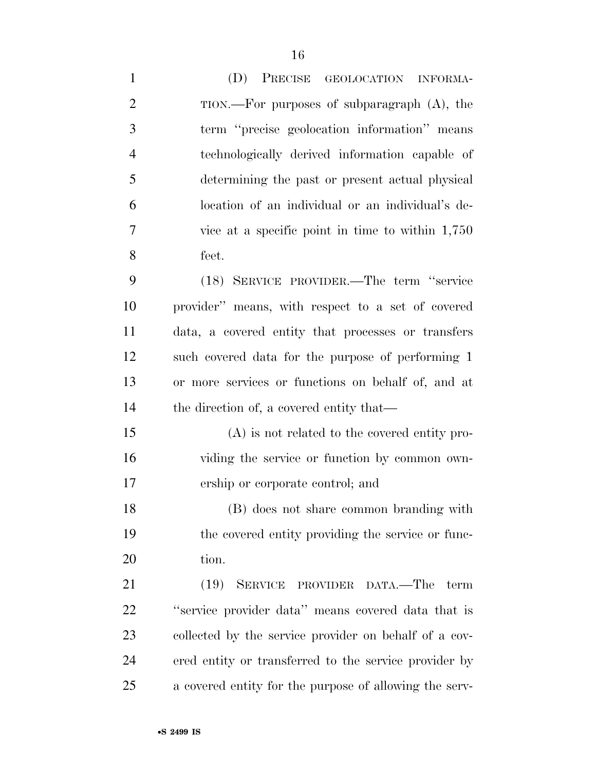(D) PRECISE GEOLOCATION INFORMATION.—For purposes of subparagraph (A), the term ''precise geolocation information'' means technologically derived information capable of determining the past or present actual physical location of an individual or an individual's device at a specific point in time to within 1,750 feet.

(18) SERVICE PROVIDER.—The term ''service provider'' means, with respect to a set of covered data, a covered entity that processes or transfers such covered data for the purpose of performing 1 or more services or functions on behalf of, and at the direction of, a covered entity that—

(A) is not related to the covered entity providing the service or function by common ownership or corporate control; and

(B) does not share common branding with the covered entity providing the service or function.

(19) SERVICE PROVIDER DATA.—The term ''service provider data'' means covered data that is collected by the service provider on behalf of a covered entity or transferred to the service provider by a covered entity for the purpose of allowing the serv-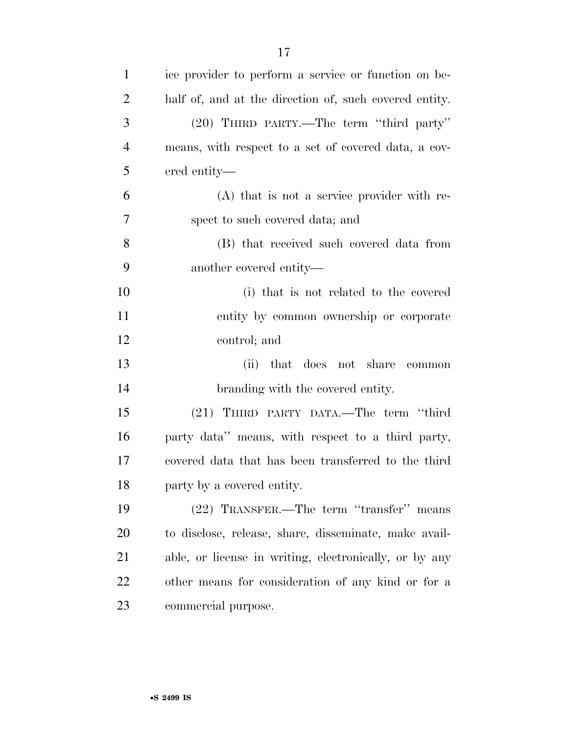ice provider to perform a service or function on behalf of, and at the direction of, such covered entity.

(20) THIRD PARTY.—The term ''third party'' means, with respect to a set of covered data, a covered entity—

(A) that is not a service provider with respect to such covered data; and

(B) that received such covered data from another covered entity—

(i) that is not related to the covered entity by common ownership or corporate control; and

(ii) that does not share common branding with the covered entity.

(21) THIRD PARTY DATA.—The term ''third party data'' means, with respect to a third party, covered data that has been transferred to the third party by a covered entity.

(22) TRANSFER.—The term ''transfer'' means to disclose, release, share, disseminate, make available, or license in writing, electronically, or by any other means for consideration of any kind or for a commercial purpose.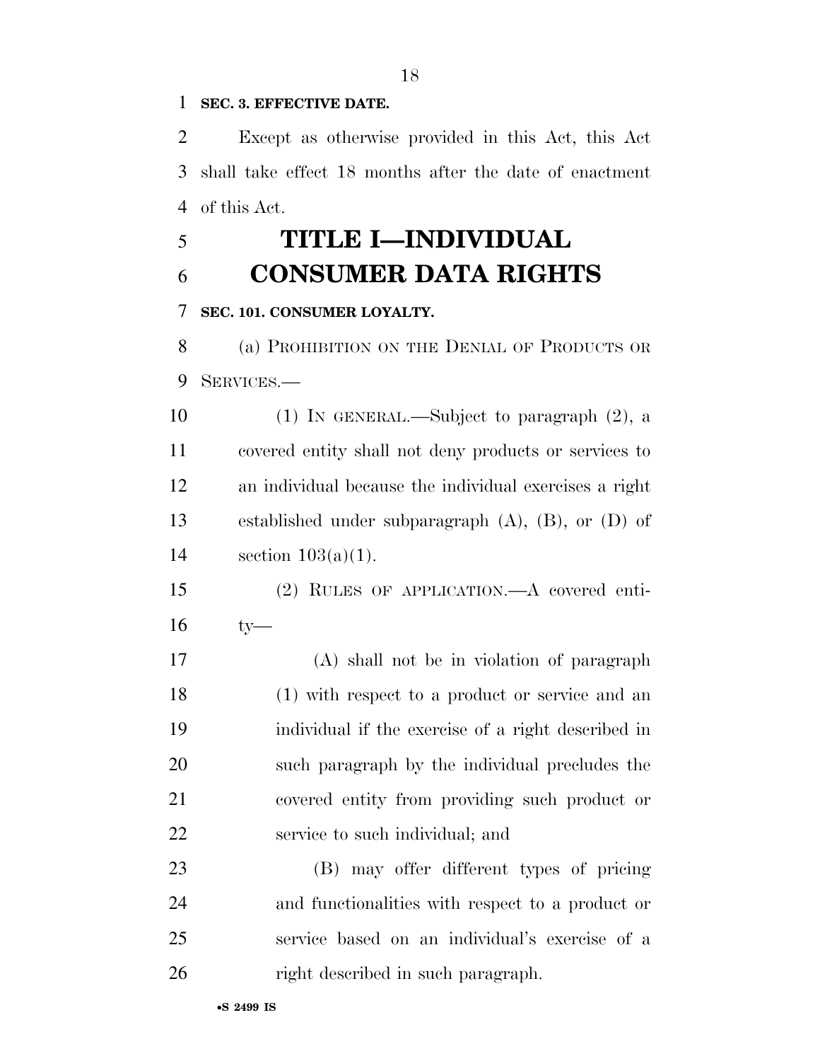**SEC. 3. EFFECTIVE DATE.**

Except as otherwise provided in this Act, this Act shall take effect 18 months after the date of enactment of this Act.

# TITLE I—INDIVIDUAL CONSUMER DATA RIGHTS

**SEC. 101. CONSUMER LOYALTY.**

(a) PROHIBITION ON THE DENIAL OF PRODUCTS OR SERVICES.—

(1) IN GENERAL.—Subject to paragraph (2), a covered entity shall not deny products or services to an individual because the individual exercises a right established under subparagraph (A), (B), or (D) of section 103(a)(1).

(2) RULES OF APPLICATION.—A covered entity—

(A) shall not be in violation of paragraph (1) with respect to a product or service and an individual if the exercise of a right described in such paragraph by the individual precludes the covered entity from providing such product or service to such individual; and

(B) may offer different types of pricing and functionalities with respect to a product or service based on an individual's exercise of a right described in such paragraph.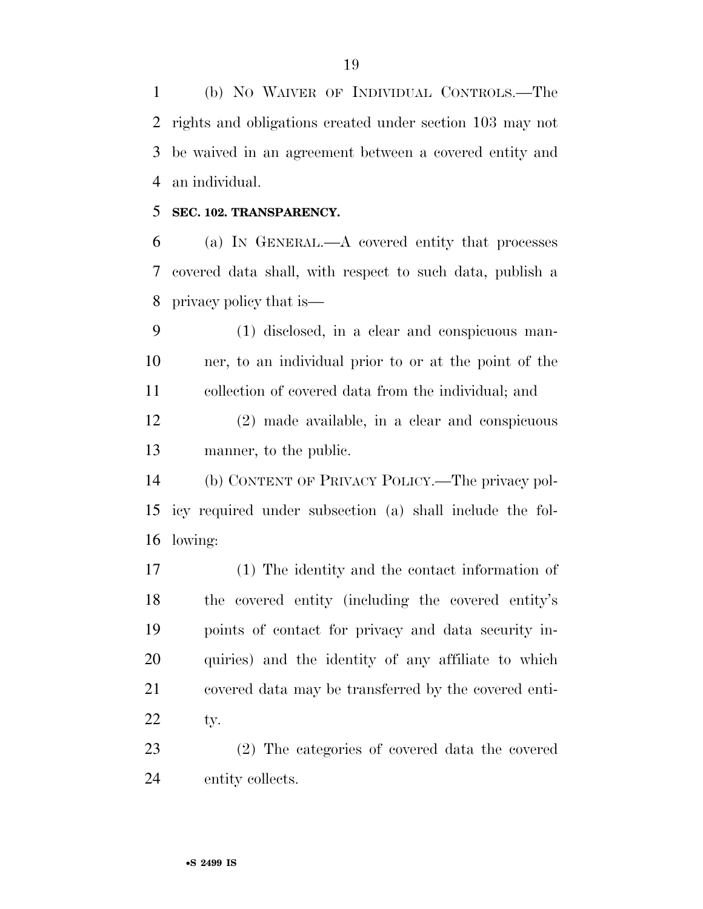(b) NO WAIVER OF INDIVIDUAL CONTROLS.—The rights and obligations created under section 103 may not be waived in an agreement between a covered entity and an individual.

**SEC. 102. TRANSPARENCY.**

(a) IN GENERAL.—A covered entity that processes covered data shall, with respect to such data, publish a privacy policy that is—

(1) disclosed, in a clear and conspicuous manner, to an individual prior to or at the point of the collection of covered data from the individual; and

(2) made available, in a clear and conspicuous manner, to the public.

(b) CONTENT OF PRIVACY POLICY.—The privacy policy required under subsection (a) shall include the following:

(1) The identity and the contact information of the covered entity (including the covered entity's points of contact for privacy and data security inquiries) and the identity of any affiliate to which covered data may be transferred by the covered entity.

(2) The categories of covered data the covered entity collects.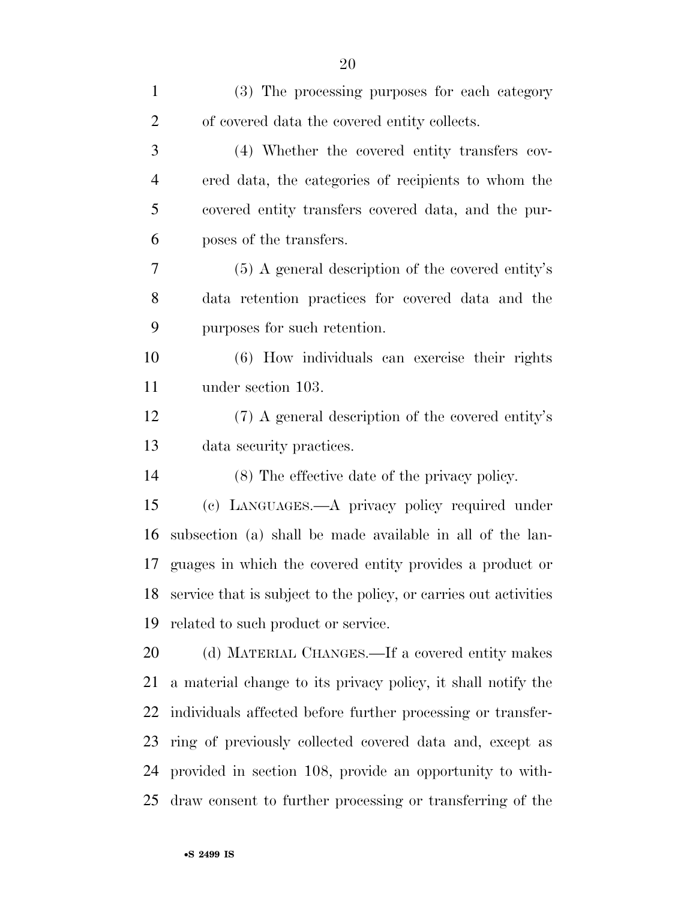(3) The processing purposes for each category of covered data the covered entity collects.

(4) Whether the covered entity transfers covered data, the categories of recipients to whom the covered entity transfers covered data, and the purposes of the transfers.

(5) A general description of the covered entity's data retention practices for covered data and the purposes for such retention.

(6) How individuals can exercise their rights under section 103.

(7) A general description of the covered entity's data security practices.

(8) The effective date of the privacy policy.

(c) LANGUAGES.—A privacy policy required under subsection (a) shall be made available in all of the languages in which the covered entity provides a product or service that is subject to the policy, or carries out activities related to such product or service.

(d) MATERIAL CHANGES.—If a covered entity makes a material change to its privacy policy, it shall notify the individuals affected before further processing or transferring of previously collected covered data and, except as provided in section 108, provide an opportunity to withdraw consent to further processing or transferring of the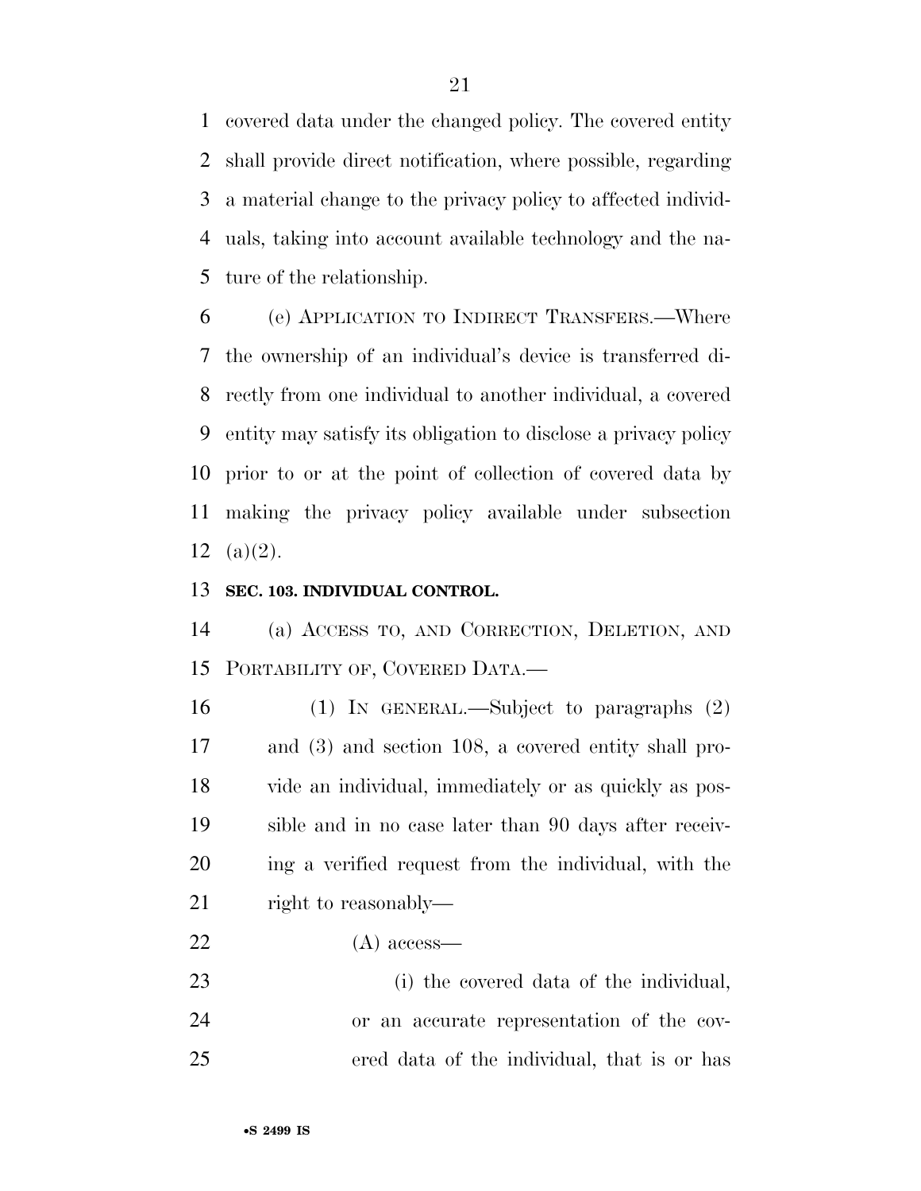covered data under the changed policy. The covered entity shall provide direct notification, where possible, regarding a material change to the privacy policy to affected individuals, taking into account available technology and the nature of the relationship.

(e) APPLICATION TO INDIRECT TRANSFERS.—Where the ownership of an individual's device is transferred directly from one individual to another individual, a covered entity may satisfy its obligation to disclose a privacy policy prior to or at the point of collection of covered data by making the privacy policy available under subsection (a)(2).

**SEC. 103. INDIVIDUAL CONTROL.**

(a) ACCESS TO, AND CORRECTION, DELETION, AND PORTABILITY OF, COVERED DATA.—

(1) IN GENERAL.—Subject to paragraphs (2) and (3) and section 108, a covered entity shall provide an individual, immediately or as quickly as possible and in no case later than 90 days after receiving a verified request from the individual, with the right to reasonably—

(A) access—

(i) the covered data of the individual, or an accurate representation of the covered data of the individual, that is or has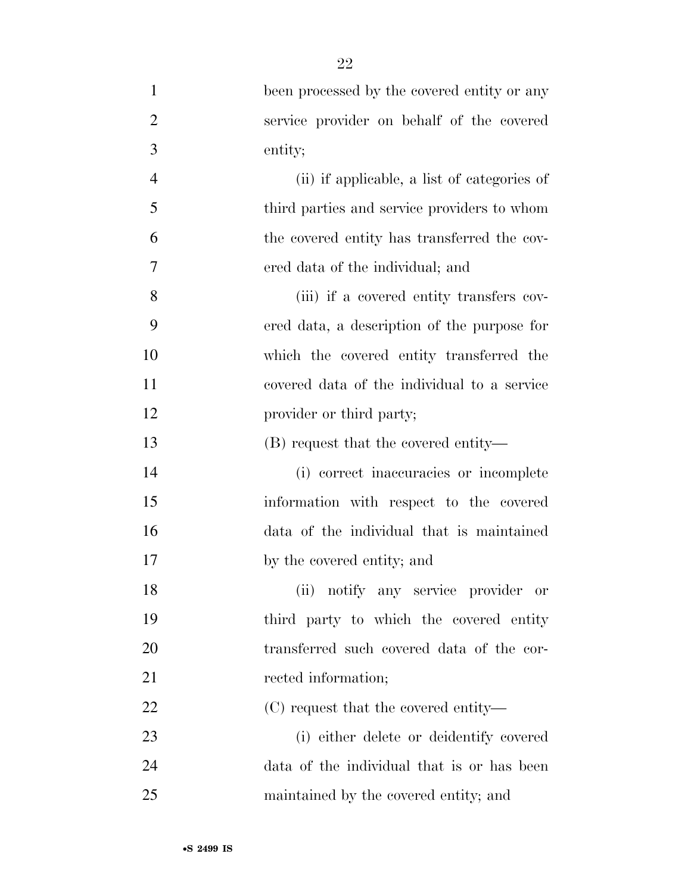been processed by the covered entity or any service provider on behalf of the covered entity;

(ii) if applicable, a list of categories of third parties and service providers to whom the covered entity has transferred the covered data of the individual; and

(iii) if a covered entity transfers covered data, a description of the purpose for which the covered entity transferred the covered data of the individual to a service provider or third party;

(B) request that the covered entity—

(i) correct inaccuracies or incomplete information with respect to the covered data of the individual that is maintained by the covered entity; and

(ii) notify any service provider or third party to which the covered entity transferred such covered data of the corrected information;

(C) request that the covered entity—

(i) either delete or deidentify covered data of the individual that is or has been maintained by the covered entity; and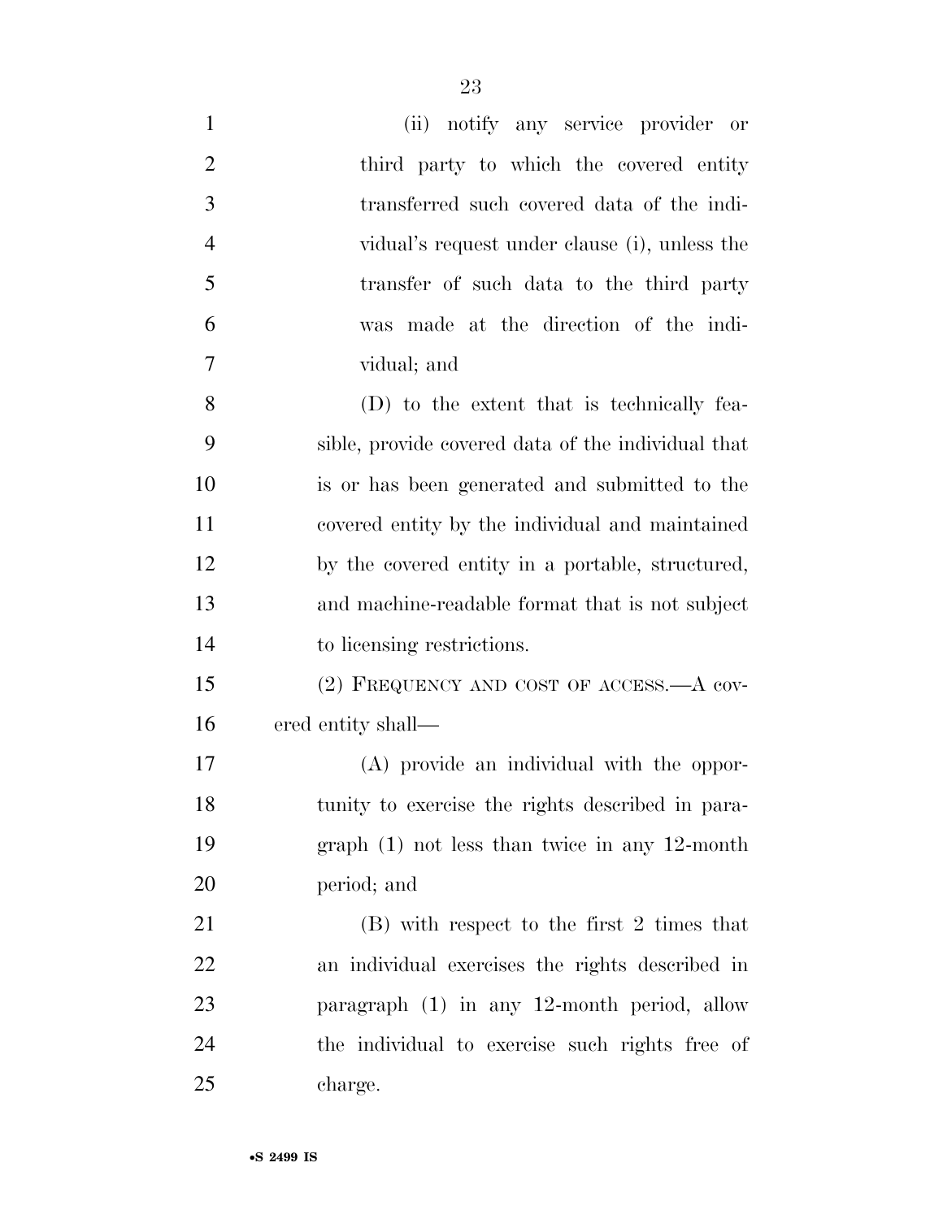(ii) notify any service provider or third party to which the covered entity transferred such covered data of the individual's request under clause (i), unless the transfer of such data to the third party was made at the direction of the individual; and

(D) to the extent that is technically feasible, provide covered data of the individual that is or has been generated and submitted to the covered entity by the individual and maintained by the covered entity in a portable, structured, and machine-readable format that is not subject to licensing restrictions.

(2) FREQUENCY AND COST OF ACCESS.—A covered entity shall—

(A) provide an individual with the opportunity to exercise the rights described in paragraph (1) not less than twice in any 12-month period; and

(B) with respect to the first 2 times that an individual exercises the rights described in paragraph (1) in any 12-month period, allow the individual to exercise such rights free of charge.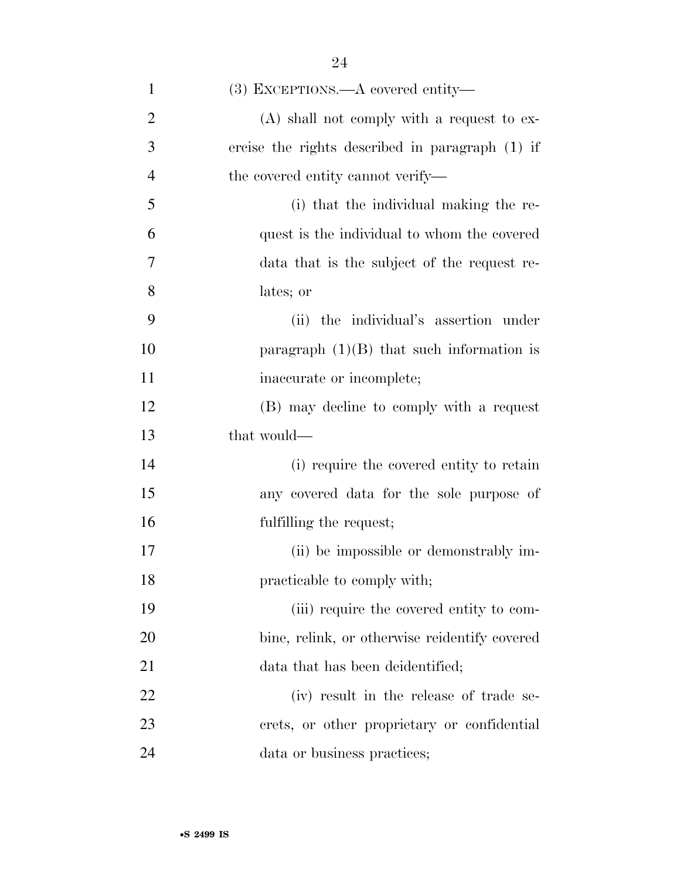(3) EXCEPTIONS.—A covered entity—

(A) shall not comply with a request to exercise the rights described in paragraph (1) if the covered entity cannot verify—

(i) that the individual making the request is the individual to whom the covered data that is the subject of the request relates; or

(ii) the individual's assertion under paragraph (1)(B) that such information is inaccurate or incomplete;

(B) may decline to comply with a request that would—

(i) require the covered entity to retain any covered data for the sole purpose of fulfilling the request;

(ii) be impossible or demonstrably impracticable to comply with;

(iii) require the covered entity to combine, relink, or otherwise reidentify covered data that has been deidentified;

(iv) result in the release of trade secrets, or other proprietary or confidential data or business practices;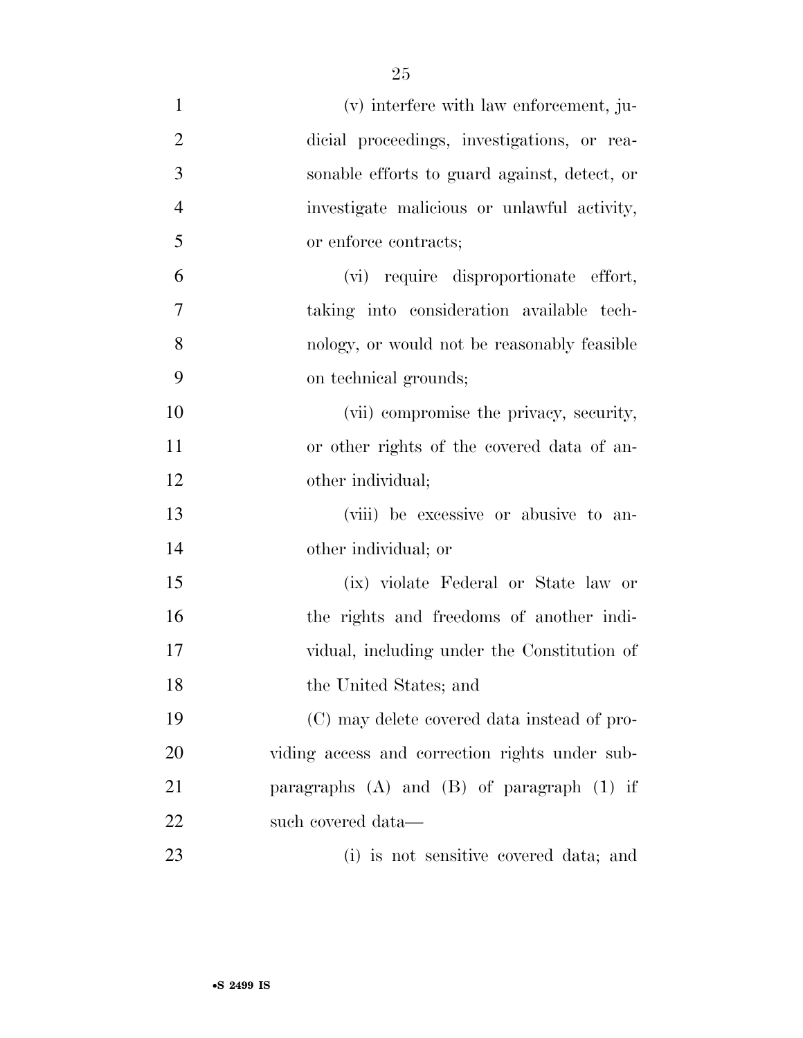(v) interfere with law enforcement, judicial proceedings, investigations, or reasonable efforts to guard against, detect, or investigate malicious or unlawful activity, or enforce contracts;

(vi) require disproportionate effort, taking into consideration available technology, or would not be reasonably feasible on technical grounds;

(vii) compromise the privacy, security, or other rights of the covered data of another individual;

(viii) be excessive or abusive to another individual; or

(ix) violate Federal or State law or the rights and freedoms of another individual, including under the Constitution of the United States; and

(C) may delete covered data instead of providing access and correction rights under subparagraphs (A) and (B) of paragraph (1) if such covered data—

(i) is not sensitive covered data; and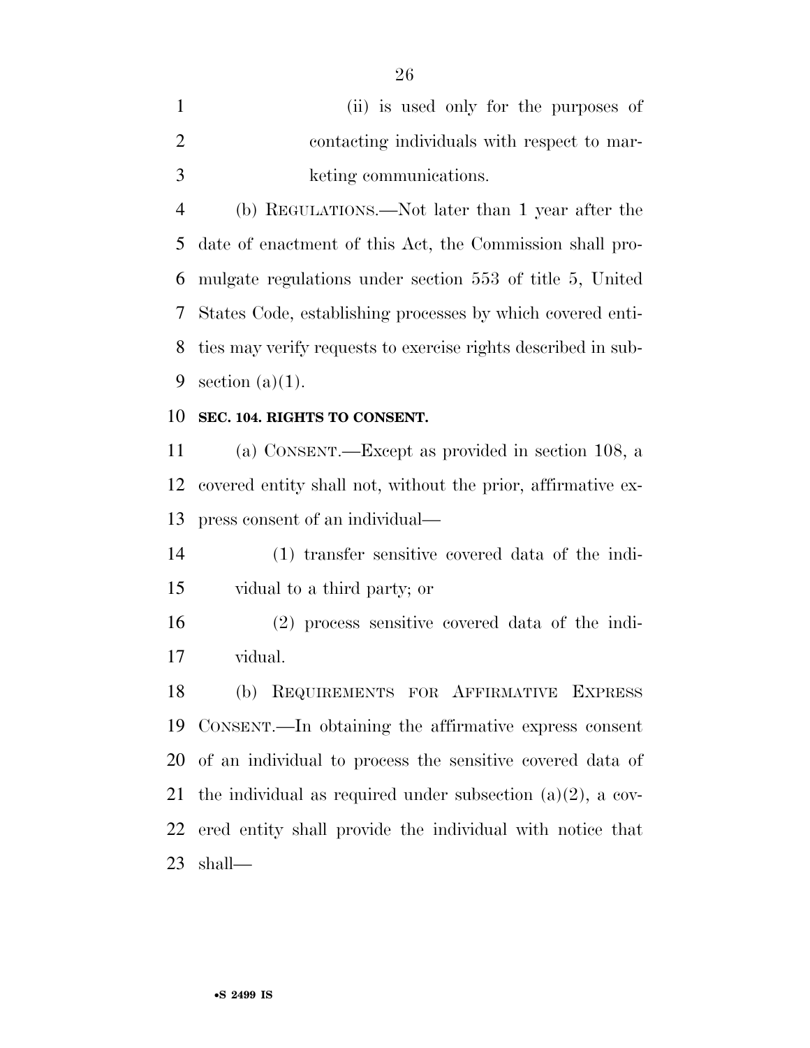(ii) is used only for the purposes of contacting individuals with respect to marketing communications.

(b) REGULATIONS.—Not later than 1 year after the date of enactment of this Act, the Commission shall promulgate regulations under section 553 of title 5, United States Code, establishing processes by which covered entities may verify requests to exercise rights described in subsection (a)(1).

**SEC. 104. RIGHTS TO CONSENT.**

(a) CONSENT.—Except as provided in section 108, a covered entity shall not, without the prior, affirmative express consent of an individual—

(1) transfer sensitive covered data of the individual to a third party; or

(2) process sensitive covered data of the individual.

(b) REQUIREMENTS FOR AFFIRMATIVE EXPRESS CONSENT.—In obtaining the affirmative express consent of an individual to process the sensitive covered data of the individual as required under subsection (a)(2), a covered entity shall provide the individual with notice that shall—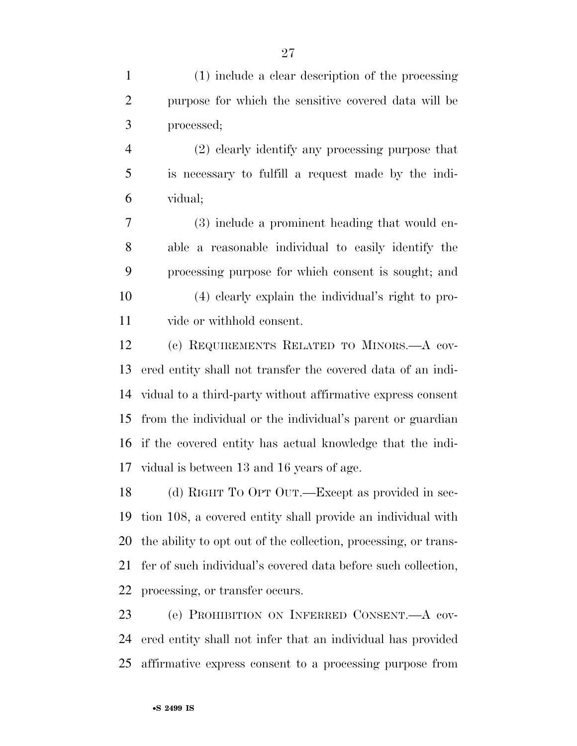(1) include a clear description of the processing purpose for which the sensitive covered data will be processed;

(2) clearly identify any processing purpose that is necessary to fulfill a request made by the individual;

(3) include a prominent heading that would enable a reasonable individual to easily identify the processing purpose for which consent is sought; and

(4) clearly explain the individual's right to provide or withhold consent.

(c) REQUIREMENTS RELATED TO MINORS.—A covered entity shall not transfer the covered data of an individual to a third-party without affirmative express consent from the individual or the individual's parent or guardian if the covered entity has actual knowledge that the individual is between 13 and 16 years of age.

(d) RIGHT TO OPT OUT.—Except as provided in section 108, a covered entity shall provide an individual with the ability to opt out of the collection, processing, or transfer of such individual's covered data before such collection, processing, or transfer occurs.

(e) PROHIBITION ON INFERRED CONSENT.—A covered entity shall not infer that an individual has provided affirmative express consent to a processing purpose from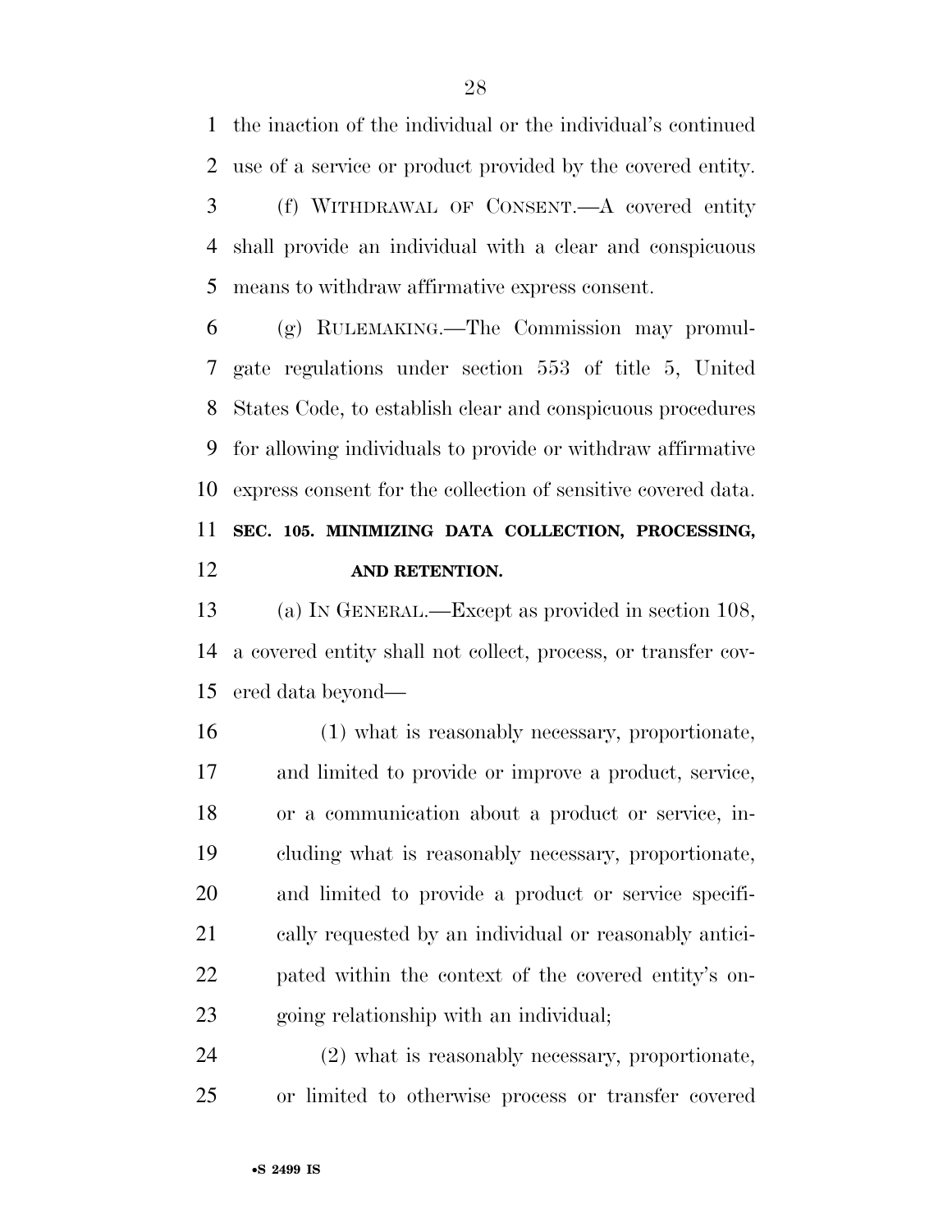the inaction of the individual or the individual's continued use of a service or product provided by the covered entity.

(f) WITHDRAWAL OF CONSENT.—A covered entity shall provide an individual with a clear and conspicuous means to withdraw affirmative express consent.

(g) RULEMAKING.—The Commission may promulgate regulations under section 553 of title 5, United States Code, to establish clear and conspicuous procedures for allowing individuals to provide or withdraw affirmative express consent for the collection of sensitive covered data.

**SEC. 105. MINIMIZING DATA COLLECTION, PROCESSING, AND RETENTION.**

(a) IN GENERAL.—Except as provided in section 108, a covered entity shall not collect, process, or transfer covered data beyond—

(1) what is reasonably necessary, proportionate, and limited to provide or improve a product, service, or a communication about a product or service, including what is reasonably necessary, proportionate, and limited to provide a product or service specifically requested by an individual or reasonably anticipated within the context of the covered entity's ongoing relationship with an individual;

(2) what is reasonably necessary, proportionate, or limited to otherwise process or transfer covered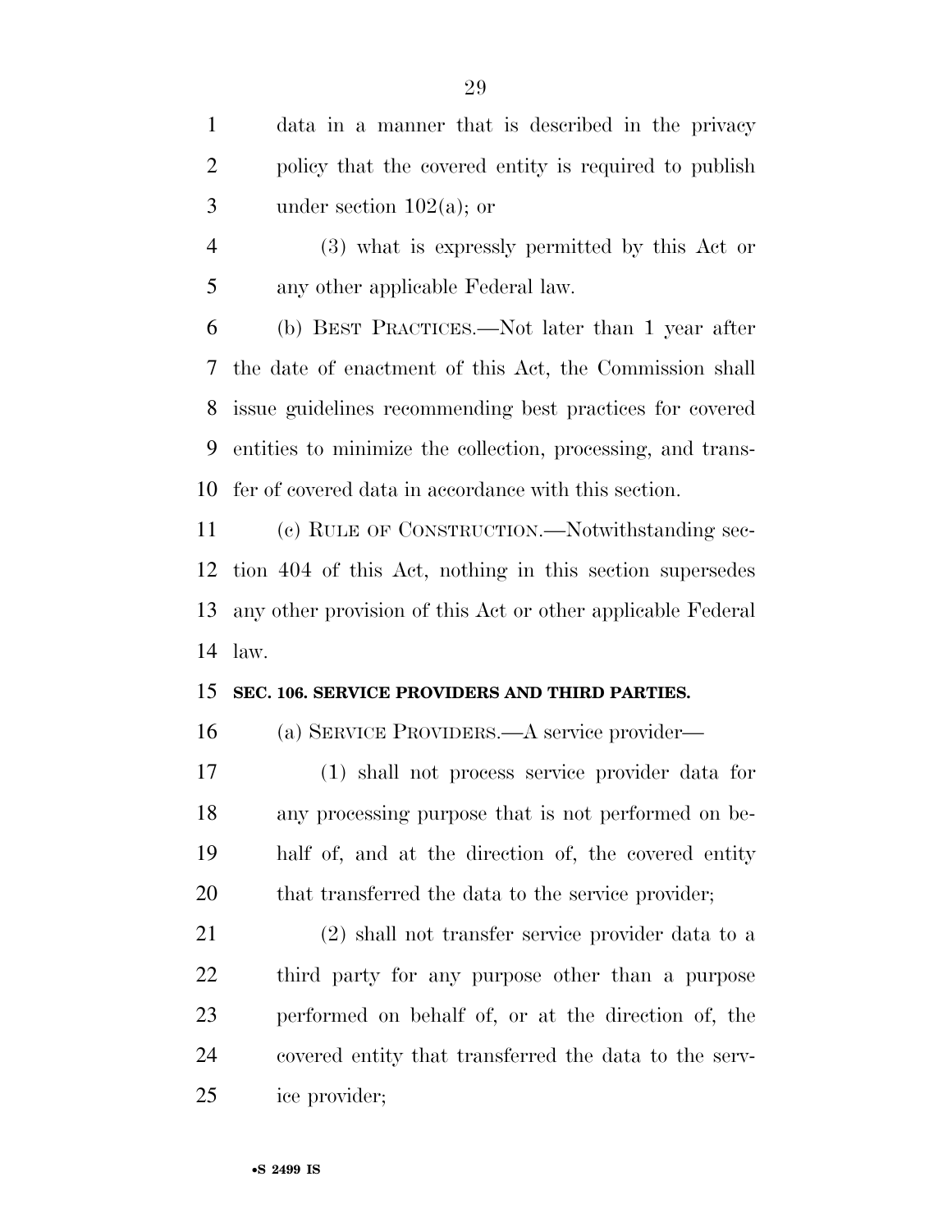data in a manner that is described in the privacy policy that the covered entity is required to publish under section 102(a); or

(3) what is expressly permitted by this Act or any other applicable Federal law.

(b) BEST PRACTICES.—Not later than 1 year after the date of enactment of this Act, the Commission shall issue guidelines recommending best practices for covered entities to minimize the collection, processing, and transfer of covered data in accordance with this section.

(c) RULE OF CONSTRUCTION.—Notwithstanding section 404 of this Act, nothing in this section supersedes any other provision of this Act or other applicable Federal law.

**SEC. 106. SERVICE PROVIDERS AND THIRD PARTIES.**

(a) SERVICE PROVIDERS.—A service provider—

(1) shall not process service provider data for any processing purpose that is not performed on behalf of, and at the direction of, the covered entity that transferred the data to the service provider;

(2) shall not transfer service provider data to a third party for any purpose other than a purpose performed on behalf of, or at the direction of, the covered entity that transferred the data to the service provider;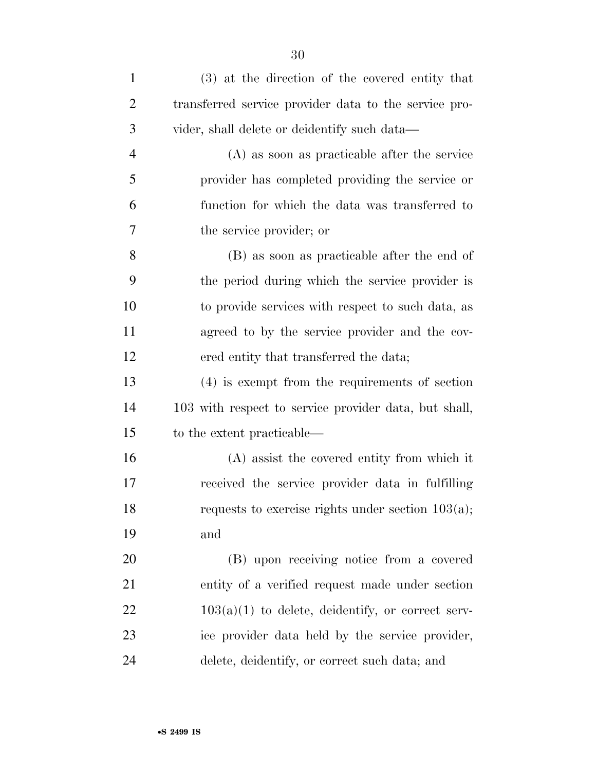(3) at the direction of the covered entity that transferred service provider data to the service provider, shall delete or deidentify such data—

(A) as soon as practicable after the service provider has completed providing the service or function for which the data was transferred to the service provider; or

(B) as soon as practicable after the end of the period during which the service provider is to provide services with respect to such data, as agreed to by the service provider and the covered entity that transferred the data;

(4) is exempt from the requirements of section 103 with respect to service provider data, but shall, to the extent practicable—

(A) assist the covered entity from which it received the service provider data in fulfilling requests to exercise rights under section 103(a); and

(B) upon receiving notice from a covered entity of a verified request made under section 103(a)(1) to delete, deidentify, or correct service provider data held by the service provider, delete, deidentify, or correct such data; and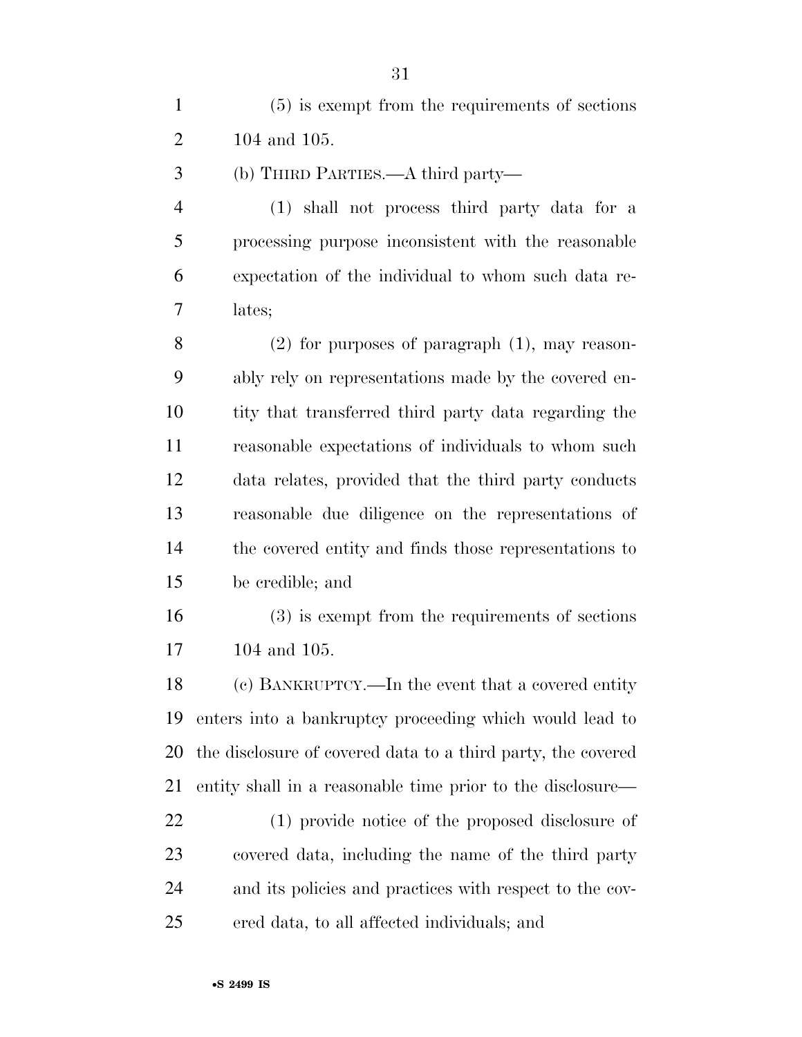(5) is exempt from the requirements of sections 104 and 105.

(b) THIRD PARTIES.—A third party—

(1) shall not process third party data for a processing purpose inconsistent with the reasonable expectation of the individual to whom such data relates;

(2) for purposes of paragraph (1), may reasonably rely on representations made by the covered entity that transferred third party data regarding the reasonable expectations of individuals to whom such data relates, provided that the third party conducts reasonable due diligence on the representations of the covered entity and finds those representations to be credible; and

(3) is exempt from the requirements of sections 104 and 105.

(c) BANKRUPTCY.—In the event that a covered entity enters into a bankruptcy proceeding which would lead to the disclosure of covered data to a third party, the covered entity shall in a reasonable time prior to the disclosure—

(1) provide notice of the proposed disclosure of covered data, including the name of the third party and its policies and practices with respect to the covered data, to all affected individuals; and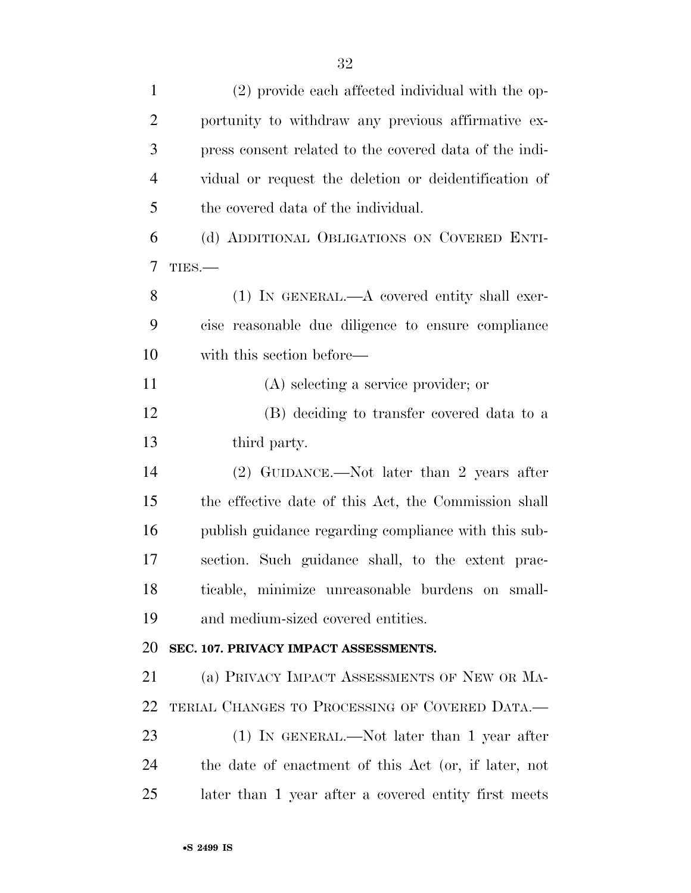(2) provide each affected individual with the opportunity to withdraw any previous affirmative express consent related to the covered data of the individual or request the deletion or deidentification of the covered data of the individual.

(d) ADDITIONAL OBLIGATIONS ON COVERED ENTITIES.—

(1) IN GENERAL.—A covered entity shall exercise reasonable due diligence to ensure compliance with this section before—

(A) selecting a service provider; or

(B) deciding to transfer covered data to a third party.

(2) GUIDANCE.—Not later than 2 years after the effective date of this Act, the Commission shall publish guidance regarding compliance with this subsection. Such guidance shall, to the extent practicable, minimize unreasonable burdens on small- and medium-sized covered entities.

**SEC. 107. PRIVACY IMPACT ASSESSMENTS.**

(a) PRIVACY IMPACT ASSESSMENTS OF NEW OR MATERIAL CHANGES TO PROCESSING OF COVERED DATA.—

(1) IN GENERAL.—Not later than 1 year after the date of enactment of this Act (or, if later, not later than 1 year after a covered entity first meets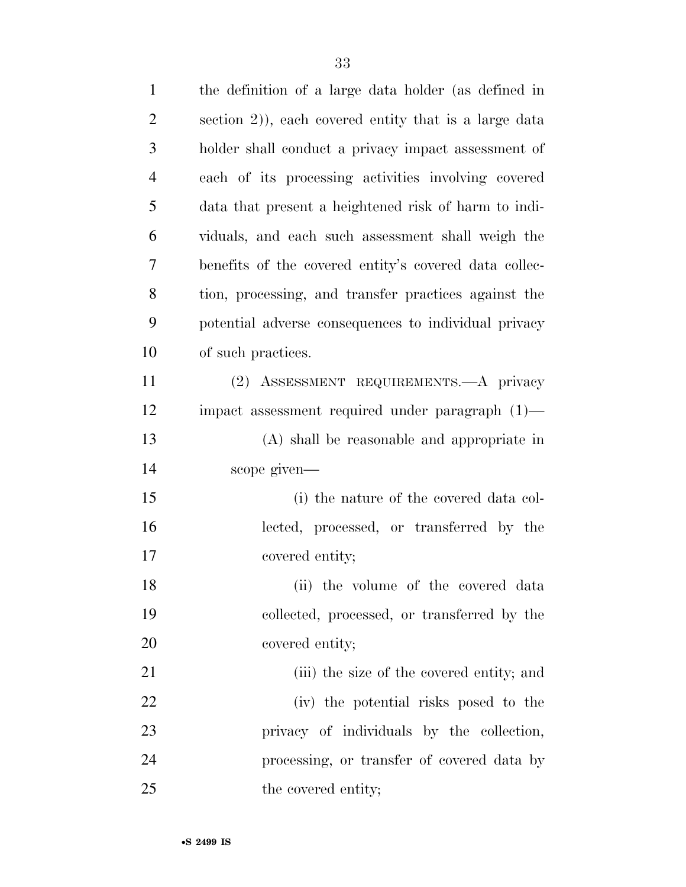the definition of a large data holder (as defined in section 2)), each covered entity that is a large data holder shall conduct a privacy impact assessment of each of its processing activities involving covered data that present a heightened risk of harm to individuals, and each such assessment shall weigh the benefits of the covered entity's covered data collection, processing, and transfer practices against the potential adverse consequences to individual privacy of such practices.

(2) ASSESSMENT REQUIREMENTS.—A privacy impact assessment required under paragraph (1)—

(A) shall be reasonable and appropriate in scope given—

(i) the nature of the covered data collected, processed, or transferred by the covered entity;

(ii) the volume of the covered data collected, processed, or transferred by the covered entity;

(iii) the size of the covered entity; and

(iv) the potential risks posed to the privacy of individuals by the collection, processing, or transfer of covered data by the covered entity;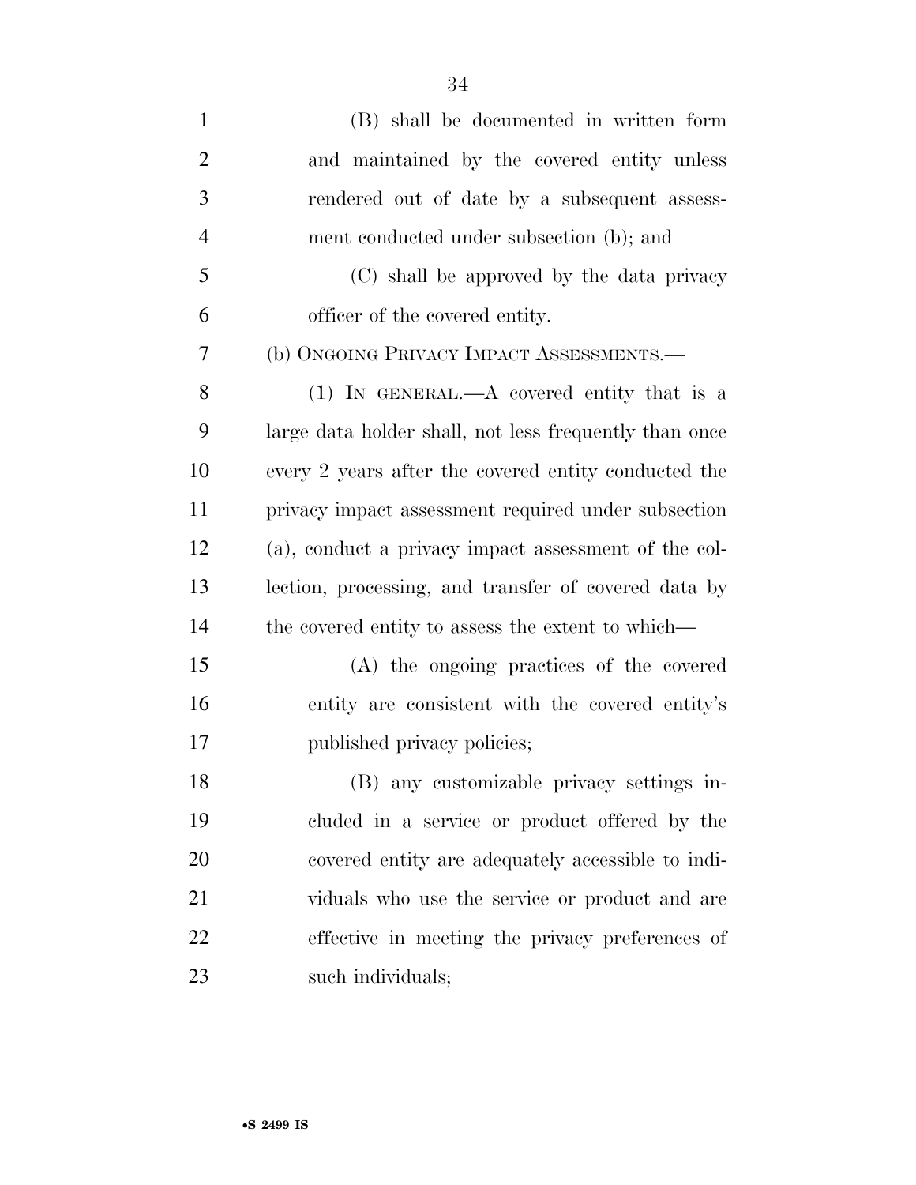(B) shall be documented in written form and maintained by the covered entity unless rendered out of date by a subsequent assessment conducted under subsection (b); and

(C) shall be approved by the data privacy officer of the covered entity.

(b) ONGOING PRIVACY IMPACT ASSESSMENTS.—

(1) IN GENERAL.—A covered entity that is a large data holder shall, not less frequently than once every 2 years after the covered entity conducted the privacy impact assessment required under subsection (a), conduct a privacy impact assessment of the collection, processing, and transfer of covered data by the covered entity to assess the extent to which—

(A) the ongoing practices of the covered entity are consistent with the covered entity's published privacy policies;

(B) any customizable privacy settings included in a service or product offered by the covered entity are adequately accessible to individuals who use the service or product and are effective in meeting the privacy preferences of such individuals;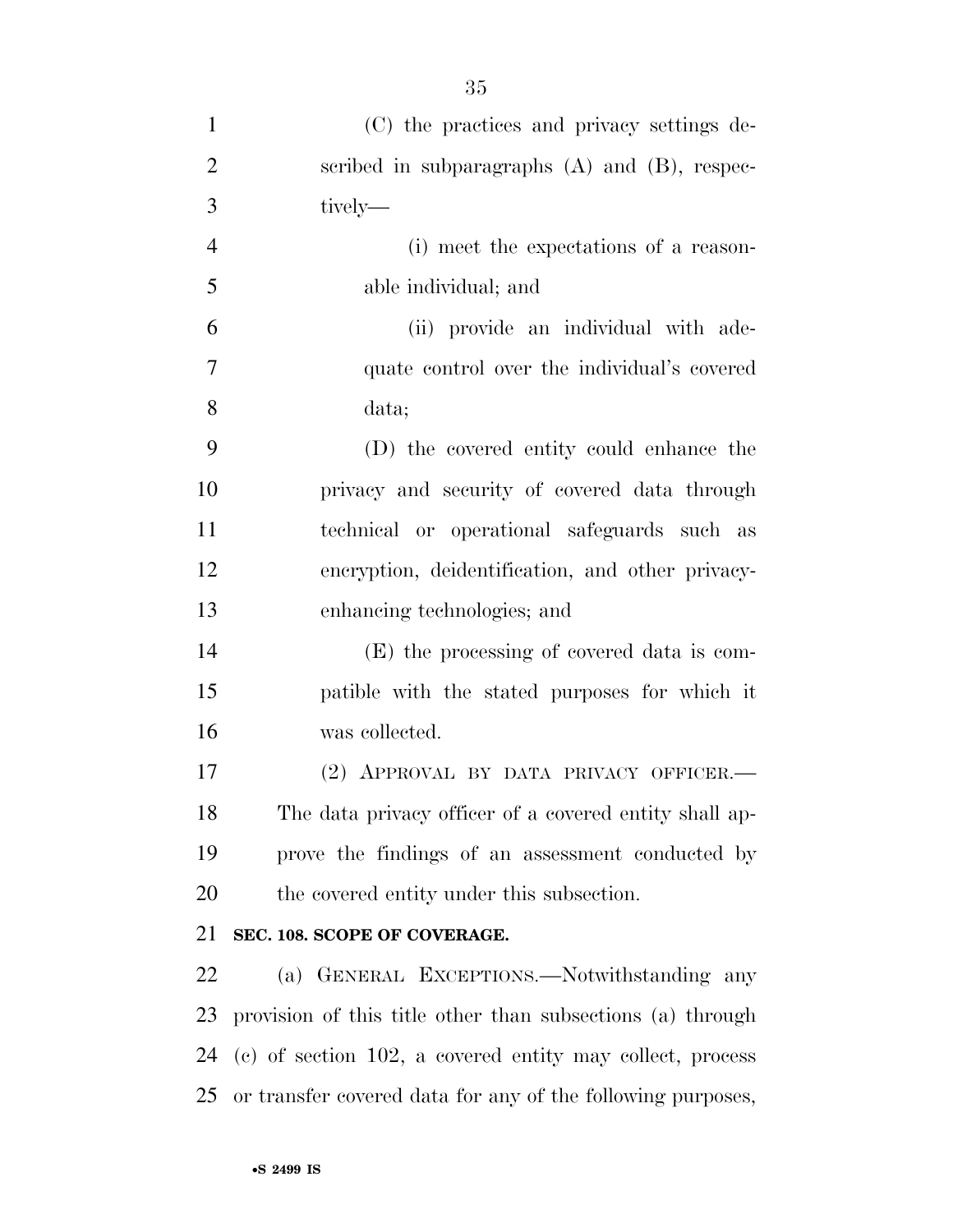(C) the practices and privacy settings described in subparagraphs (A) and (B), respectively—

(i) meet the expectations of a reasonable individual; and

(ii) provide an individual with adequate control over the individual's covered data;

(D) the covered entity could enhance the privacy and security of covered data through technical or operational safeguards such as encryption, deidentification, and other privacy-enhancing technologies; and

(E) the processing of covered data is compatible with the stated purposes for which it was collected.

(2) APPROVAL BY DATA PRIVACY OFFICER.— The data privacy officer of a covered entity shall approve the findings of an assessment conducted by the covered entity under this subsection.

**SEC. 108. SCOPE OF COVERAGE.**

(a) GENERAL EXCEPTIONS.—Notwithstanding any provision of this title other than subsections (a) through (c) of section 102, a covered entity may collect, process or transfer covered data for any of the following purposes,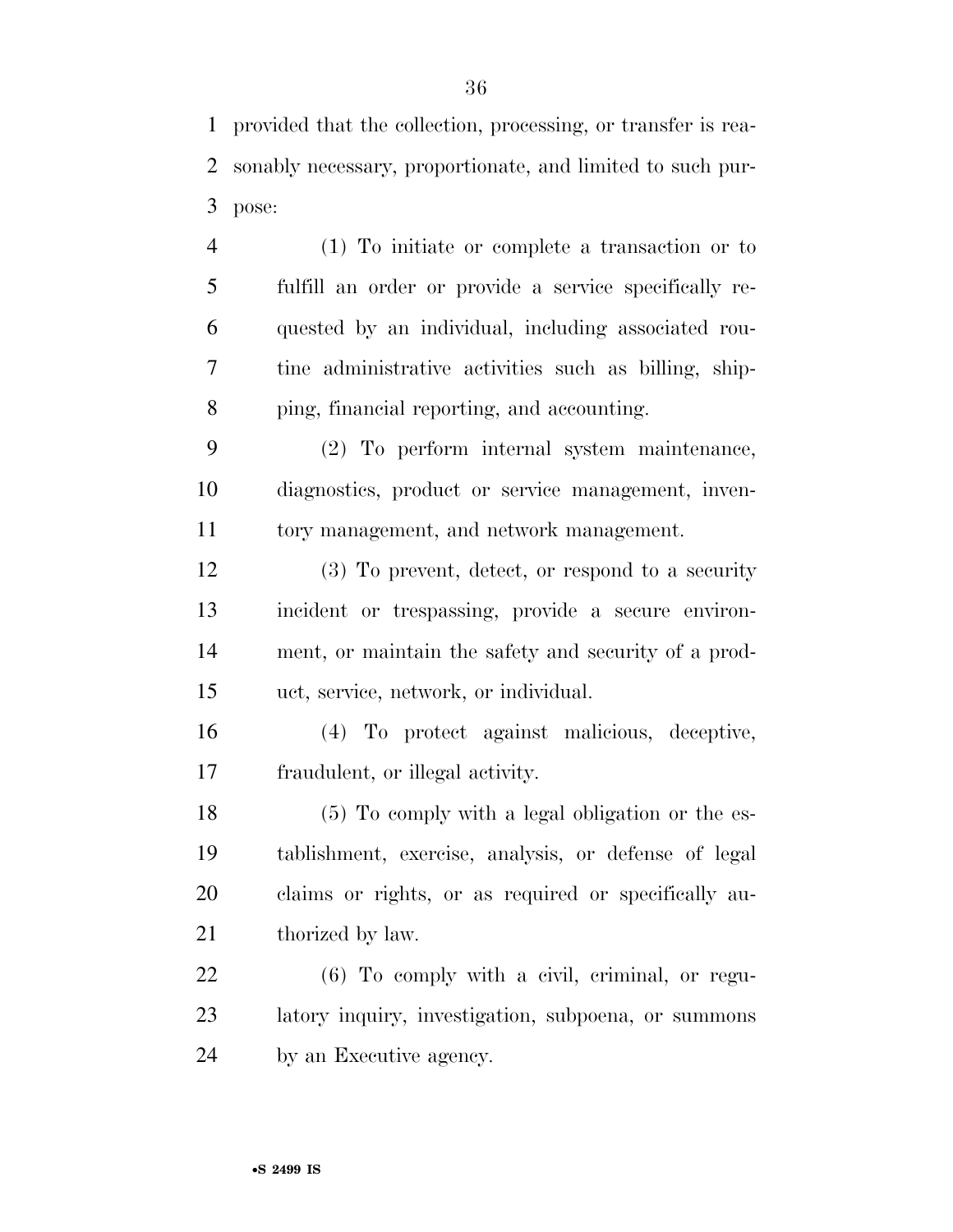provided that the collection, processing, or transfer is reasonably necessary, proportionate, and limited to such purpose:

(1) To initiate or complete a transaction or to fulfill an order or provide a service specifically requested by an individual, including associated routine administrative activities such as billing, shipping, financial reporting, and accounting.

(2) To perform internal system maintenance, diagnostics, product or service management, inventory management, and network management.

(3) To prevent, detect, or respond to a security incident or trespassing, provide a secure environment, or maintain the safety and security of a product, service, network, or individual.

(4) To protect against malicious, deceptive, fraudulent, or illegal activity.

(5) To comply with a legal obligation or the establishment, exercise, analysis, or defense of legal claims or rights, or as required or specifically authorized by law.

(6) To comply with a civil, criminal, or regulatory inquiry, investigation, subpoena, or summons by an Executive agency.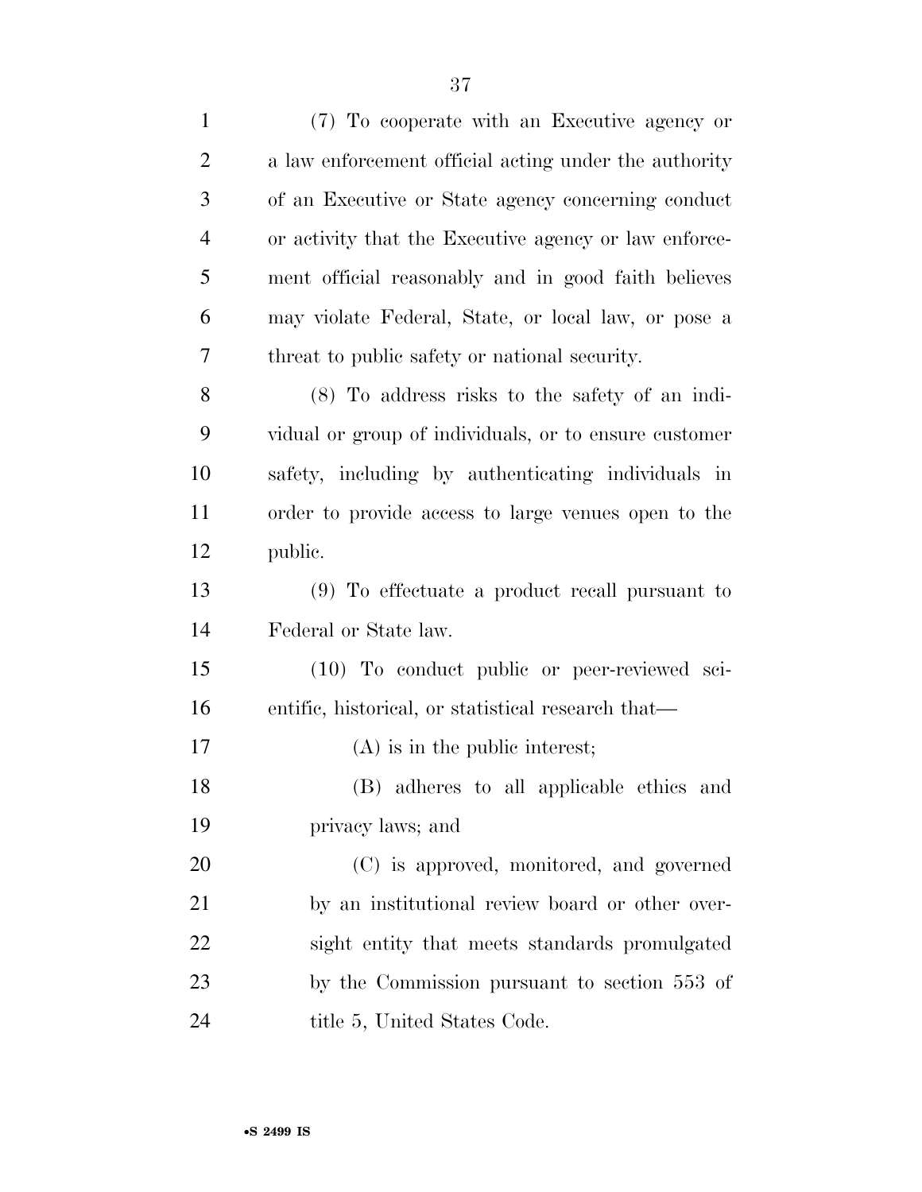(7) To cooperate with an Executive agency or a law enforcement official acting under the authority of an Executive or State agency concerning conduct or activity that the Executive agency or law enforcement official reasonably and in good faith believes may violate Federal, State, or local law, or pose a threat to public safety or national security.

(8) To address risks to the safety of an individual or group of individuals, or to ensure customer safety, including by authenticating individuals in order to provide access to large venues open to the public.

(9) To effectuate a product recall pursuant to Federal or State law.

(10) To conduct public or peer-reviewed scientific, historical, or statistical research that—

(A) is in the public interest;

(B) adheres to all applicable ethics and privacy laws; and

(C) is approved, monitored, and governed by an institutional review board or other oversight entity that meets standards promulgated by the Commission pursuant to section 553 of title 5, United States Code.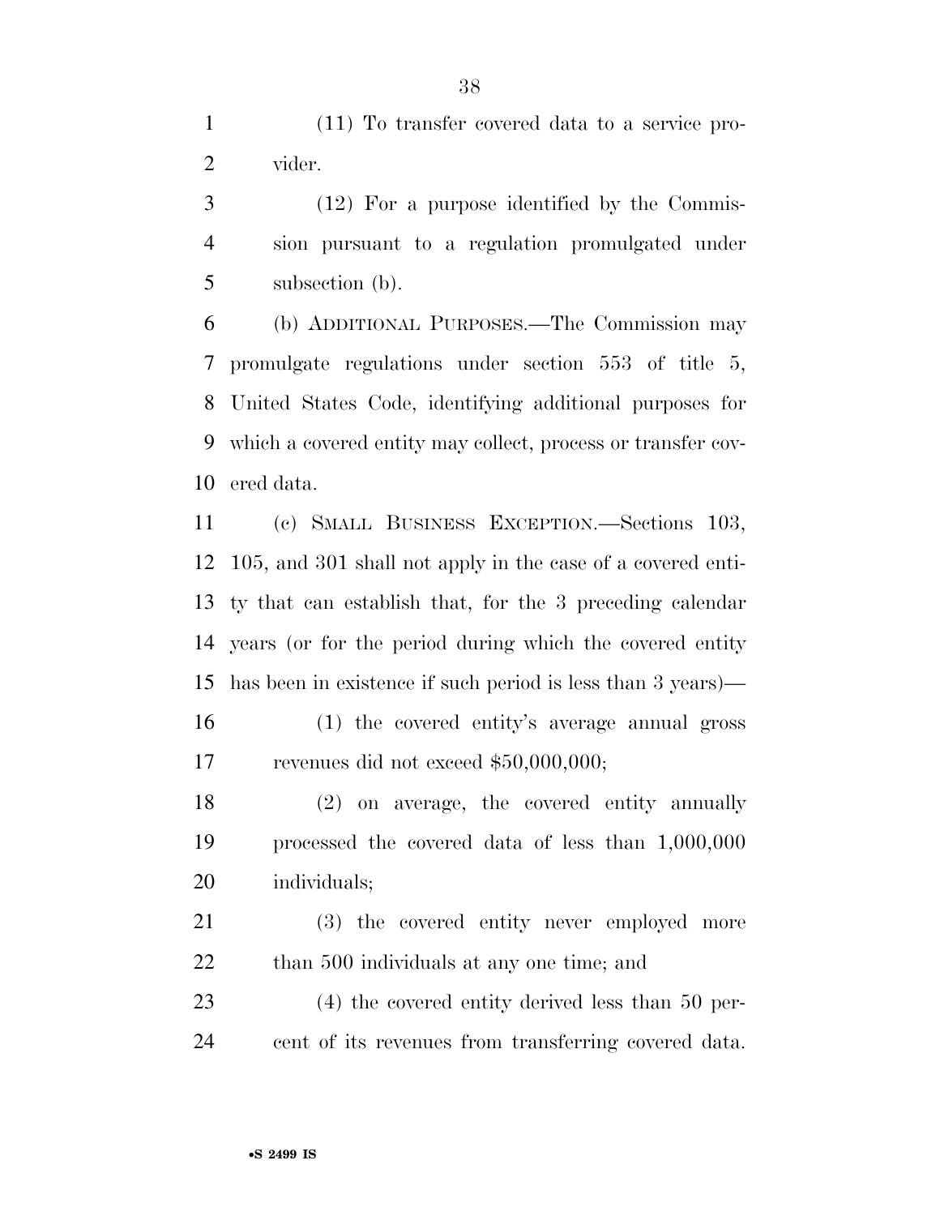(11) To transfer covered data to a service provider.

(12) For a purpose identified by the Commission pursuant to a regulation promulgated under subsection (b).

(b) ADDITIONAL PURPOSES.—The Commission may promulgate regulations under section 553 of title 5, United States Code, identifying additional purposes for which a covered entity may collect, process or transfer covered data.

(c) SMALL BUSINESS EXCEPTION.—Sections 103, 105, and 301 shall not apply in the case of a covered entity that can establish that, for the 3 preceding calendar years (or for the period during which the covered entity has been in existence if such period is less than 3 years)—

(1) the covered entity's average annual gross revenues did not exceed $50,000,000;

(2) on average, the covered entity annually processed the covered data of less than 1,000,000 individuals;

(3) the covered entity never employed more than 500 individuals at any one time; and

(4) the covered entity derived less than 50 percent of its revenues from transferring covered data.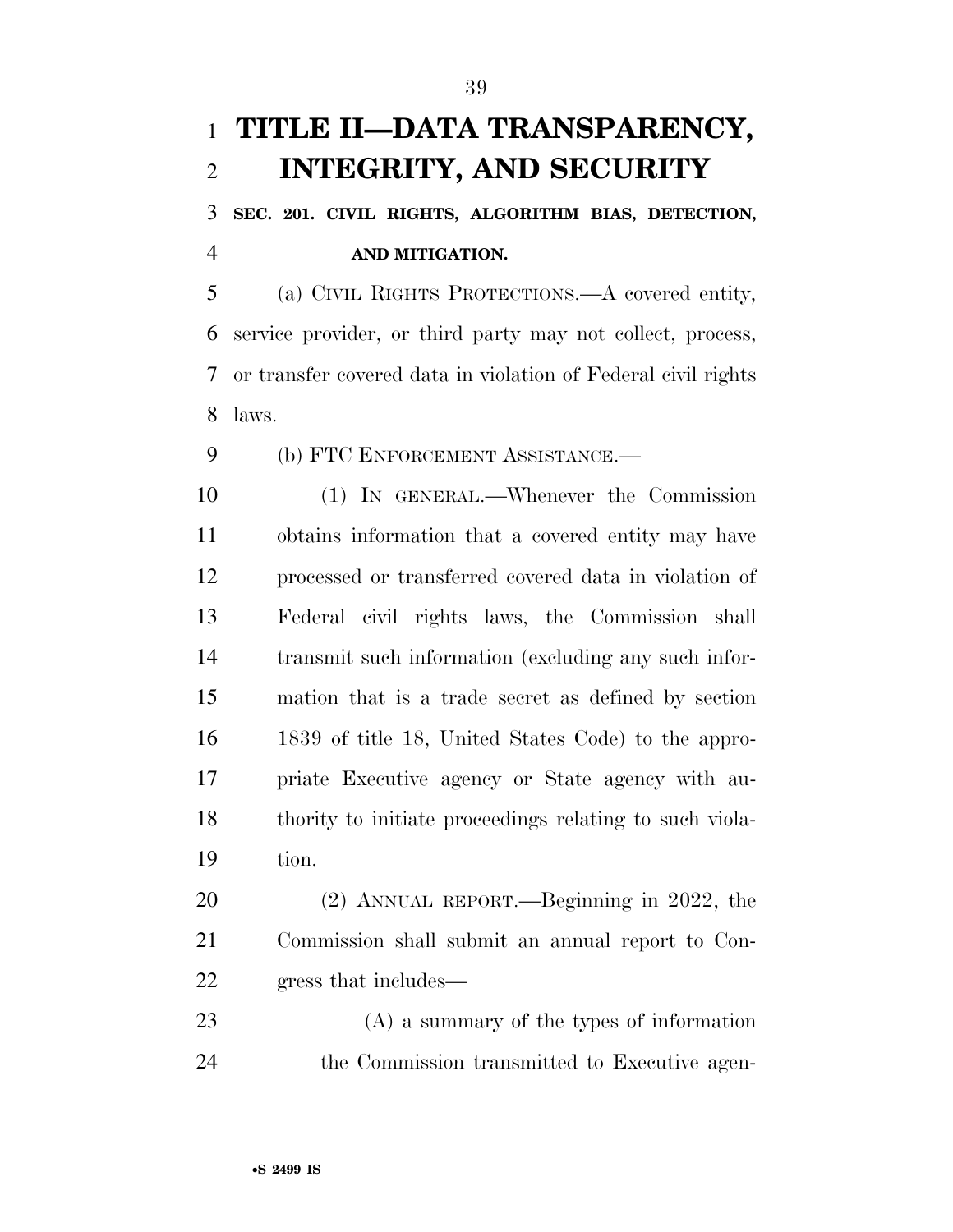# TITLE II—DATA TRANSPARENCY, INTEGRITY, AND SECURITY

## SEC. 201. CIVIL RIGHTS, ALGORITHM BIAS, DETECTION, AND MITIGATION.

(a) CIVIL RIGHTS PROTECTIONS.—A covered entity, service provider, or third party may not collect, process, or transfer covered data in violation of Federal civil rights laws.

(b) FTC ENFORCEMENT ASSISTANCE.—

(1) IN GENERAL.—Whenever the Commission obtains information that a covered entity may have processed or transferred covered data in violation of Federal civil rights laws, the Commission shall transmit such information (excluding any such information that is a trade secret as defined by section 1839 of title 18, United States Code) to the appropriate Executive agency or State agency with authority to initiate proceedings relating to such violation.

(2) ANNUAL REPORT.—Beginning in 2022, the Commission shall submit an annual report to Congress that includes—

(A) a summary of the types of information the Commission transmitted to Executive agen-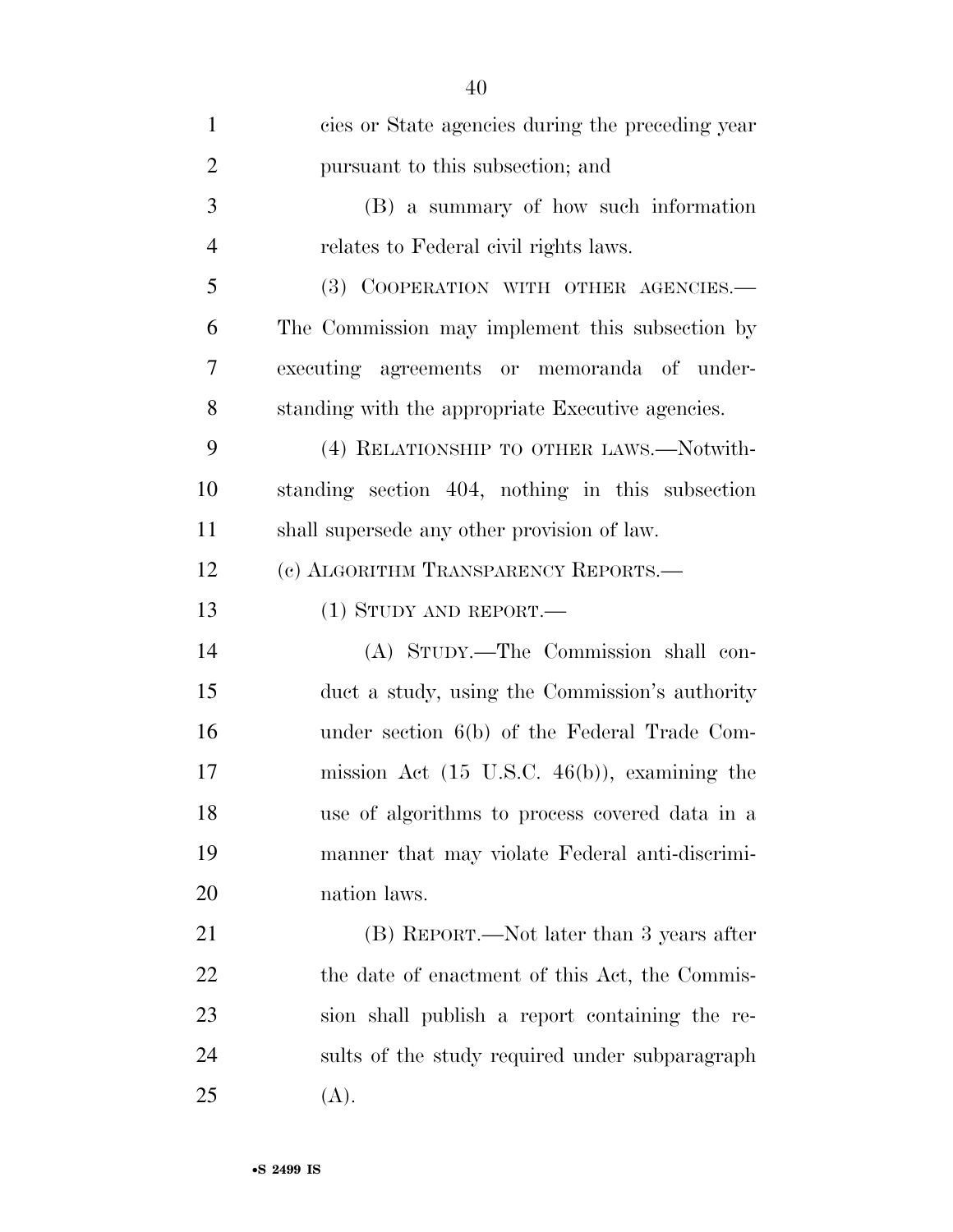cies or State agencies during the preceding year pursuant to this subsection; and

(B) a summary of how such information relates to Federal civil rights laws.

(3) COOPERATION WITH OTHER AGENCIES.—The Commission may implement this subsection by executing agreements or memoranda of understanding with the appropriate Executive agencies.

(4) RELATIONSHIP TO OTHER LAWS.—Notwithstanding section 404, nothing in this subsection shall supersede any other provision of law.

(c) ALGORITHM TRANSPARENCY REPORTS.—

(1) STUDY AND REPORT.—

(A) STUDY.—The Commission shall conduct a study, using the Commission's authority under section 6(b) of the Federal Trade Commission Act (15 U.S.C. 46(b)), examining the use of algorithms to process covered data in a manner that may violate Federal anti-discrimination laws.

(B) REPORT.—Not later than 3 years after the date of enactment of this Act, the Commission shall publish a report containing the results of the study required under subparagraph (A).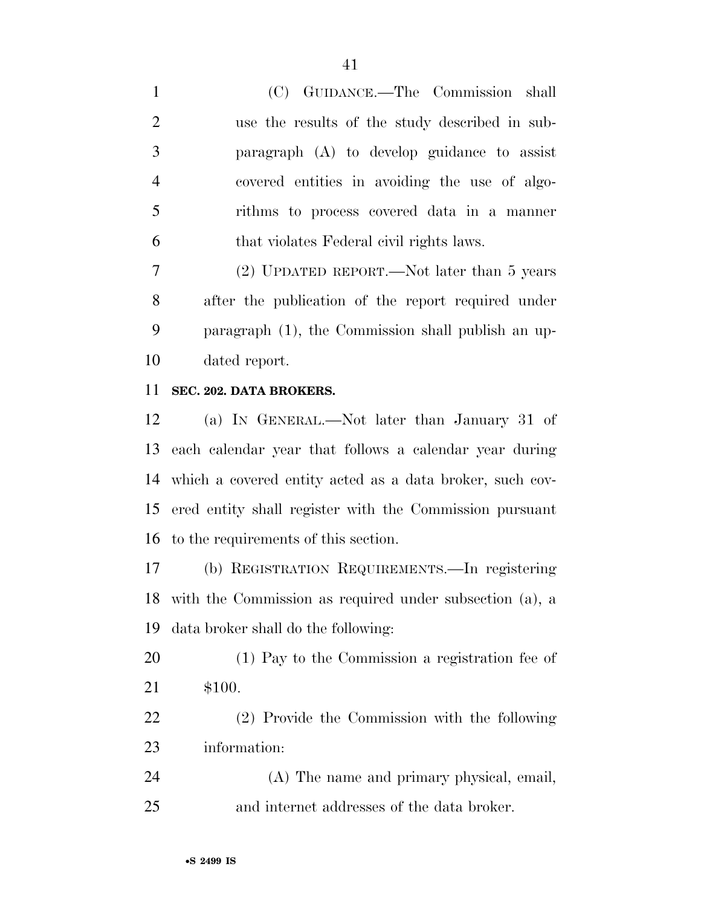(C) GUIDANCE.—The Commission shall use the results of the study described in subparagraph (A) to develop guidance to assist covered entities in avoiding the use of algorithms to process covered data in a manner that violates Federal civil rights laws.

(2) UPDATED REPORT.—Not later than 5 years after the publication of the report required under paragraph (1), the Commission shall publish an updated report.

**SEC. 202. DATA BROKERS.**

(a) IN GENERAL.—Not later than January 31 of each calendar year that follows a calendar year during which a covered entity acted as a data broker, such covered entity shall register with the Commission pursuant to the requirements of this section.

(b) REGISTRATION REQUIREMENTS.—In registering with the Commission as required under subsection (a), a data broker shall do the following:

(1) Pay to the Commission a registration fee of $100.

(2) Provide the Commission with the following information:

(A) The name and primary physical, email, and internet addresses of the data broker.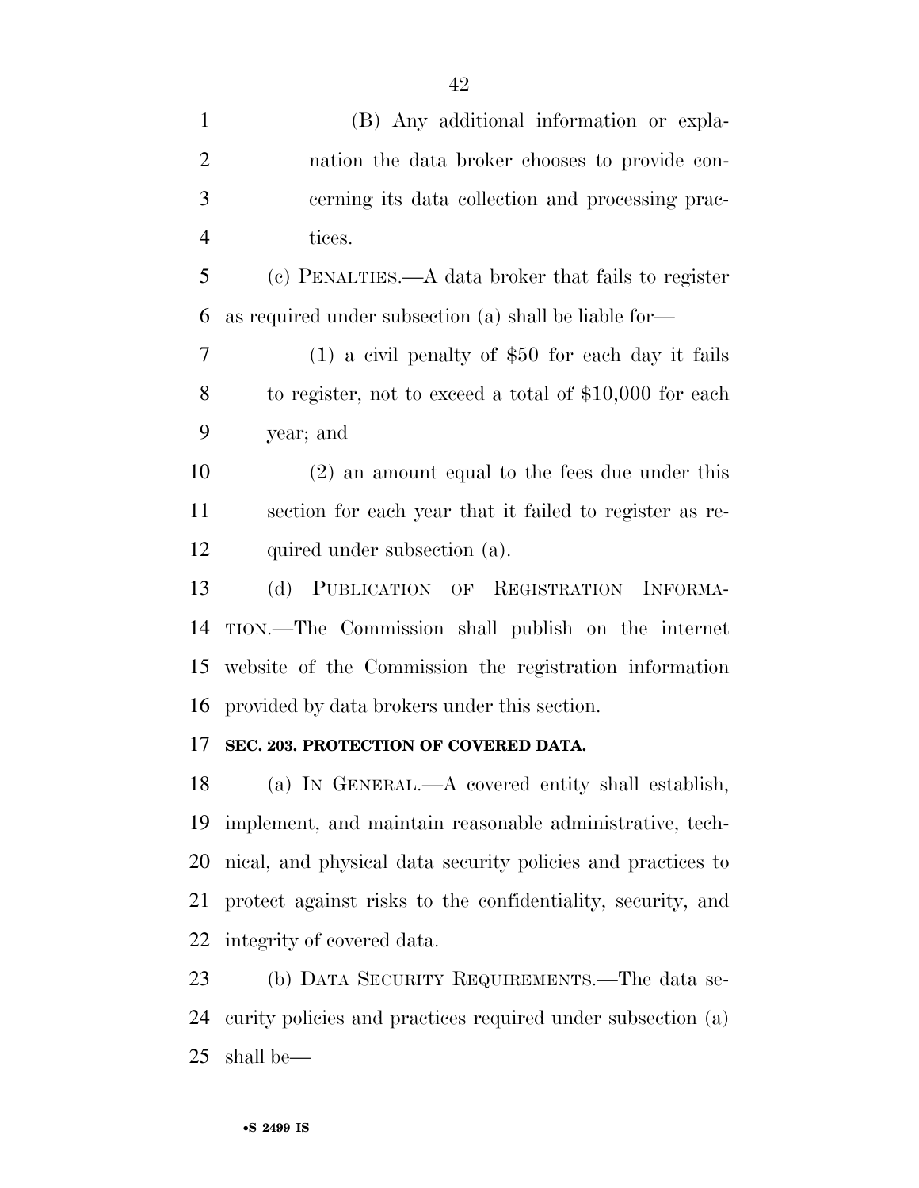(B) Any additional information or explanation the data broker chooses to provide concerning its data collection and processing practices.

(c) PENALTIES.—A data broker that fails to register as required under subsection (a) shall be liable for—

(1) a civil penalty of $50 for each day it fails to register, not to exceed a total of $10,000 for each year; and

(2) an amount equal to the fees due under this section for each year that it failed to register as required under subsection (a).

(d) PUBLICATION OF REGISTRATION INFORMATION.—The Commission shall publish on the internet website of the Commission the registration information provided by data brokers under this section.

### SEC. 203. PROTECTION OF COVERED DATA.

(a) IN GENERAL.—A covered entity shall establish, implement, and maintain reasonable administrative, technical, and physical data security policies and practices to protect against risks to the confidentiality, security, and integrity of covered data.

(b) DATA SECURITY REQUIREMENTS.—The data security policies and practices required under subsection (a) shall be—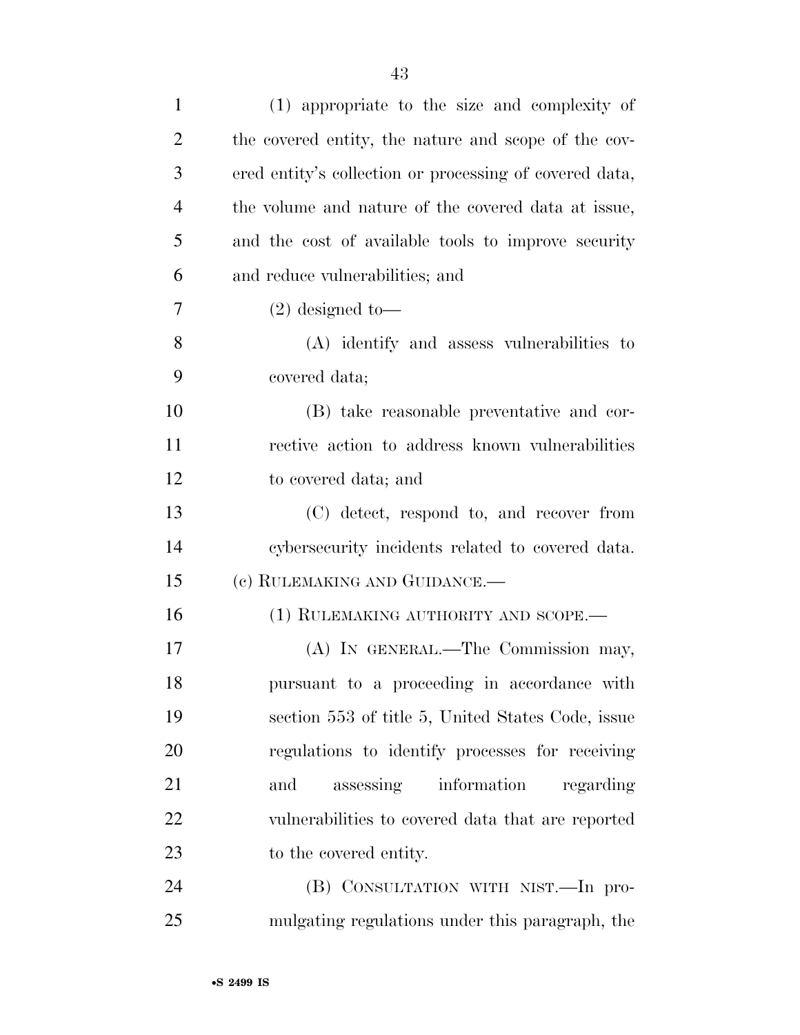(1) appropriate to the size and complexity of the covered entity, the nature and scope of the covered entity's collection or processing of covered data, the volume and nature of the covered data at issue, and the cost of available tools to improve security and reduce vulnerabilities; and

(2) designed to—

(A) identify and assess vulnerabilities to covered data;

(B) take reasonable preventative and corrective action to address known vulnerabilities to covered data; and

(C) detect, respond to, and recover from cybersecurity incidents related to covered data.

(c) RULEMAKING AND GUIDANCE.—

(1) RULEMAKING AUTHORITY AND SCOPE.—

(A) IN GENERAL.—The Commission may, pursuant to a proceeding in accordance with section 553 of title 5, United States Code, issue regulations to identify processes for receiving and assessing information regarding vulnerabilities to covered data that are reported to the covered entity.

(B) CONSULTATION WITH NIST.—In promulgating regulations under this paragraph, the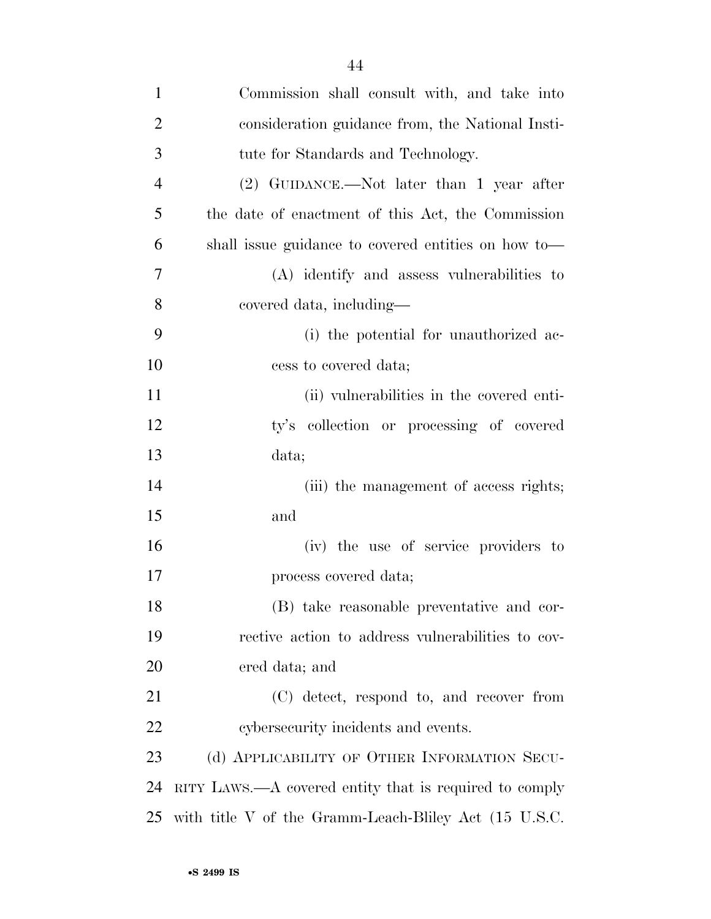Commission shall consult with, and take into consideration guidance from, the National Institute for Standards and Technology.

(2) GUIDANCE.—Not later than 1 year after the date of enactment of this Act, the Commission shall issue guidance to covered entities on how to—

(A) identify and assess vulnerabilities to covered data, including—

(i) the potential for unauthorized access to covered data;

(ii) vulnerabilities in the covered entity's collection or processing of covered data;

(iii) the management of access rights; and

(iv) the use of service providers to process covered data;

(B) take reasonable preventative and corrective action to address vulnerabilities to covered data; and

(C) detect, respond to, and recover from cybersecurity incidents and events.

(d) APPLICABILITY OF OTHER INFORMATION SECURITY LAWS.—A covered entity that is required to comply with title V of the Gramm-Leach-Bliley Act (15 U.S.C.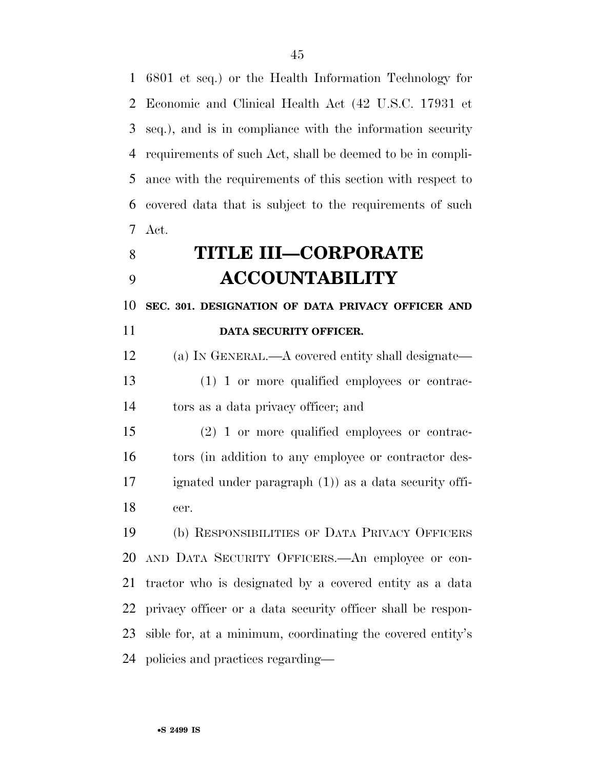6801 et seq.) or the Health Information Technology for Economic and Clinical Health Act (42 U.S.C. 17931 et seq.), and is in compliance with the information security requirements of such Act, shall be deemed to be in compliance with the requirements of this section with respect to covered data that is subject to the requirements of such Act.

# TITLE III—CORPORATE ACCOUNTABILITY

## SEC. 301. DESIGNATION OF DATA PRIVACY OFFICER AND DATA SECURITY OFFICER.

(a) IN GENERAL.—A covered entity shall designate—

(1) 1 or more qualified employees or contractors as a data privacy officer; and

(2) 1 or more qualified employees or contractors (in addition to any employee or contractor designated under paragraph (1)) as a data security officer.

(b) RESPONSIBILITIES OF DATA PRIVACY OFFICERS AND DATA SECURITY OFFICERS.—An employee or contractor who is designated by a covered entity as a data privacy officer or a data security officer shall be responsible for, at a minimum, coordinating the covered entity's policies and practices regarding—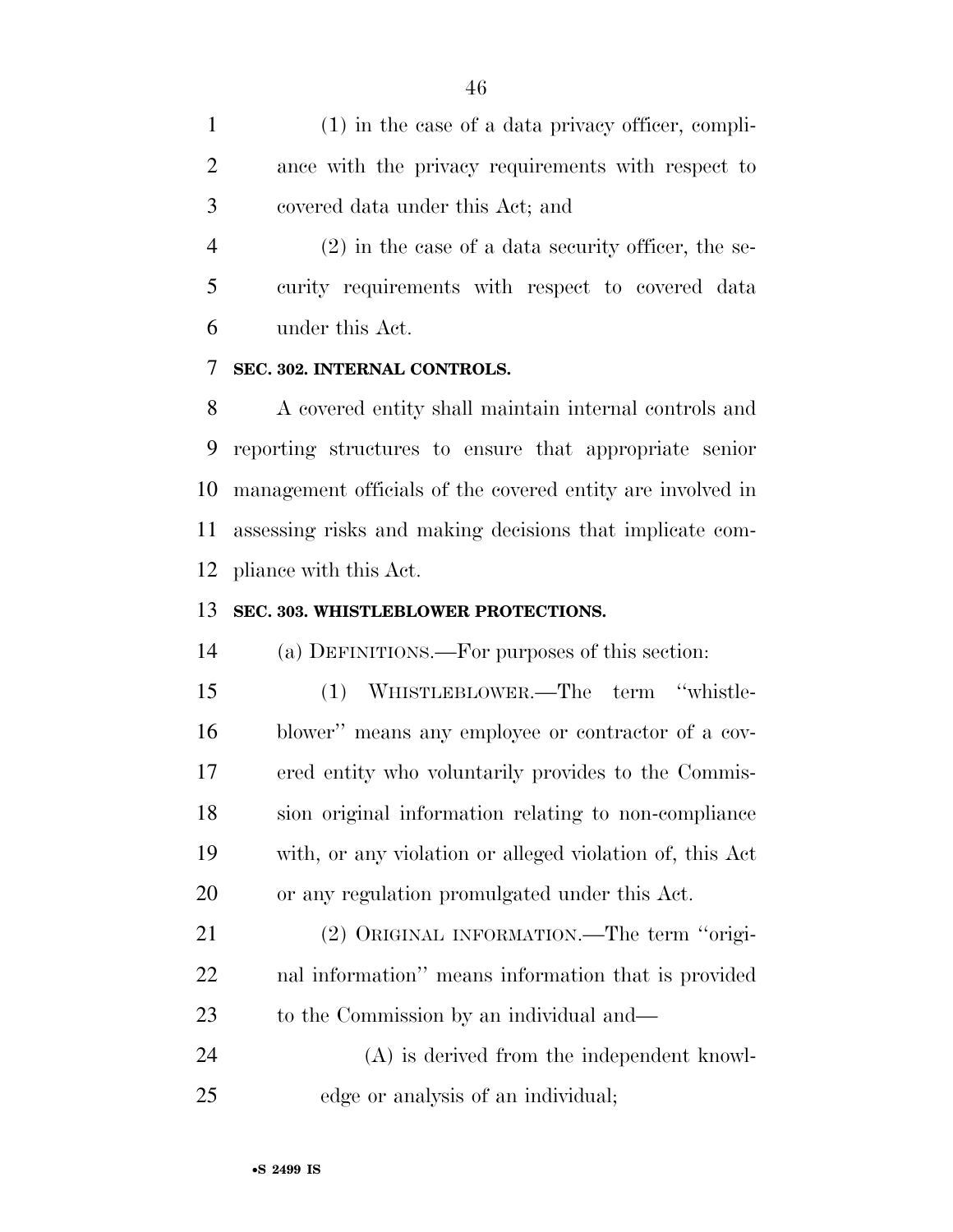(1) in the case of a data privacy officer, compliance with the privacy requirements with respect to covered data under this Act; and

(2) in the case of a data security officer, the security requirements with respect to covered data under this Act.

**SEC. 302. INTERNAL CONTROLS.**

A covered entity shall maintain internal controls and reporting structures to ensure that appropriate senior management officials of the covered entity are involved in assessing risks and making decisions that implicate compliance with this Act.

**SEC. 303. WHISTLEBLOWER PROTECTIONS.**

(a) DEFINITIONS.—For purposes of this section:

(1) WHISTLEBLOWER.—The term ''whistleblower'' means any employee or contractor of a covered entity who voluntarily provides to the Commission original information relating to non-compliance with, or any violation or alleged violation of, this Act or any regulation promulgated under this Act.

(2) ORIGINAL INFORMATION.—The term ''original information'' means information that is provided to the Commission by an individual and—

(A) is derived from the independent knowledge or analysis of an individual;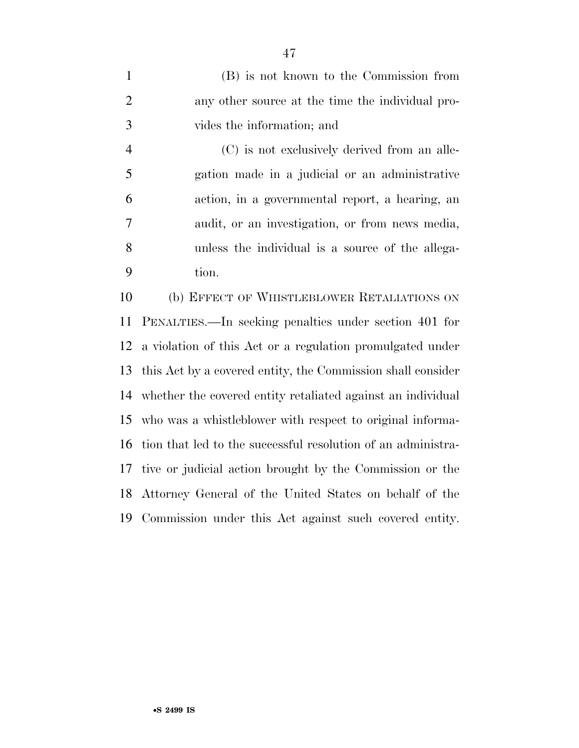(B) is not known to the Commission from any other source at the time the individual provides the information; and

(C) is not exclusively derived from an allegation made in a judicial or an administrative action, in a governmental report, a hearing, an audit, or an investigation, or from news media, unless the individual is a source of the allegation.

(b) EFFECT OF WHISTLEBLOWER RETALIATIONS ON PENALTIES.—In seeking penalties under section 401 for a violation of this Act or a regulation promulgated under this Act by a covered entity, the Commission shall consider whether the covered entity retaliated against an individual who was a whistleblower with respect to original information that led to the successful resolution of an administrative or judicial action brought by the Commission or the Attorney General of the United States on behalf of the Commission under this Act against such covered entity.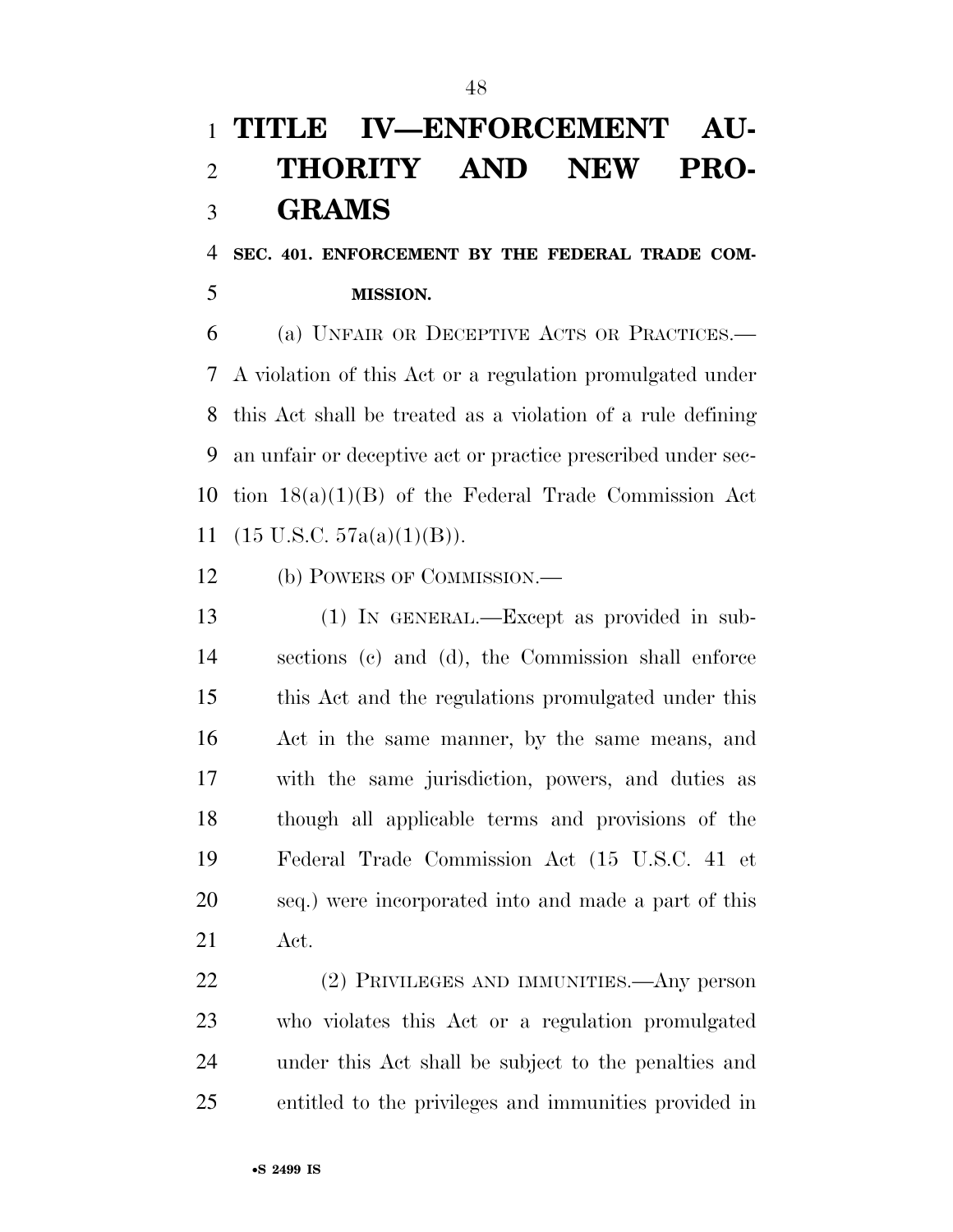# TITLE IV—ENFORCEMENT AUTHORITY AND NEW PROGRAMS

## SEC. 401. ENFORCEMENT BY THE FEDERAL TRADE COMMISSION.

(a) UNFAIR OR DECEPTIVE ACTS OR PRACTICES.—A violation of this Act or a regulation promulgated under this Act shall be treated as a violation of a rule defining an unfair or deceptive act or practice prescribed under section 18(a)(1)(B) of the Federal Trade Commission Act (15 U.S.C. 57a(a)(1)(B)).

(b) POWERS OF COMMISSION.—

(1) IN GENERAL.—Except as provided in subsections (c) and (d), the Commission shall enforce this Act and the regulations promulgated under this Act in the same manner, by the same means, and with the same jurisdiction, powers, and duties as though all applicable terms and provisions of the Federal Trade Commission Act (15 U.S.C. 41 et seq.) were incorporated into and made a part of this Act.

(2) PRIVILEGES AND IMMUNITIES.—Any person who violates this Act or a regulation promulgated under this Act shall be subject to the penalties and entitled to the privileges and immunities provided in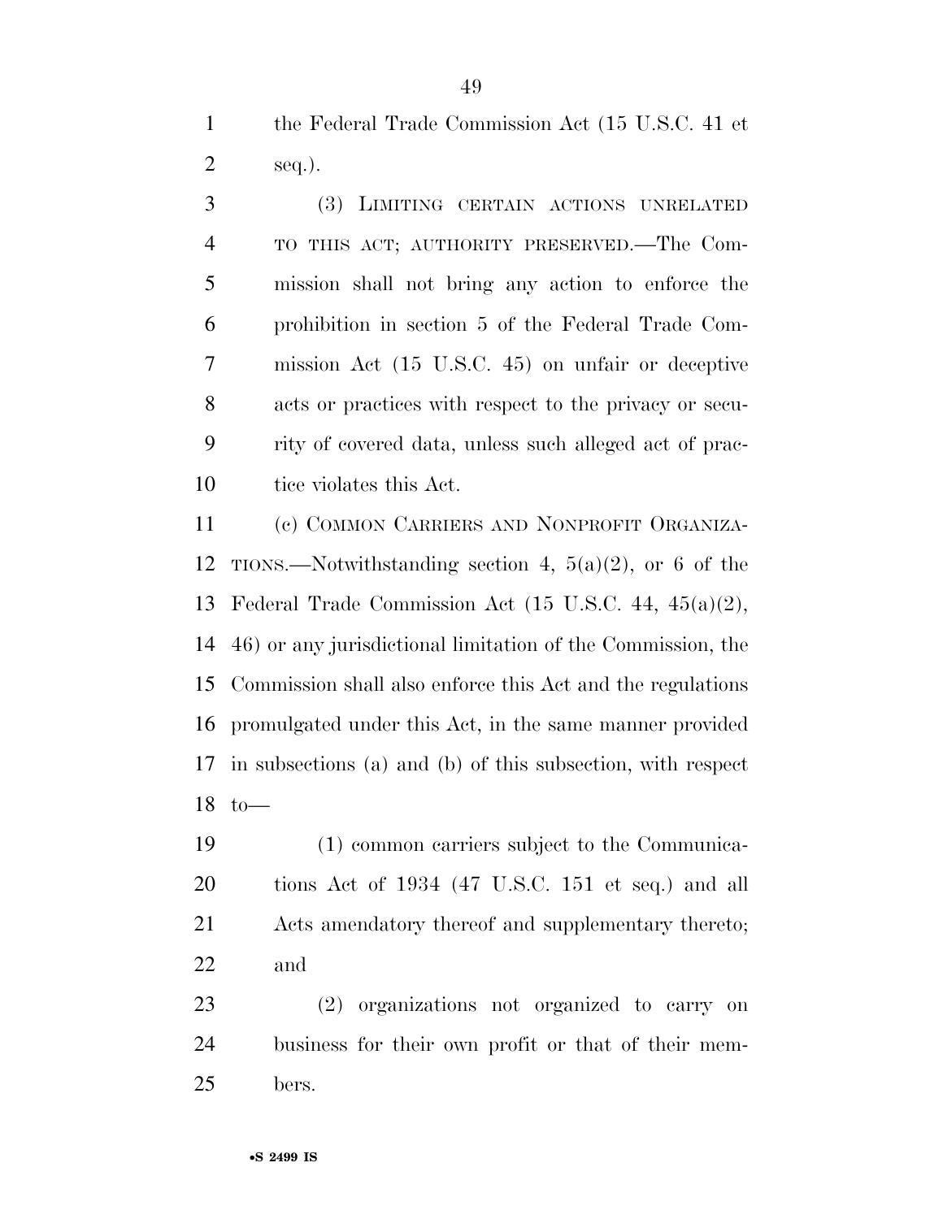the Federal Trade Commission Act (15 U.S.C. 41 et seq.).

(3) LIMITING CERTAIN ACTIONS UNRELATED TO THIS ACT; AUTHORITY PRESERVED.—The Commission shall not bring any action to enforce the prohibition in section 5 of the Federal Trade Commission Act (15 U.S.C. 45) on unfair or deceptive acts or practices with respect to the privacy or security of covered data, unless such alleged act of practice violates this Act.

(c) COMMON CARRIERS AND NONPROFIT ORGANIZATIONS.—Notwithstanding section 4, 5(a)(2), or 6 of the Federal Trade Commission Act (15 U.S.C. 44, 45(a)(2), 46) or any jurisdictional limitation of the Commission, the Commission shall also enforce this Act and the regulations promulgated under this Act, in the same manner provided in subsections (a) and (b) of this subsection, with respect to—

(1) common carriers subject to the Communications Act of 1934 (47 U.S.C. 151 et seq.) and all Acts amendatory thereof and supplementary thereto; and

(2) organizations not organized to carry on business for their own profit or that of their members.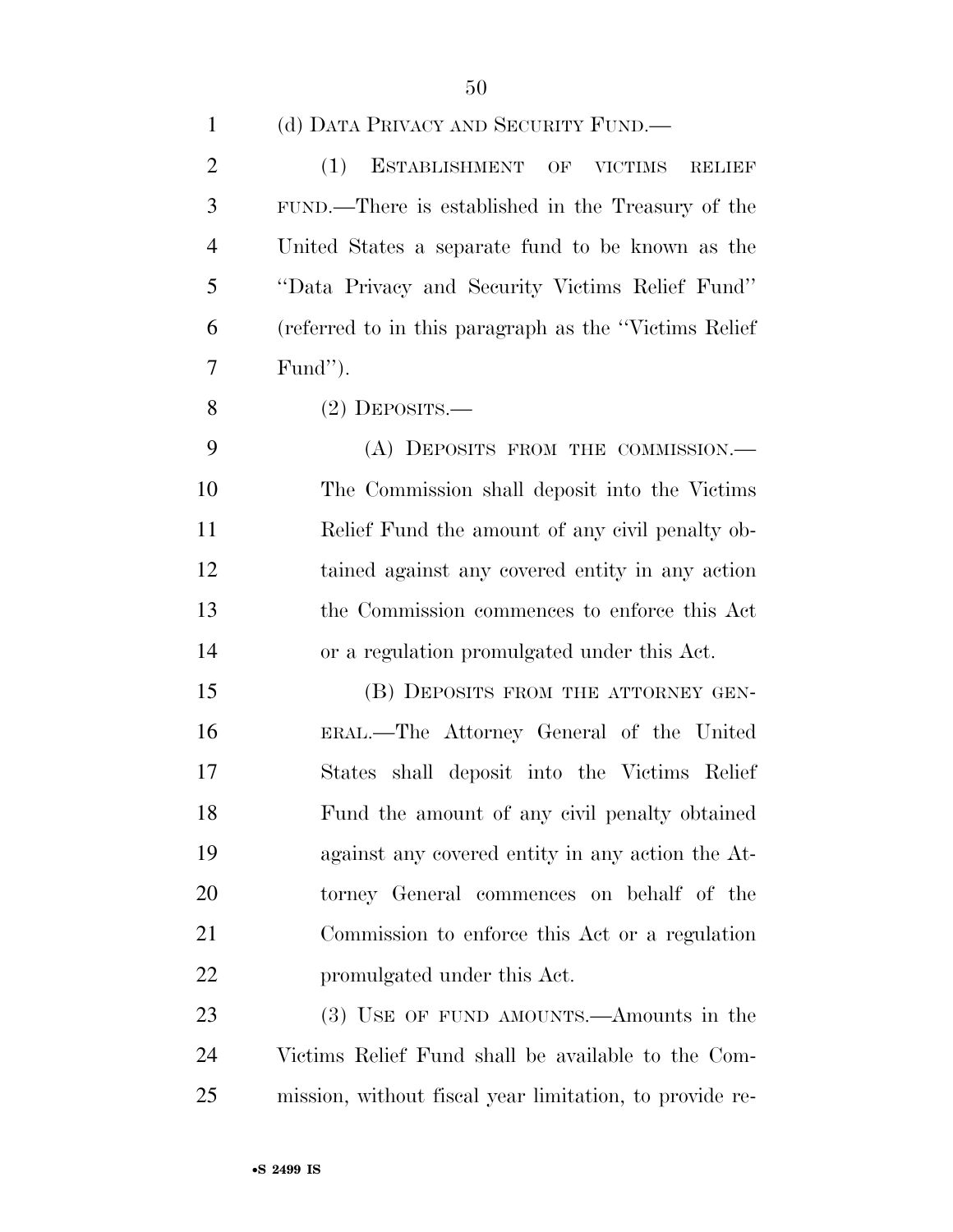(d) DATA PRIVACY AND SECURITY FUND.—

(1) ESTABLISHMENT OF VICTIMS RELIEF FUND.—There is established in the Treasury of the United States a separate fund to be known as the ''Data Privacy and Security Victims Relief Fund'' (referred to in this paragraph as the ''Victims Relief Fund'').

(2) DEPOSITS.—

(A) DEPOSITS FROM THE COMMISSION.— The Commission shall deposit into the Victims Relief Fund the amount of any civil penalty obtained against any covered entity in any action the Commission commences to enforce this Act or a regulation promulgated under this Act.

(B) DEPOSITS FROM THE ATTORNEY GENERAL.—The Attorney General of the United States shall deposit into the Victims Relief Fund the amount of any civil penalty obtained against any covered entity in any action the Attorney General commences on behalf of the Commission to enforce this Act or a regulation promulgated under this Act.

(3) USE OF FUND AMOUNTS.—Amounts in the Victims Relief Fund shall be available to the Commission, without fiscal year limitation, to provide re-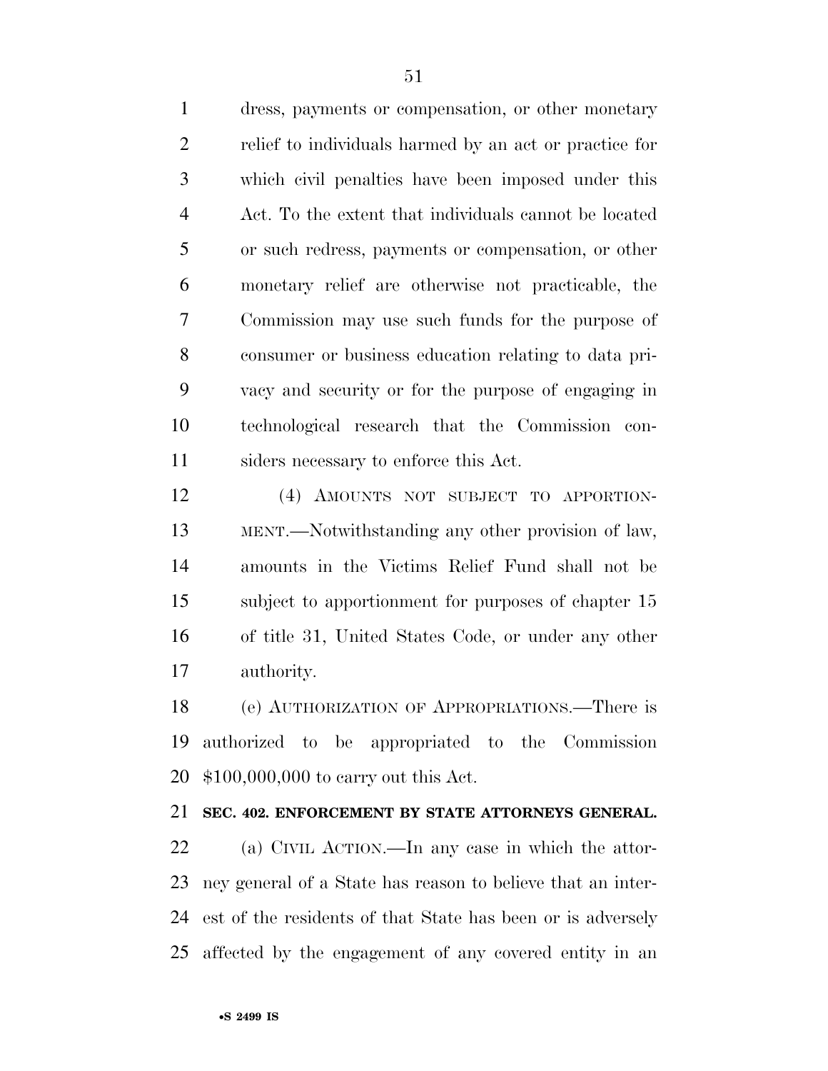dress, payments or compensation, or other monetary relief to individuals harmed by an act or practice for which civil penalties have been imposed under this Act. To the extent that individuals cannot be located or such redress, payments or compensation, or other monetary relief are otherwise not practicable, the Commission may use such funds for the purpose of consumer or business education relating to data privacy and security or for the purpose of engaging in technological research that the Commission considers necessary to enforce this Act.

(4) AMOUNTS NOT SUBJECT TO APPORTIONMENT.—Notwithstanding any other provision of law, amounts in the Victims Relief Fund shall not be subject to apportionment for purposes of chapter 15 of title 31, United States Code, or under any other authority.

(e) AUTHORIZATION OF APPROPRIATIONS.—There is authorized to be appropriated to the Commission $100,000,000 to carry out this Act.

**SEC. 402. ENFORCEMENT BY STATE ATTORNEYS GENERAL.**

(a) CIVIL ACTION.—In any case in which the attorney general of a State has reason to believe that an interest of the residents of that State has been or is adversely affected by the engagement of any covered entity in an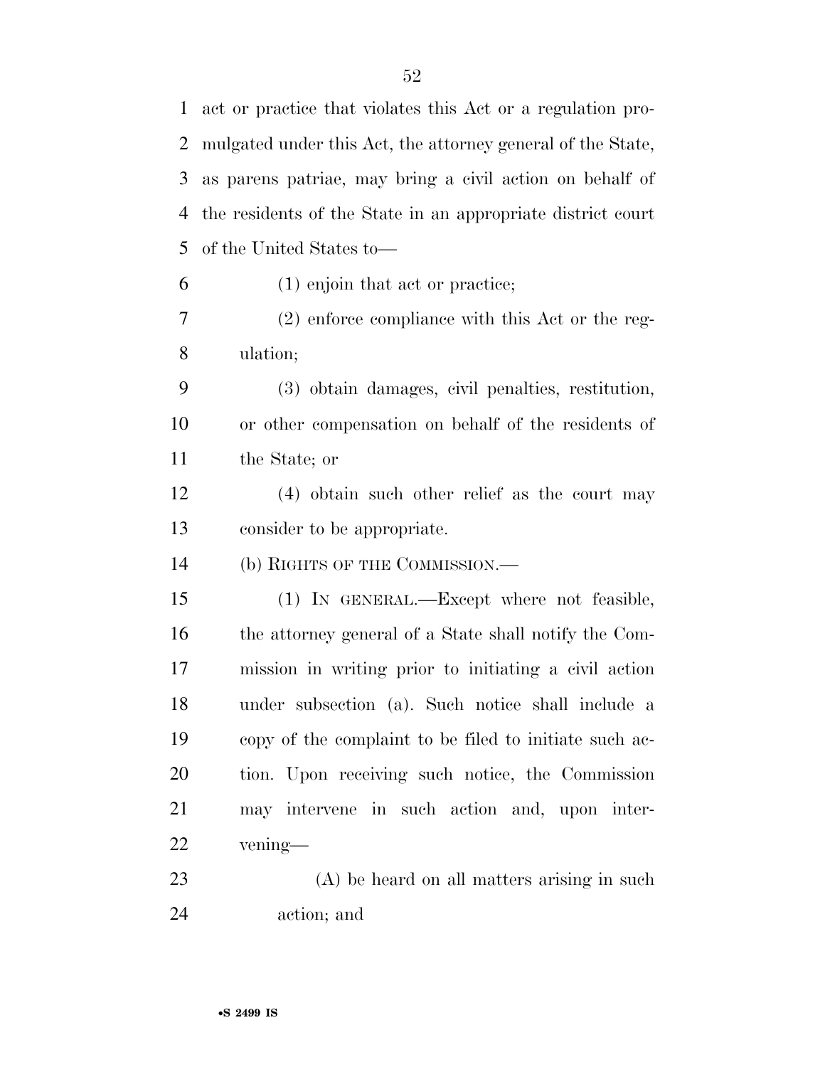act or practice that violates this Act or a regulation promulgated under this Act, the attorney general of the State, as parens patriae, may bring a civil action on behalf of the residents of the State in an appropriate district court of the United States to—

(1) enjoin that act or practice;

(2) enforce compliance with this Act or the regulation;

(3) obtain damages, civil penalties, restitution, or other compensation on behalf of the residents of the State; or

(4) obtain such other relief as the court may consider to be appropriate.

(b) RIGHTS OF THE COMMISSION.—

(1) IN GENERAL.—Except where not feasible, the attorney general of a State shall notify the Commission in writing prior to initiating a civil action under subsection (a). Such notice shall include a copy of the complaint to be filed to initiate such action. Upon receiving such notice, the Commission may intervene in such action and, upon intervening—

(A) be heard on all matters arising in such action; and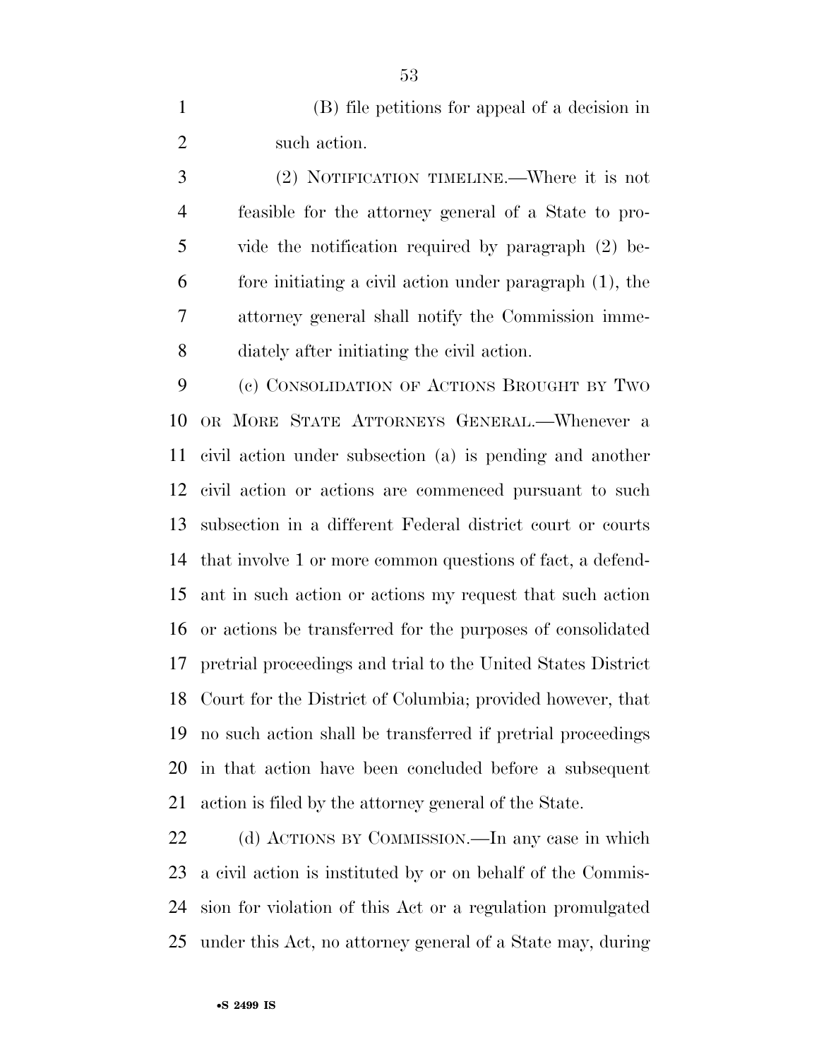(B) file petitions for appeal of a decision in such action.

(2) NOTIFICATION TIMELINE.—Where it is not feasible for the attorney general of a State to provide the notification required by paragraph (2) before initiating a civil action under paragraph (1), the attorney general shall notify the Commission immediately after initiating the civil action.

(c) CONSOLIDATION OF ACTIONS BROUGHT BY TWO OR MORE STATE ATTORNEYS GENERAL.—Whenever a civil action under subsection (a) is pending and another civil action or actions are commenced pursuant to such subsection in a different Federal district court or courts that involve 1 or more common questions of fact, a defendant in such action or actions my request that such action or actions be transferred for the purposes of consolidated pretrial proceedings and trial to the United States District Court for the District of Columbia; provided however, that no such action shall be transferred if pretrial proceedings in that action have been concluded before a subsequent action is filed by the attorney general of the State.

(d) ACTIONS BY COMMISSION.—In any case in which a civil action is instituted by or on behalf of the Commission for violation of this Act or a regulation promulgated under this Act, no attorney general of a State may, during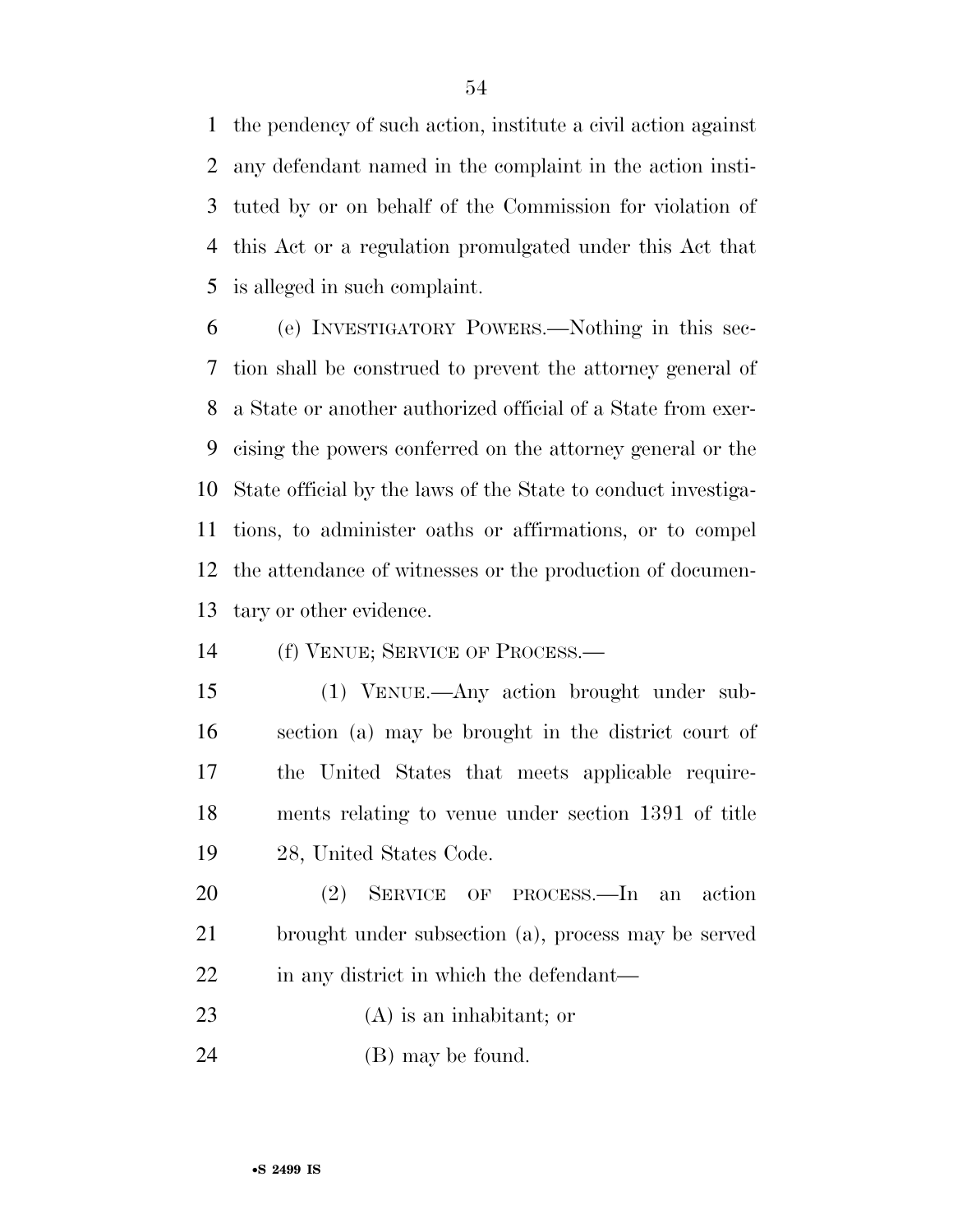the pendency of such action, institute a civil action against any defendant named in the complaint in the action instituted by or on behalf of the Commission for violation of this Act or a regulation promulgated under this Act that is alleged in such complaint.

(e) INVESTIGATORY POWERS.—Nothing in this section shall be construed to prevent the attorney general of a State or another authorized official of a State from exercising the powers conferred on the attorney general or the State official by the laws of the State to conduct investigations, to administer oaths or affirmations, or to compel the attendance of witnesses or the production of documentary or other evidence.

(f) VENUE; SERVICE OF PROCESS.—

(1) VENUE.—Any action brought under subsection (a) may be brought in the district court of the United States that meets applicable requirements relating to venue under section 1391 of title 28, United States Code.

(2) SERVICE OF PROCESS.—In an action brought under subsection (a), process may be served in any district in which the defendant—

(A) is an inhabitant; or

(B) may be found.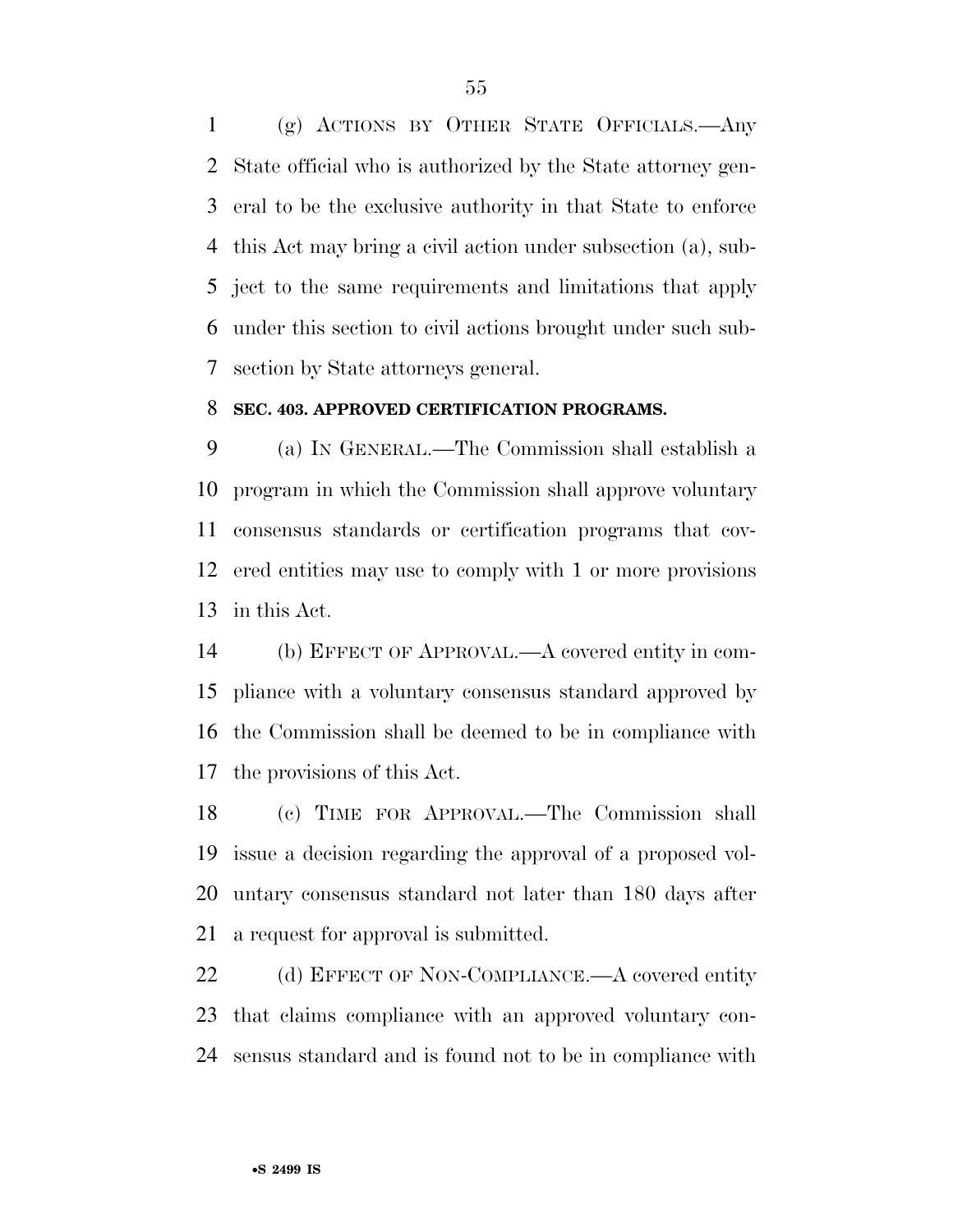(g) ACTIONS BY OTHER STATE OFFICIALS.—Any State official who is authorized by the State attorney general to be the exclusive authority in that State to enforce this Act may bring a civil action under subsection (a), subject to the same requirements and limitations that apply under this section to civil actions brought under such subsection by State attorneys general.

### SEC. 403. APPROVED CERTIFICATION PROGRAMS.

(a) IN GENERAL.—The Commission shall establish a program in which the Commission shall approve voluntary consensus standards or certification programs that covered entities may use to comply with 1 or more provisions in this Act.

(b) EFFECT OF APPROVAL.—A covered entity in compliance with a voluntary consensus standard approved by the Commission shall be deemed to be in compliance with the provisions of this Act.

(c) TIME FOR APPROVAL.—The Commission shall issue a decision regarding the approval of a proposed voluntary consensus standard not later than 180 days after a request for approval is submitted.

(d) EFFECT OF NON-COMPLIANCE.—A covered entity that claims compliance with an approved voluntary consensus standard and is found not to be in compliance with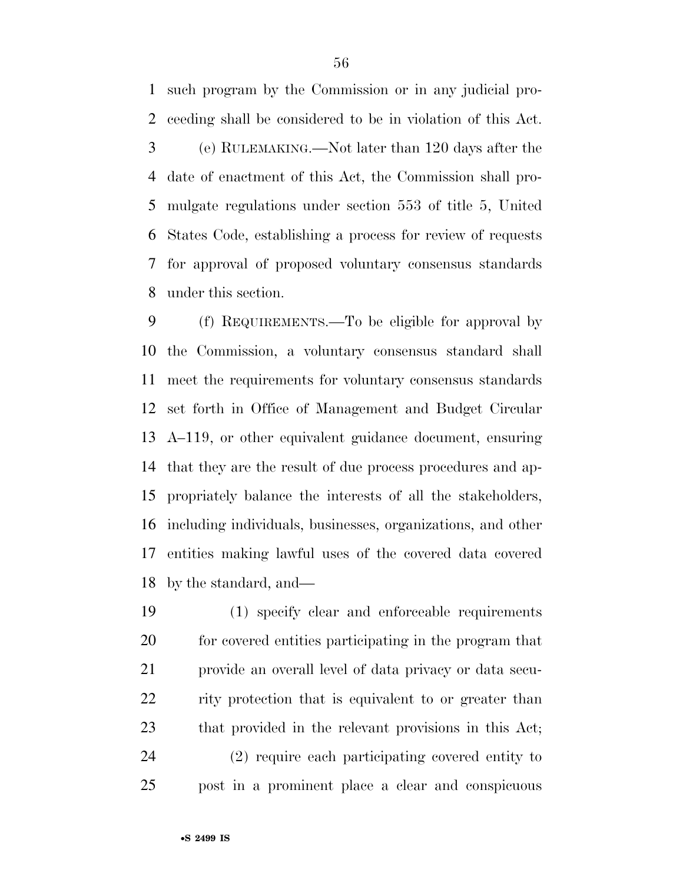such program by the Commission or in any judicial proceeding shall be considered to be in violation of this Act.

(e) RULEMAKING.—Not later than 120 days after the date of enactment of this Act, the Commission shall promulgate regulations under section 553 of title 5, United States Code, establishing a process for review of requests for approval of proposed voluntary consensus standards under this section.

(f) REQUIREMENTS.—To be eligible for approval by the Commission, a voluntary consensus standard shall meet the requirements for voluntary consensus standards set forth in Office of Management and Budget Circular A–119, or other equivalent guidance document, ensuring that they are the result of due process procedures and appropriately balance the interests of all the stakeholders, including individuals, businesses, organizations, and other entities making lawful uses of the covered data covered by the standard, and—

(1) specify clear and enforceable requirements for covered entities participating in the program that provide an overall level of data privacy or data security protection that is equivalent to or greater than that provided in the relevant provisions in this Act;

(2) require each participating covered entity to post in a prominent place a clear and conspicuous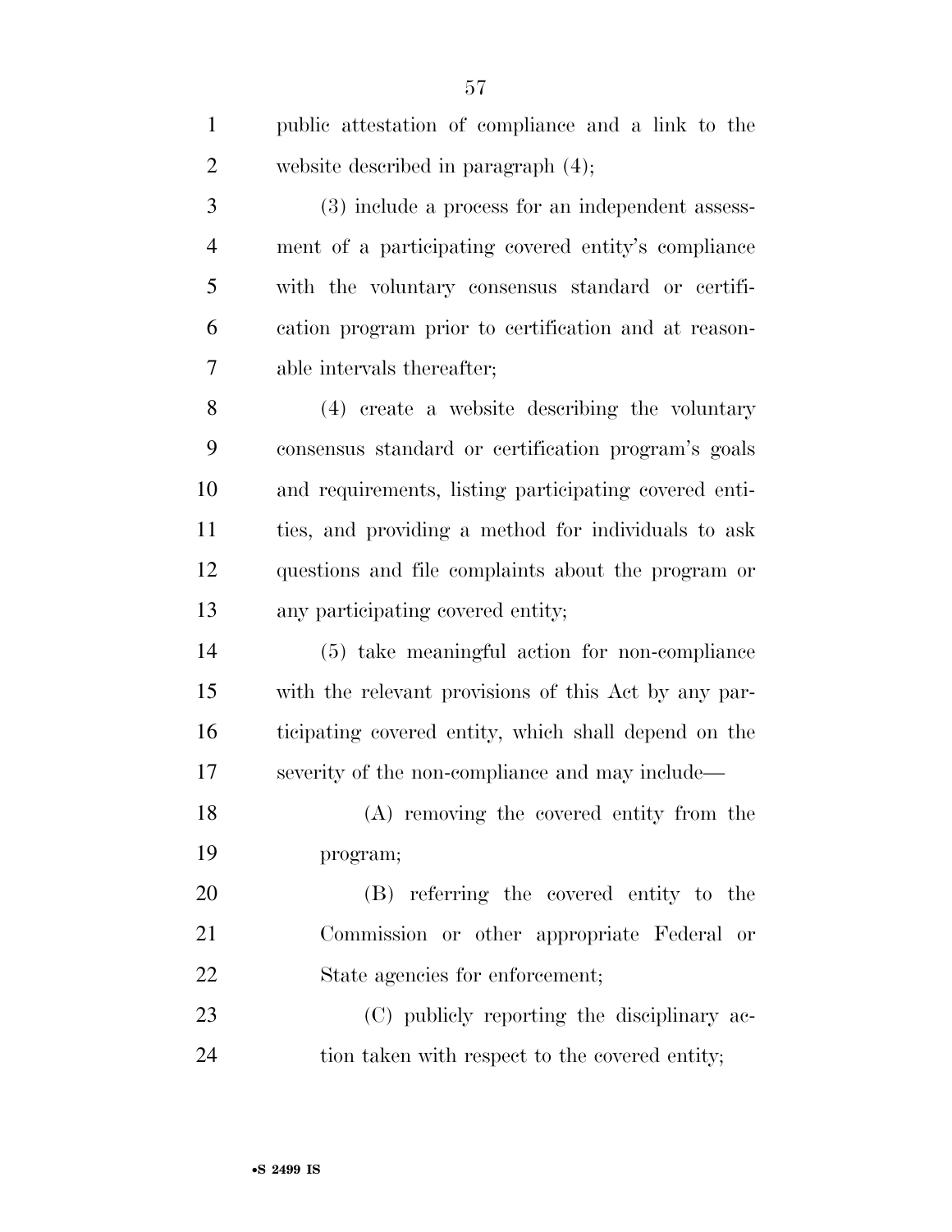public attestation of compliance and a link to the website described in paragraph (4);

(3) include a process for an independent assessment of a participating covered entity's compliance with the voluntary consensus standard or certification program prior to certification and at reasonable intervals thereafter;

(4) create a website describing the voluntary consensus standard or certification program's goals and requirements, listing participating covered entities, and providing a method for individuals to ask questions and file complaints about the program or any participating covered entity;

(5) take meaningful action for non-compliance with the relevant provisions of this Act by any participating covered entity, which shall depend on the severity of the non-compliance and may include—

(A) removing the covered entity from the program;

(B) referring the covered entity to the Commission or other appropriate Federal or State agencies for enforcement;

(C) publicly reporting the disciplinary action taken with respect to the covered entity;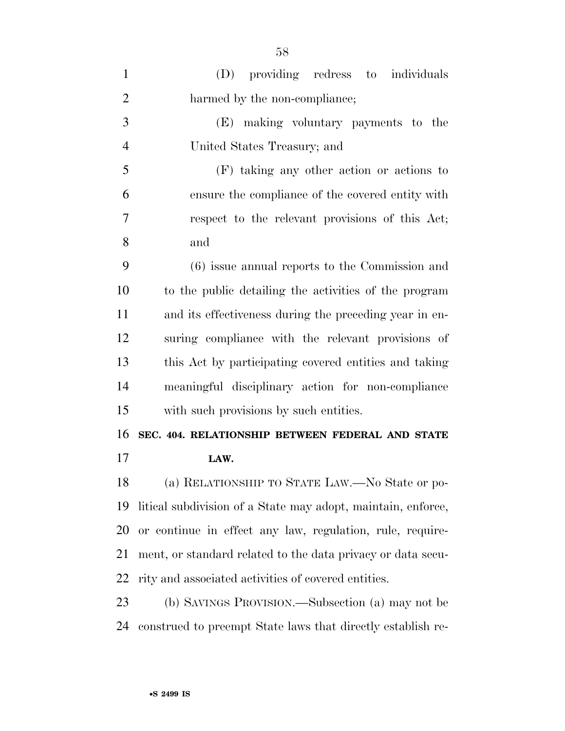(D) providing redress to individuals harmed by the non-compliance;

(E) making voluntary payments to the United States Treasury; and

(F) taking any other action or actions to ensure the compliance of the covered entity with respect to the relevant provisions of this Act; and

(6) issue annual reports to the Commission and to the public detailing the activities of the program and its effectiveness during the preceding year in ensuring compliance with the relevant provisions of this Act by participating covered entities and taking meaningful disciplinary action for non-compliance with such provisions by such entities.

**SEC. 404. RELATIONSHIP BETWEEN FEDERAL AND STATE LAW.**

(a) RELATIONSHIP TO STATE LAW.—No State or political subdivision of a State may adopt, maintain, enforce, or continue in effect any law, regulation, rule, requirement, or standard related to the data privacy or data security and associated activities of covered entities.

(b) SAVINGS PROVISION.—Subsection (a) may not be construed to preempt State laws that directly establish re-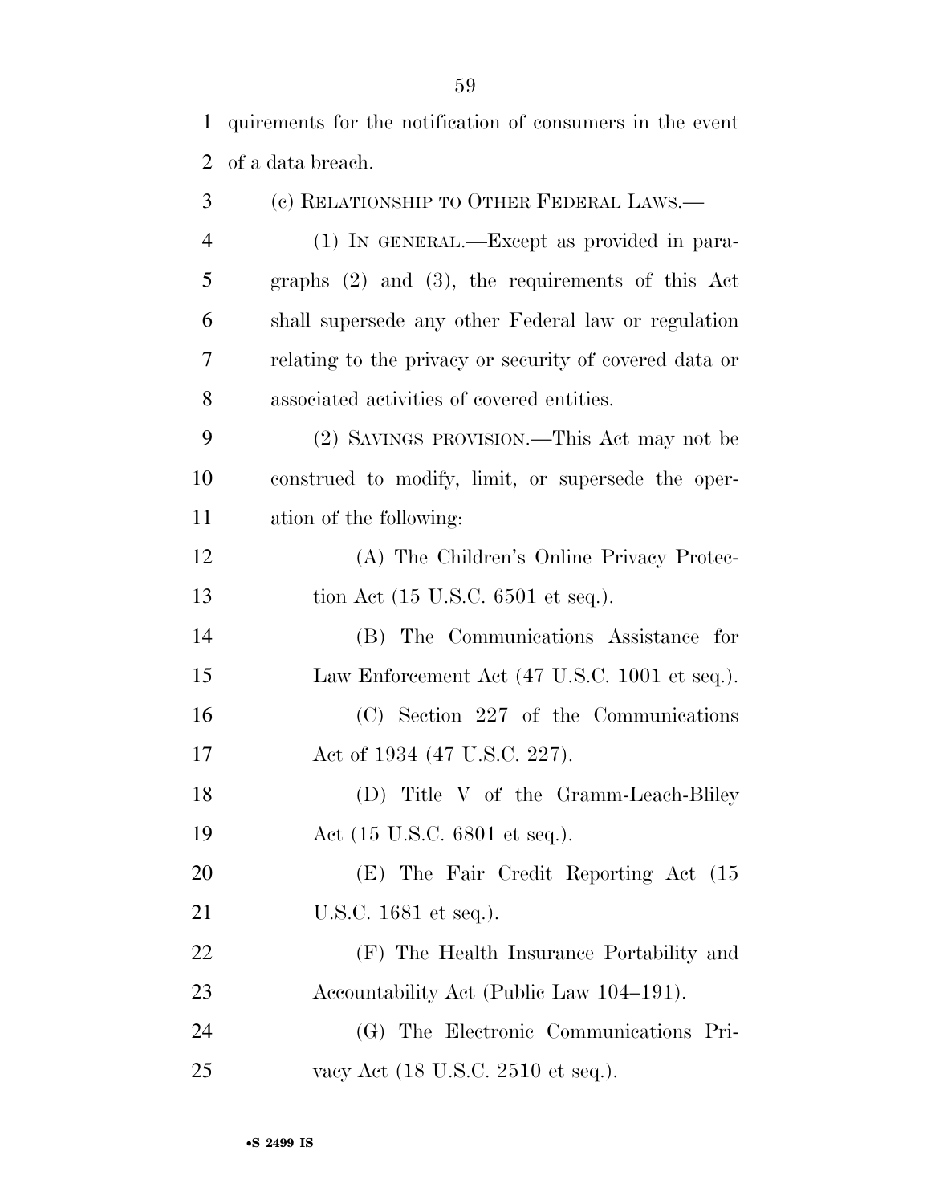quirements for the notification of consumers in the event of a data breach.

(c) RELATIONSHIP TO OTHER FEDERAL LAWS.—

(1) IN GENERAL.—Except as provided in paragraphs (2) and (3), the requirements of this Act shall supersede any other Federal law or regulation relating to the privacy or security of covered data or associated activities of covered entities.

(2) SAVINGS PROVISION.—This Act may not be construed to modify, limit, or supersede the operation of the following:

(A) The Children's Online Privacy Protection Act (15 U.S.C. 6501 et seq.).

(B) The Communications Assistance for Law Enforcement Act (47 U.S.C. 1001 et seq.).

(C) Section 227 of the Communications Act of 1934 (47 U.S.C. 227).

(D) Title V of the Gramm-Leach-Bliley Act (15 U.S.C. 6801 et seq.).

(E) The Fair Credit Reporting Act (15 U.S.C. 1681 et seq.).

(F) The Health Insurance Portability and Accountability Act (Public Law 104–191).

(G) The Electronic Communications Privacy Act (18 U.S.C. 2510 et seq.).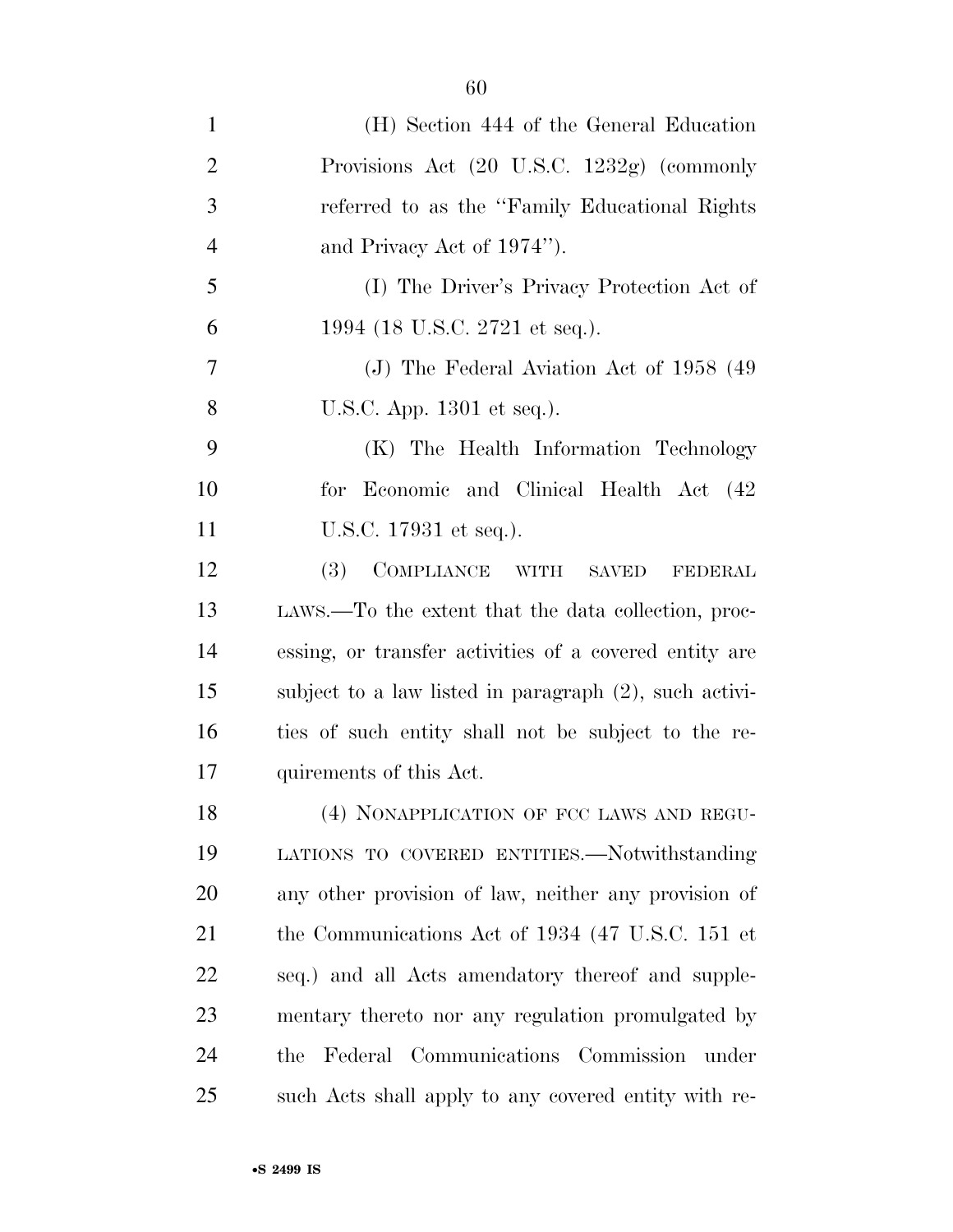(H) Section 444 of the General Education Provisions Act (20 U.S.C. 1232g) (commonly referred to as the ''Family Educational Rights and Privacy Act of 1974'').

(I) The Driver's Privacy Protection Act of 1994 (18 U.S.C. 2721 et seq.).

(J) The Federal Aviation Act of 1958 (49 U.S.C. App. 1301 et seq.).

(K) The Health Information Technology for Economic and Clinical Health Act (42 U.S.C. 17931 et seq.).

(3) COMPLIANCE WITH SAVED FEDERAL LAWS.—To the extent that the data collection, processing, or transfer activities of a covered entity are subject to a law listed in paragraph (2), such activities of such entity shall not be subject to the requirements of this Act.

(4) NONAPPLICATION OF FCC LAWS AND REGULATIONS TO COVERED ENTITIES.—Notwithstanding any other provision of law, neither any provision of the Communications Act of 1934 (47 U.S.C. 151 et seq.) and all Acts amendatory thereof and supplementary thereto nor any regulation promulgated by the Federal Communications Commission under such Acts shall apply to any covered entity with re-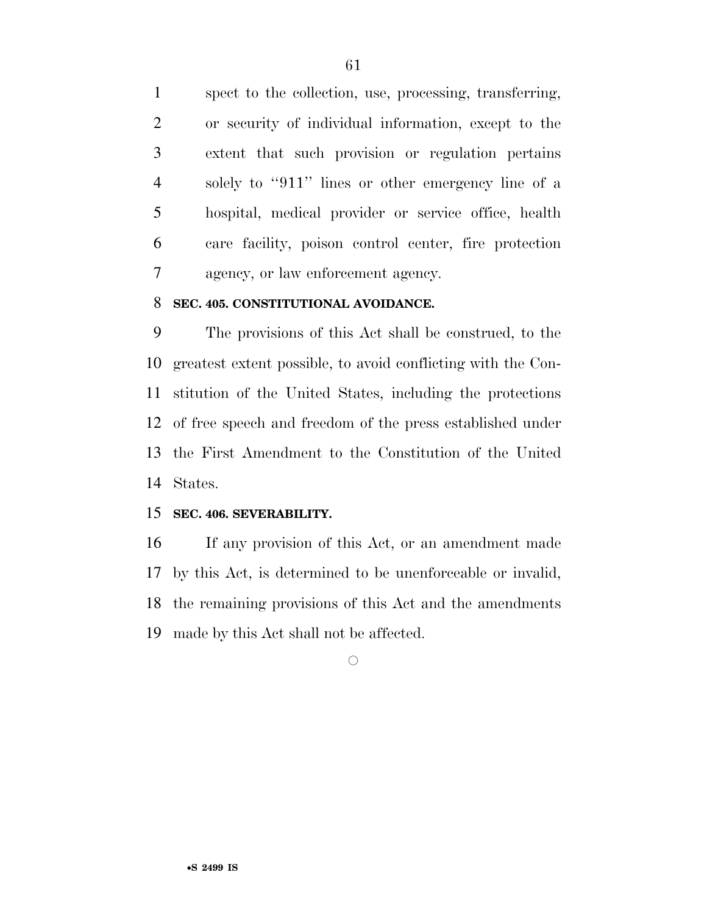spect to the collection, use, processing, transferring, or security of individual information, except to the extent that such provision or regulation pertains solely to ''911'' lines or other emergency line of a hospital, medical provider or service office, health care facility, poison control center, fire protection agency, or law enforcement agency.

**SEC. 405. CONSTITUTIONAL AVOIDANCE.**

The provisions of this Act shall be construed, to the greatest extent possible, to avoid conflicting with the Constitution of the United States, including the protections of free speech and freedom of the press established under the First Amendment to the Constitution of the United States.

**SEC. 406. SEVERABILITY.**

If any provision of this Act, or an amendment made by this Act, is determined to be unenforceable or invalid, the remaining provisions of this Act and the amendments made by this Act shall not be affected.

○